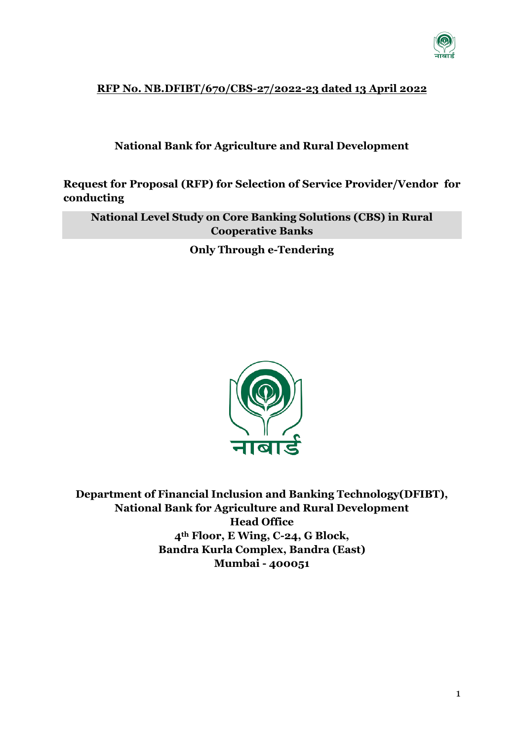**RFP No. NB.DFIBT/670/CBS-27/2022-23 dated 13 April 2022**

**National Bank for Agriculture and Rural Development**

**Request for Proposal (RFP) for Selection of Service Provider/Vendor for conducting**

**National Level Study on Core Banking Solutions (CBS) in Rural Cooperative Banks**

**Only Through e-Tendering**

**Department of Financial Inclusion and Banking Technology(DFIBT),**
**National Bank for Agriculture and Rural Development**
**Head Office**
**4th Floor, E Wing, C-24, G Block,**
**Bandra Kurla Complex, Bandra (East)**
**Mumbai - 400051**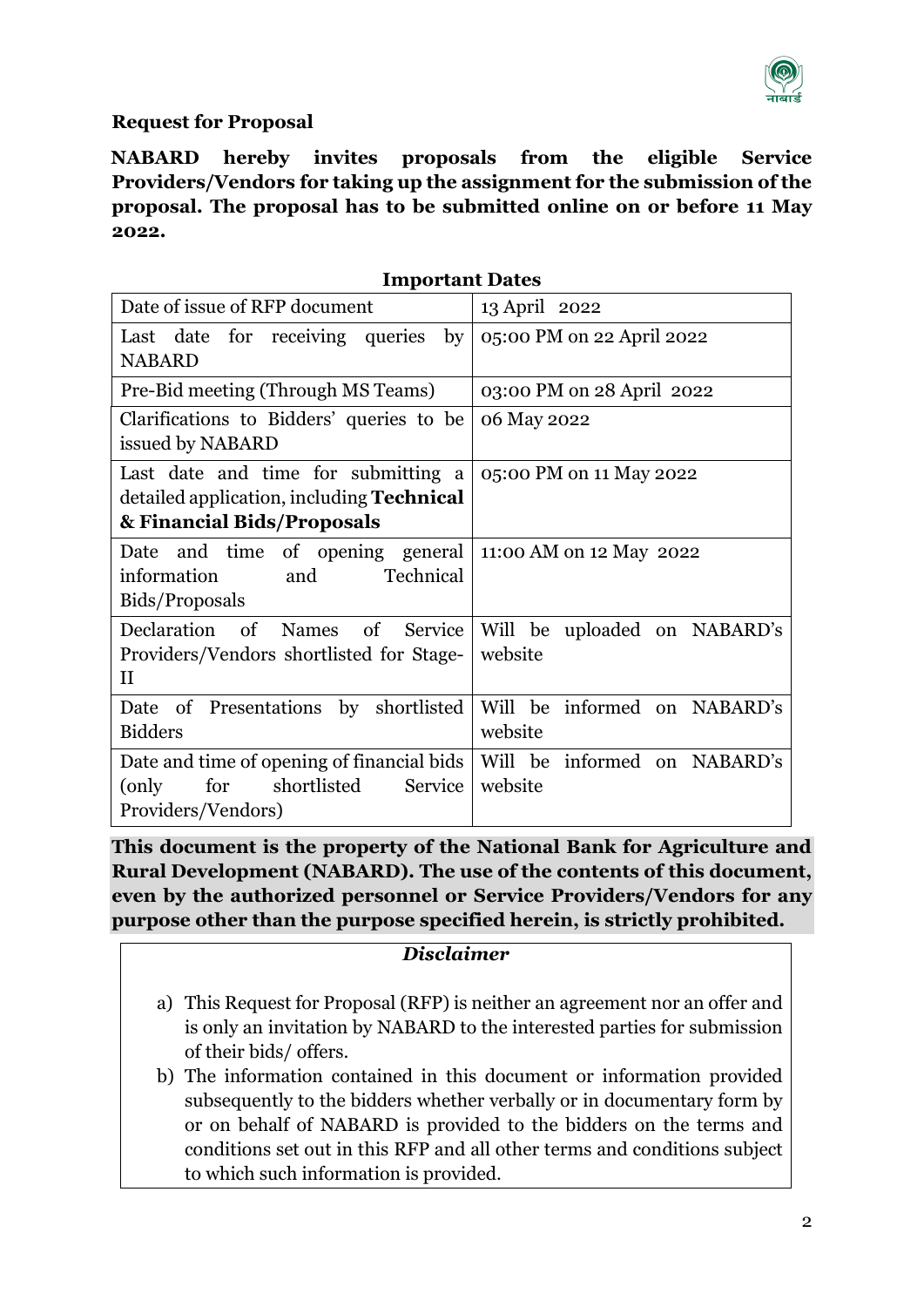**Request for Proposal**

**NABARD hereby invites proposals from the eligible Service Providers/Vendors for taking up the assignment for the submission of the proposal. The proposal has to be submitted online on or before 11 May 2022.**

**Important Dates**

| | |
|---|---|
| Date of issue of RFP document | 13 April 2022 |
| Last date for receiving queries by NABARD | 05:00 PM on 22 April 2022 |
| Pre-Bid meeting (Through MS Teams) | 03:00 PM on 28 April 2022 |
| Clarifications to Bidders' queries to be issued by NABARD | 06 May 2022 |
| Last date and time for submitting a detailed application, including **Technical & Financial Bids/Proposals** | 05:00 PM on 11 May 2022 |
| Date and time of opening general information and Technical Bids/Proposals | 11:00 AM on 12 May 2022 |
| Declaration of Names of Service Providers/Vendors shortlisted for Stage-II | Will be uploaded on NABARD's website |
| Date of Presentations by shortlisted Bidders | Will be informed on NABARD's website |
| Date and time of opening of financial bids (only for shortlisted Service Providers/Vendors) | Will be informed on NABARD's website |

**This document is the property of the National Bank for Agriculture and Rural Development (NABARD). The use of the contents of this document, even by the authorized personnel or Service Providers/Vendors for any purpose other than the purpose specified herein, is strictly prohibited.**

***Disclaimer***

a) This Request for Proposal (RFP) is neither an agreement nor an offer and is only an invitation by NABARD to the interested parties for submission of their bids/ offers.

b) The information contained in this document or information provided subsequently to the bidders whether verbally or in documentary form by or on behalf of NABARD is provided to the bidders on the terms and conditions set out in this RFP and all other terms and conditions subject to which such information is provided.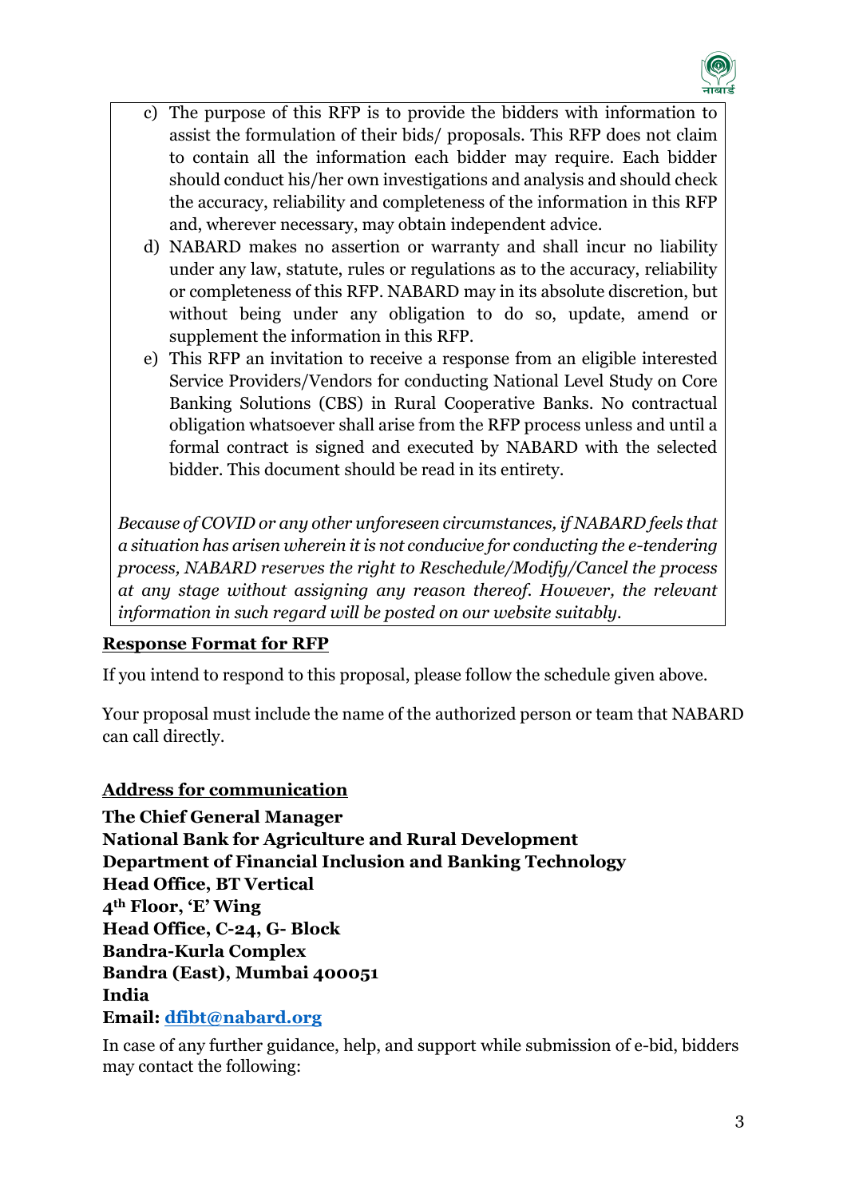c) The purpose of this RFP is to provide the bidders with information to assist the formulation of their bids/ proposals. This RFP does not claim to contain all the information each bidder may require. Each bidder should conduct his/her own investigations and analysis and should check the accuracy, reliability and completeness of the information in this RFP and, wherever necessary, may obtain independent advice.

d) NABARD makes no assertion or warranty and shall incur no liability under any law, statute, rules or regulations as to the accuracy, reliability or completeness of this RFP. NABARD may in its absolute discretion, but without being under any obligation to do so, update, amend or supplement the information in this RFP.

e) This RFP an invitation to receive a response from an eligible interested Service Providers/Vendors for conducting National Level Study on Core Banking Solutions (CBS) in Rural Cooperative Banks. No contractual obligation whatsoever shall arise from the RFP process unless and until a formal contract is signed and executed by NABARD with the selected bidder. This document should be read in its entirety.

*Because of COVID or any other unforeseen circumstances, if NABARD feels that a situation has arisen wherein it is not conducive for conducting the e-tendering process, NABARD reserves the right to Reschedule/Modify/Cancel the process at any stage without assigning any reason thereof. However, the relevant information in such regard will be posted on our website suitably.*

**Response Format for RFP**

If you intend to respond to this proposal, please follow the schedule given above.

Your proposal must include the name of the authorized person or team that NABARD can call directly.

**Address for communication**

**The Chief General Manager**
**National Bank for Agriculture and Rural Development**
**Department of Financial Inclusion and Banking Technology**
**Head Office, BT Vertical**
**4th Floor, 'E' Wing**
**Head Office, C-24, G- Block**
**Bandra-Kurla Complex**
**Bandra (East), Mumbai 400051**
**India**
**Email: dfibt@nabard.org**

In case of any further guidance, help, and support while submission of e-bid, bidders may contact the following: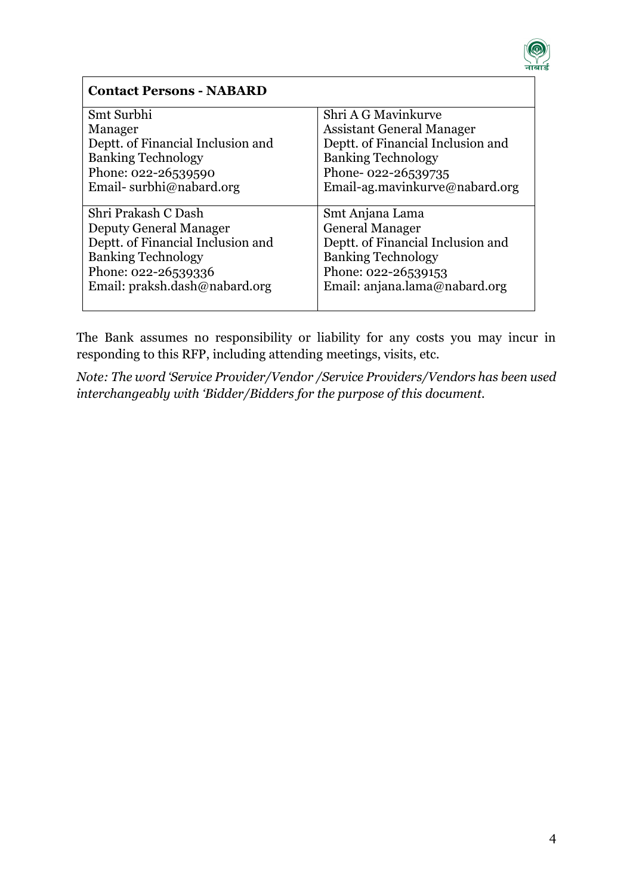| **Contact Persons - NABARD** | |
|---|---|
| Smt Surbhi<br>Manager<br>Deptt. of Financial Inclusion and Banking Technology<br>Phone: 022-26539590<br>Email- surbhi@nabard.org | Shri A G Mavinkurve<br>Assistant General Manager<br>Deptt. of Financial Inclusion and Banking Technology<br>Phone- 022-26539735<br>Email-ag.mavinkurve@nabard.org |
| Shri Prakash C Dash<br>Deputy General Manager<br>Deptt. of Financial Inclusion and Banking Technology<br>Phone: 022-26539336<br>Email: praksh.dash@nabard.org | Smt Anjana Lama<br>General Manager<br>Deptt. of Financial Inclusion and Banking Technology<br>Phone: 022-26539153<br>Email: anjana.lama@nabard.org |

The Bank assumes no responsibility or liability for any costs you may incur in responding to this RFP, including attending meetings, visits, etc.

*Note: The word 'Service Provider/Vendor /Service Providers/Vendors has been used interchangeably with 'Bidder/Bidders for the purpose of this document.*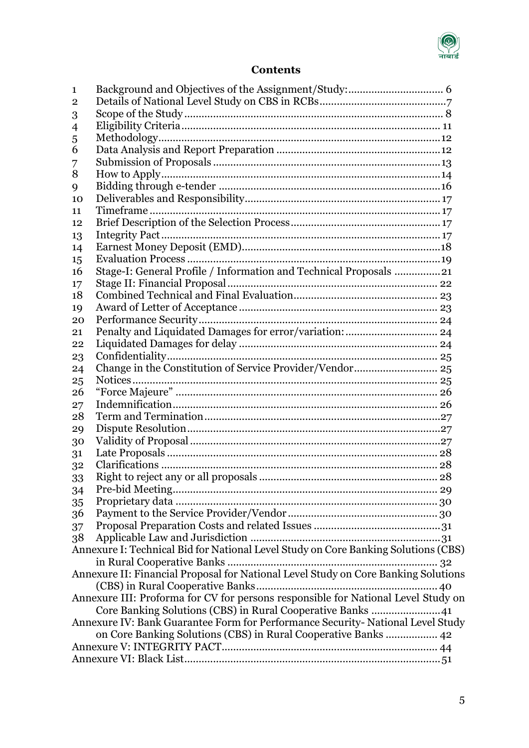## Contents

| | | |
|---|---|---|
| 1 | Background and Objectives of the Assignment/Study: | 6 |
| 2 | Details of National Level Study on CBS in RCBs | 7 |
| 3 | Scope of the Study | 8 |
| 4 | Eligibility Criteria | 11 |
| 5 | Methodology | 12 |
| 6 | Data Analysis and Report Preparation | 12 |
| 7 | Submission of Proposals | 13 |
| 8 | How to Apply | 14 |
| 9 | Bidding through e-tender | 16 |
| 10 | Deliverables and Responsibility | 17 |
| 11 | Timeframe | 17 |
| 12 | Brief Description of the Selection Process | 17 |
| 13 | Integrity Pact | 17 |
| 14 | Earnest Money Deposit (EMD) | 18 |
| 15 | Evaluation Process | 19 |
| 16 | Stage-I: General Profile / Information and Technical Proposals | 21 |
| 17 | Stage II: Financial Proposal | 22 |
| 18 | Combined Technical and Final Evaluation | 23 |
| 19 | Award of Letter of Acceptance | 23 |
| 20 | Performance Security | 24 |
| 21 | Penalty and Liquidated Damages for error/variation: | 24 |
| 22 | Liquidated Damages for delay | 24 |
| 23 | Confidentiality | 25 |
| 24 | Change in the Constitution of Service Provider/Vendor | 25 |
| 25 | Notices | 25 |
| 26 | "Force Majeure" | 26 |
| 27 | Indemnification | 26 |
| 28 | Term and Termination | 27 |
| 29 | Dispute Resolution | 27 |
| 30 | Validity of Proposal | 27 |
| 31 | Late Proposals | 28 |
| 32 | Clarifications | 28 |
| 33 | Right to reject any or all proposals | 28 |
| 34 | Pre-bid Meeting | 29 |
| 35 | Proprietary data | 30 |
| 36 | Payment to the Service Provider/Vendor | 30 |
| 37 | Proposal Preparation Costs and related Issues | 31 |
| 38 | Applicable Law and Jurisdiction | 31 |
| | Annexure I: Technical Bid for National Level Study on Core Banking Solutions (CBS) in Rural Cooperative Banks | 32 |
| | Annexure II: Financial Proposal for National Level Study on Core Banking Solutions (CBS) in Rural Cooperative Banks | 40 |
| | Annexure III: Proforma for CV for persons responsible for National Level Study on Core Banking Solutions (CBS) in Rural Cooperative Banks | 41 |
| | Annexure IV: Bank Guarantee Form for Performance Security- National Level Study on Core Banking Solutions (CBS) in Rural Cooperative Banks | 42 |
| | Annexure V: INTEGRITY PACT | 44 |
| | Annexure VI: Black List | 51 |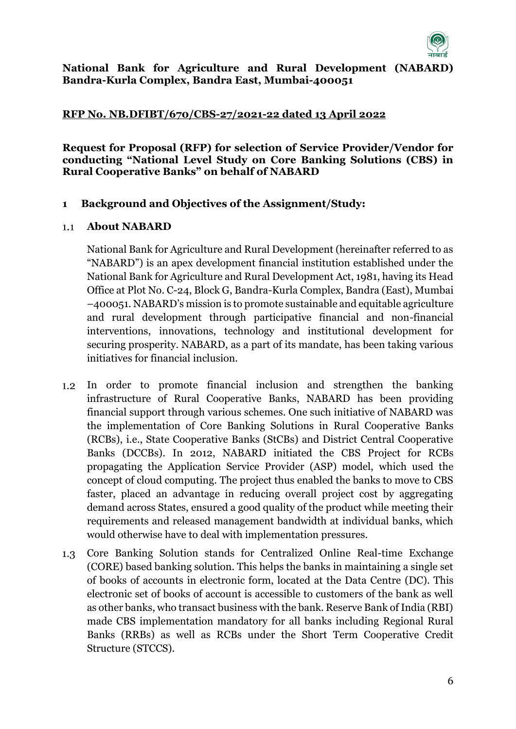**National Bank for Agriculture and Rural Development (NABARD)**
**Bandra-Kurla Complex, Bandra East, Mumbai-400051**

**RFP No. NB.DFIBT/670/CBS-27/2021-22 dated 13 April 2022**

**Request for Proposal (RFP) for selection of Service Provider/Vendor for conducting "National Level Study on Core Banking Solutions (CBS) in Rural Cooperative Banks" on behalf of NABARD**

## 1 Background and Objectives of the Assignment/Study:

### 1.1 About NABARD

National Bank for Agriculture and Rural Development (hereinafter referred to as "NABARD") is an apex development financial institution established under the National Bank for Agriculture and Rural Development Act, 1981, having its Head Office at Plot No. C-24, Block G, Bandra-Kurla Complex, Bandra (East), Mumbai –400051. NABARD's mission is to promote sustainable and equitable agriculture and rural development through participative financial and non-financial interventions, innovations, technology and institutional development for securing prosperity. NABARD, as a part of its mandate, has been taking various initiatives for financial inclusion.

1.2 In order to promote financial inclusion and strengthen the banking infrastructure of Rural Cooperative Banks, NABARD has been providing financial support through various schemes. One such initiative of NABARD was the implementation of Core Banking Solutions in Rural Cooperative Banks (RCBs), i.e., State Cooperative Banks (StCBs) and District Central Cooperative Banks (DCCBs). In 2012, NABARD initiated the CBS Project for RCBs propagating the Application Service Provider (ASP) model, which used the concept of cloud computing. The project thus enabled the banks to move to CBS faster, placed an advantage in reducing overall project cost by aggregating demand across States, ensured a good quality of the product while meeting their requirements and released management bandwidth at individual banks, which would otherwise have to deal with implementation pressures.

1.3 Core Banking Solution stands for Centralized Online Real-time Exchange (CORE) based banking solution. This helps the banks in maintaining a single set of books of accounts in electronic form, located at the Data Centre (DC). This electronic set of books of account is accessible to customers of the bank as well as other banks, who transact business with the bank. Reserve Bank of India (RBI) made CBS implementation mandatory for all banks including Regional Rural Banks (RRBs) as well as RCBs under the Short Term Cooperative Credit Structure (STCCS).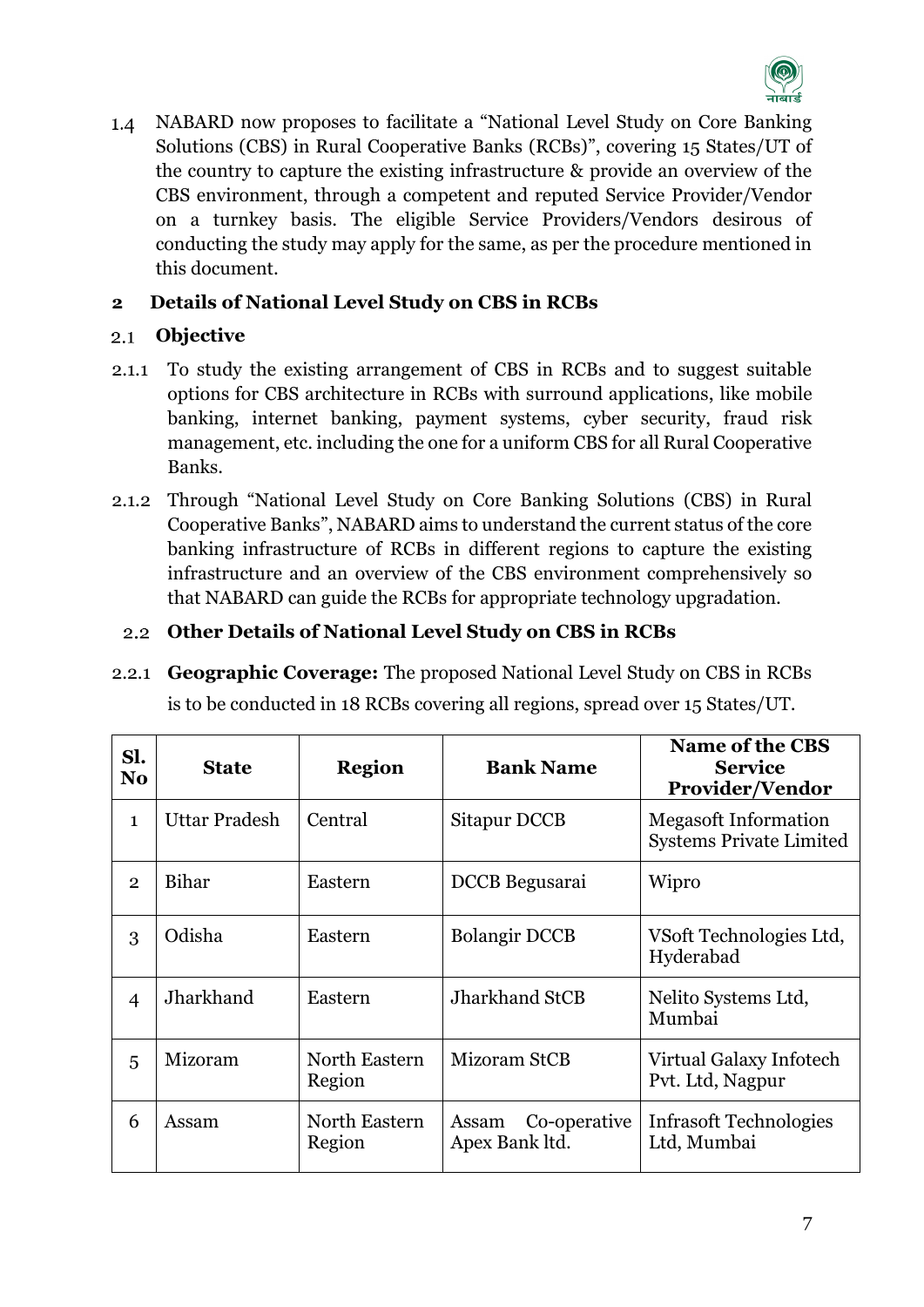1.4 NABARD now proposes to facilitate a "National Level Study on Core Banking Solutions (CBS) in Rural Cooperative Banks (RCBs)", covering 15 States/UT of the country to capture the existing infrastructure & provide an overview of the CBS environment, through a competent and reputed Service Provider/Vendor on a turnkey basis. The eligible Service Providers/Vendors desirous of conducting the study may apply for the same, as per the procedure mentioned in this document.

## 2 Details of National Level Study on CBS in RCBs

### 2.1 Objective

2.1.1 To study the existing arrangement of CBS in RCBs and to suggest suitable options for CBS architecture in RCBs with surround applications, like mobile banking, internet banking, payment systems, cyber security, fraud risk management, etc. including the one for a uniform CBS for all Rural Cooperative Banks.

2.1.2 Through "National Level Study on Core Banking Solutions (CBS) in Rural Cooperative Banks", NABARD aims to understand the current status of the core banking infrastructure of RCBs in different regions to capture the existing infrastructure and an overview of the CBS environment comprehensively so that NABARD can guide the RCBs for appropriate technology upgradation.

### 2.2 Other Details of National Level Study on CBS in RCBs

2.2.1 **Geographic Coverage:** The proposed National Level Study on CBS in RCBs is to be conducted in 18 RCBs covering all regions, spread over 15 States/UT.

| Sl. No | State | Region | Bank Name | Name of the CBS Service Provider/Vendor |
|---|---|---|---|---|
| 1 | Uttar Pradesh | Central | Sitapur DCCB | Megasoft Information Systems Private Limited |
| 2 | Bihar | Eastern | DCCB Begusarai | Wipro |
| 3 | Odisha | Eastern | Bolangir DCCB | VSoft Technologies Ltd, Hyderabad |
| 4 | Jharkhand | Eastern | Jharkhand StCB | Nelito Systems Ltd, Mumbai |
| 5 | Mizoram | North Eastern Region | Mizoram StCB | Virtual Galaxy Infotech Pvt. Ltd, Nagpur |
| 6 | Assam | North Eastern Region | Assam Co-operative Apex Bank ltd. | Infrasoft Technologies Ltd, Mumbai |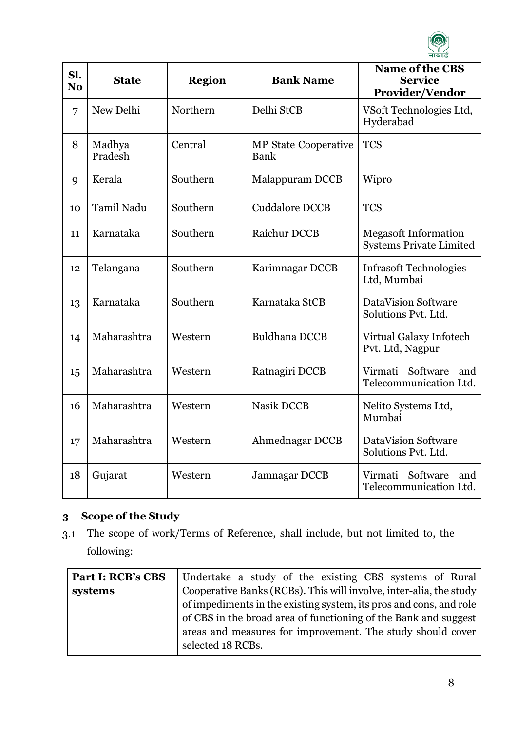| Sl. No | State | Region | Bank Name | Name of the CBS Service Provider/Vendor |
|---|---|---|---|---|
| 7 | New Delhi | Northern | Delhi StCB | VSoft Technologies Ltd, Hyderabad |
| 8 | Madhya Pradesh | Central | MP State Cooperative Bank | TCS |
| 9 | Kerala | Southern | Malappuram DCCB | Wipro |
| 10 | Tamil Nadu | Southern | Cuddalore DCCB | TCS |
| 11 | Karnataka | Southern | Raichur DCCB | Megasoft Information Systems Private Limited |
| 12 | Telangana | Southern | Karimnagar DCCB | Infrasoft Technologies Ltd, Mumbai |
| 13 | Karnataka | Southern | Karnataka StCB | DataVision Software Solutions Pvt. Ltd. |
| 14 | Maharashtra | Western | Buldhana DCCB | Virtual Galaxy Infotech Pvt. Ltd, Nagpur |
| 15 | Maharashtra | Western | Ratnagiri DCCB | Virmati Software and Telecommunication Ltd. |
| 16 | Maharashtra | Western | Nasik DCCB | Nelito Systems Ltd, Mumbai |
| 17 | Maharashtra | Western | Ahmednagar DCCB | DataVision Software Solutions Pvt. Ltd. |
| 18 | Gujarat | Western | Jamnagar DCCB | Virmati Software and Telecommunication Ltd. |

## 3 Scope of the Study

3.1 The scope of work/Terms of Reference, shall include, but not limited to, the following:

| **Part I: RCB's CBS systems** | Undertake a study of the existing CBS systems of Rural Cooperative Banks (RCBs). This will involve, inter-alia, the study of impediments in the existing system, its pros and cons, and role of CBS in the broad area of functioning of the Bank and suggest areas and measures for improvement. The study should cover selected 18 RCBs. |
|---|---|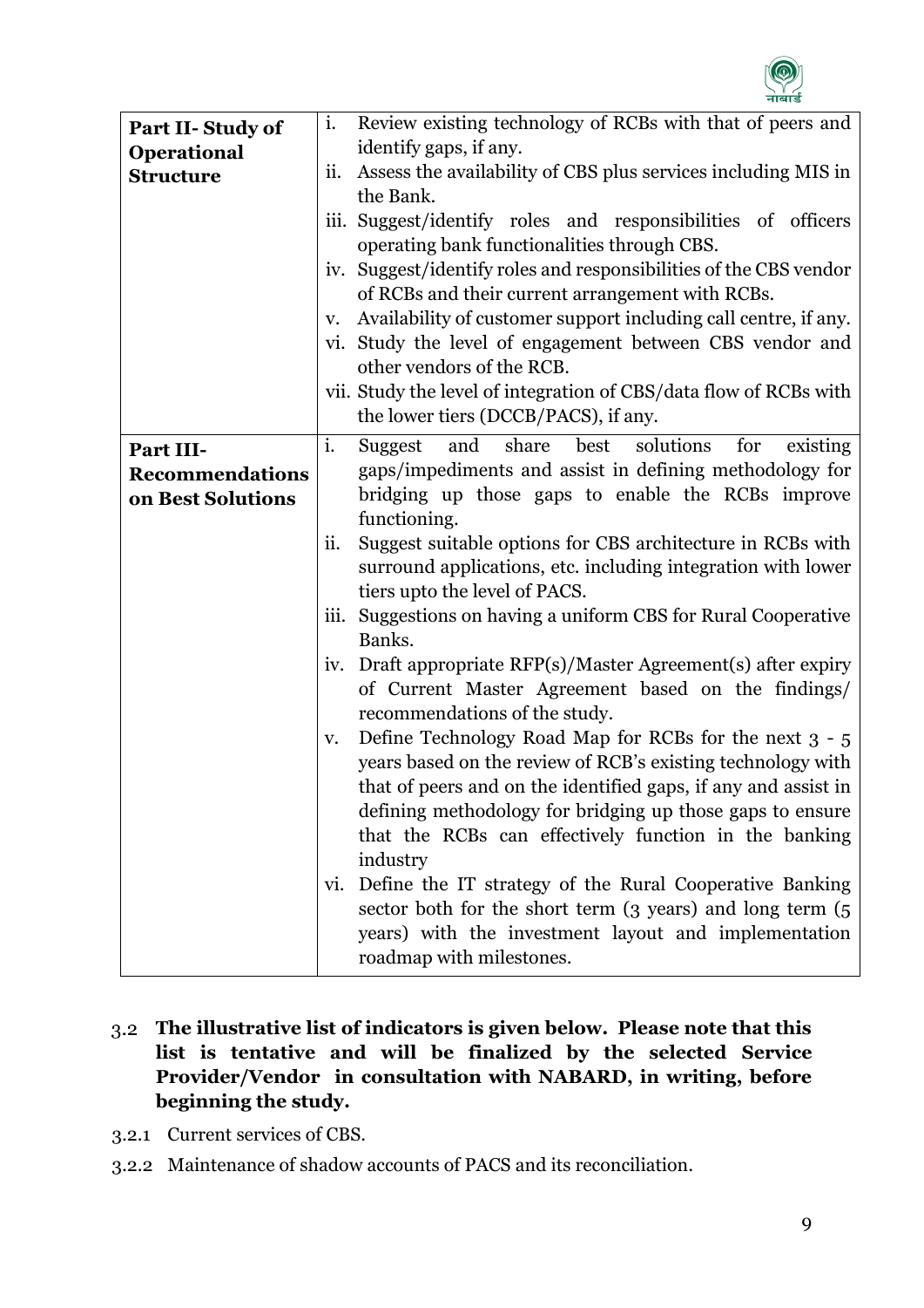| | |
|---|---|
| **Part II- Study of Operational Structure** | i. Review existing technology of RCBs with that of peers and identify gaps, if any.<br>ii. Assess the availability of CBS plus services including MIS in the Bank.<br>iii. Suggest/identify roles and responsibilities of officers operating bank functionalities through CBS.<br>iv. Suggest/identify roles and responsibilities of the CBS vendor of RCBs and their current arrangement with RCBs.<br>v. Availability of customer support including call centre, if any.<br>vi. Study the level of engagement between CBS vendor and other vendors of the RCB.<br>vii. Study the level of integration of CBS/data flow of RCBs with the lower tiers (DCCB/PACS), if any. |
| **Part III- Recommendations on Best Solutions** | i. Suggest and share best solutions for existing gaps/impediments and assist in defining methodology for bridging up those gaps to enable the RCBs improve functioning.<br>ii. Suggest suitable options for CBS architecture in RCBs with surround applications, etc. including integration with lower tiers upto the level of PACS.<br>iii. Suggestions on having a uniform CBS for Rural Cooperative Banks.<br>iv. Draft appropriate RFP(s)/Master Agreement(s) after expiry of Current Master Agreement based on the findings/ recommendations of the study.<br>v. Define Technology Road Map for RCBs for the next 3 - 5 years based on the review of RCB's existing technology with that of peers and on the identified gaps, if any and assist in defining methodology for bridging up those gaps to ensure that the RCBs can effectively function in the banking industry<br>vi. Define the IT strategy of the Rural Cooperative Banking sector both for the short term (3 years) and long term (5 years) with the investment layout and implementation roadmap with milestones. |

3.2 **The illustrative list of indicators is given below. Please note that this list is tentative and will be finalized by the selected Service Provider/Vendor in consultation with NABARD, in writing, before beginning the study.**

3.2.1 Current services of CBS.

3.2.2 Maintenance of shadow accounts of PACS and its reconciliation.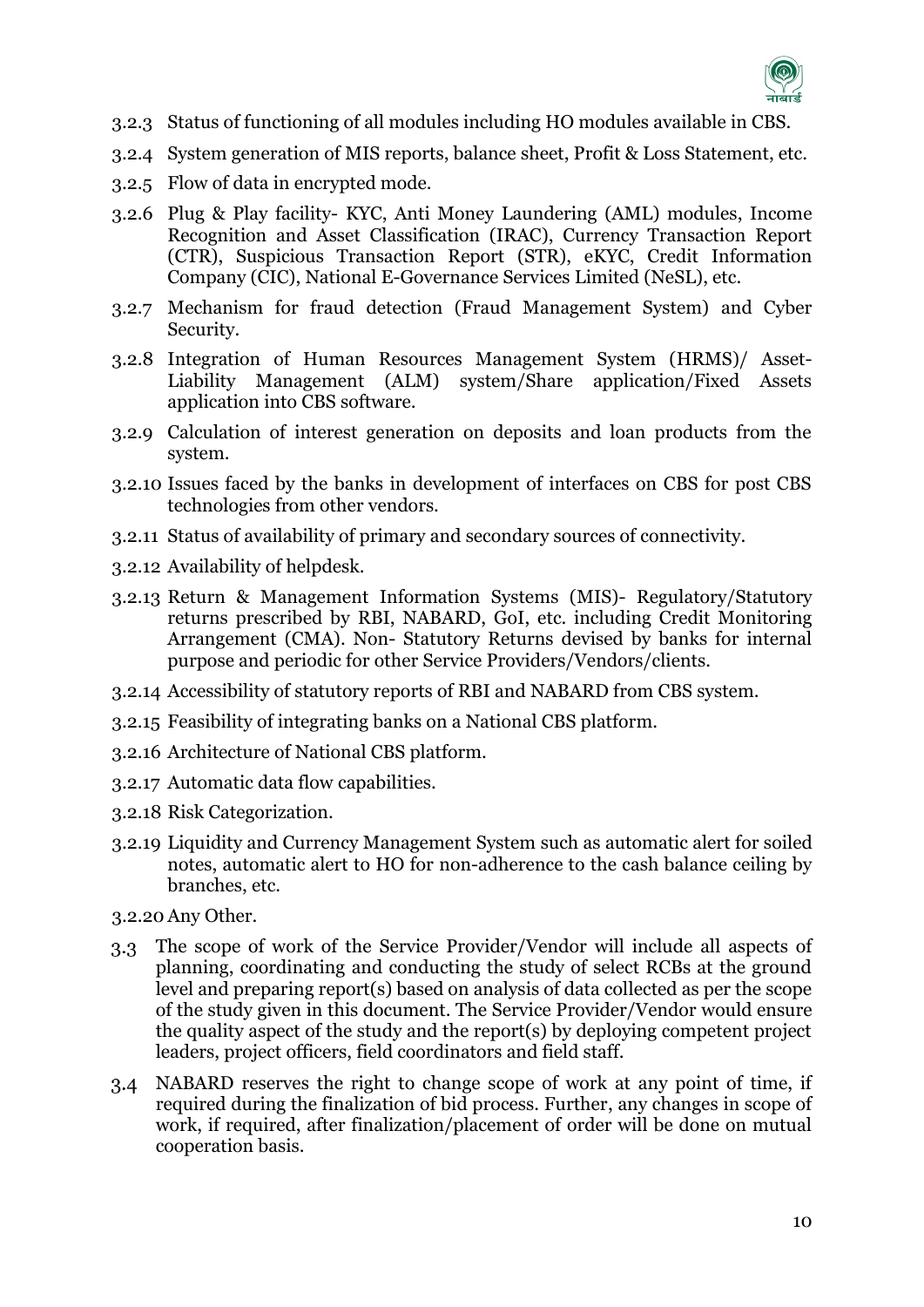3.2.3 Status of functioning of all modules including HO modules available in CBS.

3.2.4 System generation of MIS reports, balance sheet, Profit & Loss Statement, etc.

3.2.5 Flow of data in encrypted mode.

3.2.6 Plug & Play facility- KYC, Anti Money Laundering (AML) modules, Income Recognition and Asset Classification (IRAC), Currency Transaction Report (CTR), Suspicious Transaction Report (STR), eKYC, Credit Information Company (CIC), National E-Governance Services Limited (NeSL), etc.

3.2.7 Mechanism for fraud detection (Fraud Management System) and Cyber Security.

3.2.8 Integration of Human Resources Management System (HRMS)/ Asset-Liability Management (ALM) system/Share application/Fixed Assets application into CBS software.

3.2.9 Calculation of interest generation on deposits and loan products from the system.

3.2.10 Issues faced by the banks in development of interfaces on CBS for post CBS technologies from other vendors.

3.2.11 Status of availability of primary and secondary sources of connectivity.

3.2.12 Availability of helpdesk.

3.2.13 Return & Management Information Systems (MIS)- Regulatory/Statutory returns prescribed by RBI, NABARD, GoI, etc. including Credit Monitoring Arrangement (CMA). Non- Statutory Returns devised by banks for internal purpose and periodic for other Service Providers/Vendors/clients.

3.2.14 Accessibility of statutory reports of RBI and NABARD from CBS system.

3.2.15 Feasibility of integrating banks on a National CBS platform.

3.2.16 Architecture of National CBS platform.

3.2.17 Automatic data flow capabilities.

3.2.18 Risk Categorization.

3.2.19 Liquidity and Currency Management System such as automatic alert for soiled notes, automatic alert to HO for non-adherence to the cash balance ceiling by branches, etc.

3.2.20 Any Other.

3.3 The scope of work of the Service Provider/Vendor will include all aspects of planning, coordinating and conducting the study of select RCBs at the ground level and preparing report(s) based on analysis of data collected as per the scope of the study given in this document. The Service Provider/Vendor would ensure the quality aspect of the study and the report(s) by deploying competent project leaders, project officers, field coordinators and field staff.

3.4 NABARD reserves the right to change scope of work at any point of time, if required during the finalization of bid process. Further, any changes in scope of work, if required, after finalization/placement of order will be done on mutual cooperation basis.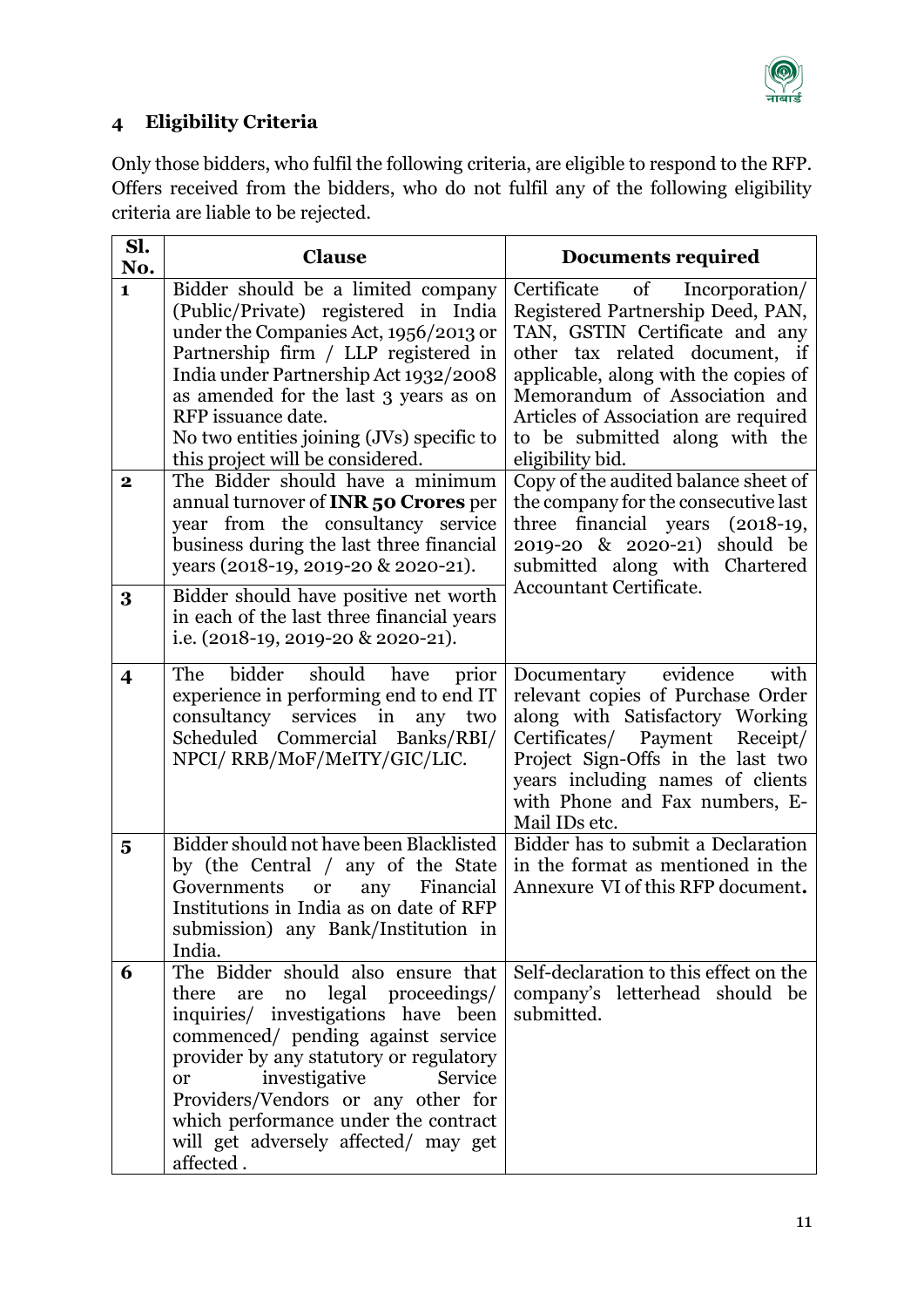## 4 Eligibility Criteria

Only those bidders, who fulfil the following criteria, are eligible to respond to the RFP. Offers received from the bidders, who do not fulfil any of the following eligibility criteria are liable to be rejected.

| Sl. No. | Clause | Documents required |
|---|---|---|
| 1 | Bidder should be a limited company (Public/Private) registered in India under the Companies Act, 1956/2013 or Partnership firm / LLP registered in India under Partnership Act 1932/2008 as amended for the last 3 years as on RFP issuance date.<br>No two entities joining (JVs) specific to this project will be considered. | Certificate of Incorporation/ Registered Partnership Deed, PAN, TAN, GSTIN Certificate and any other tax related document, if applicable, along with the copies of Memorandum of Association and Articles of Association are required to be submitted along with the eligibility bid. |
| 2 | The Bidder should have a minimum annual turnover of **INR 50 Crores** per year from the consultancy service business during the last three financial years (2018-19, 2019-20 & 2020-21). | Copy of the audited balance sheet of the company for the consecutive last three financial years (2018-19, 2019-20 & 2020-21) should be submitted along with Chartered Accountant Certificate. |
| 3 | Bidder should have positive net worth in each of the last three financial years i.e. (2018-19, 2019-20 & 2020-21). | |
| 4 | The bidder should have prior experience in performing end to end IT consultancy services in any two Scheduled Commercial Banks/RBI/ NPCI/ RRB/MoF/MeITY/GIC/LIC. | Documentary evidence with relevant copies of Purchase Order along with Satisfactory Working Certificates/ Payment Receipt/ Project Sign-Offs in the last two years including names of clients with Phone and Fax numbers, E-Mail IDs etc. |
| 5 | Bidder should not have been Blacklisted by (the Central / any of the State Governments or any Financial Institutions in India as on date of RFP submission) any Bank/Institution in India. | Bidder has to submit a Declaration in the format as mentioned in the Annexure VI of this RFP document**.** |
| 6 | The Bidder should also ensure that there are no legal proceedings/ inquiries/ investigations have been commenced/ pending against service provider by any statutory or regulatory or investigative Service Providers/Vendors or any other for which performance under the contract will get adversely affected/ may get affected . | Self-declaration to this effect on the company's letterhead should be submitted. |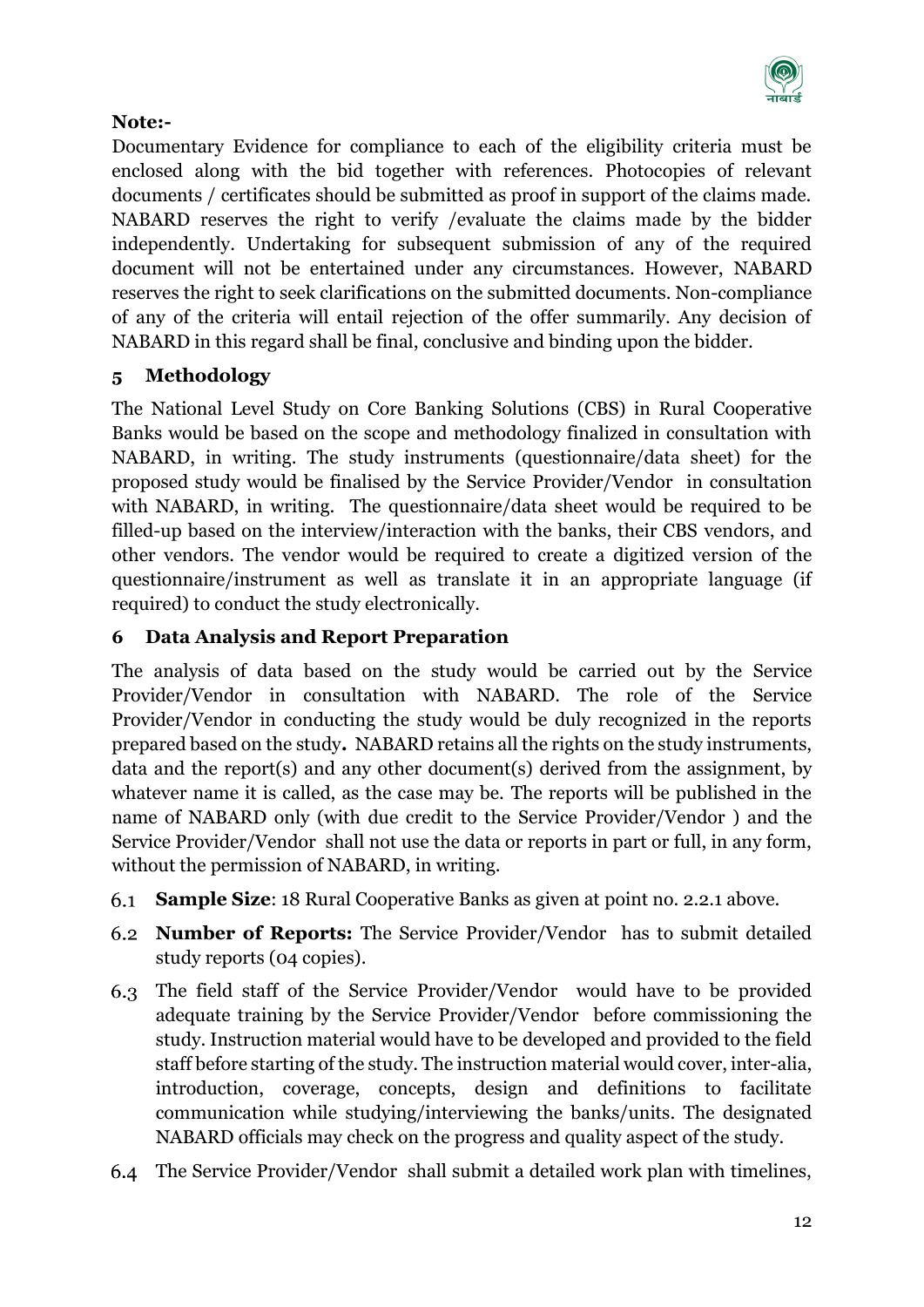**Note:-**

Documentary Evidence for compliance to each of the eligibility criteria must be enclosed along with the bid together with references. Photocopies of relevant documents / certificates should be submitted as proof in support of the claims made. NABARD reserves the right to verify /evaluate the claims made by the bidder independently. Undertaking for subsequent submission of any of the required document will not be entertained under any circumstances. However, NABARD reserves the right to seek clarifications on the submitted documents. Non-compliance of any of the criteria will entail rejection of the offer summarily. Any decision of NABARD in this regard shall be final, conclusive and binding upon the bidder.

## 5 Methodology

The National Level Study on Core Banking Solutions (CBS) in Rural Cooperative Banks would be based on the scope and methodology finalized in consultation with NABARD, in writing. The study instruments (questionnaire/data sheet) for the proposed study would be finalised by the Service Provider/Vendor in consultation with NABARD, in writing. The questionnaire/data sheet would be required to be filled-up based on the interview/interaction with the banks, their CBS vendors, and other vendors. The vendor would be required to create a digitized version of the questionnaire/instrument as well as translate it in an appropriate language (if required) to conduct the study electronically.

## 6 Data Analysis and Report Preparation

The analysis of data based on the study would be carried out by the Service Provider/Vendor in consultation with NABARD. The role of the Service Provider/Vendor in conducting the study would be duly recognized in the reports prepared based on the study**.** NABARD retains all the rights on the study instruments, data and the report(s) and any other document(s) derived from the assignment, by whatever name it is called, as the case may be. The reports will be published in the name of NABARD only (with due credit to the Service Provider/Vendor ) and the Service Provider/Vendor shall not use the data or reports in part or full, in any form, without the permission of NABARD, in writing.

6.1 **Sample Size**: 18 Rural Cooperative Banks as given at point no. 2.2.1 above.

6.2 **Number of Reports:** The Service Provider/Vendor has to submit detailed study reports (04 copies).

6.3 The field staff of the Service Provider/Vendor would have to be provided adequate training by the Service Provider/Vendor before commissioning the study. Instruction material would have to be developed and provided to the field staff before starting of the study. The instruction material would cover, inter-alia, introduction, coverage, concepts, design and definitions to facilitate communication while studying/interviewing the banks/units. The designated NABARD officials may check on the progress and quality aspect of the study.

6.4 The Service Provider/Vendor shall submit a detailed work plan with timelines,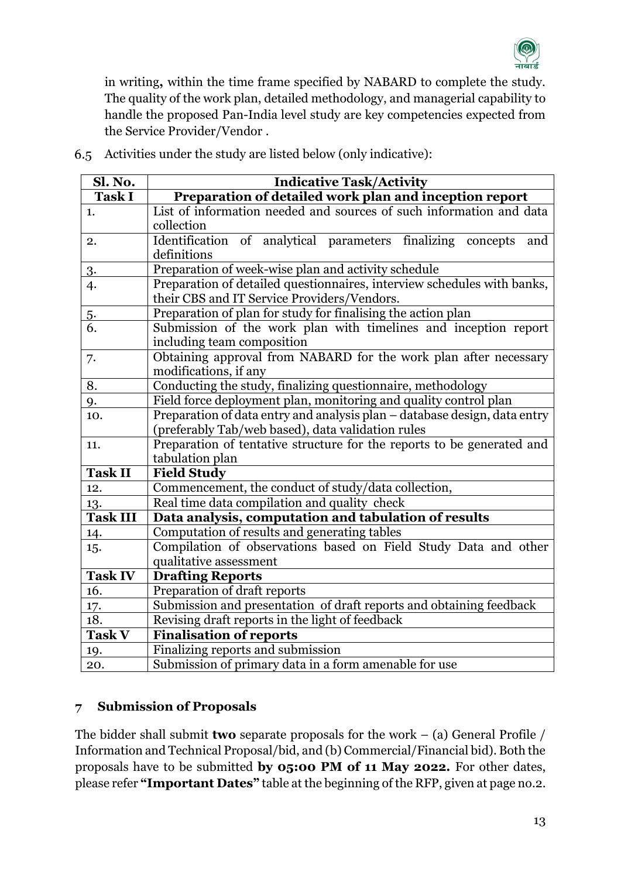in writing**,** within the time frame specified by NABARD to complete the study. The quality of the work plan, detailed methodology, and managerial capability to handle the proposed Pan-India level study are key competencies expected from the Service Provider/Vendor .

6.5 Activities under the study are listed below (only indicative):

| Sl. No. | Indicative Task/Activity |
|---|---|
| **Task I** | **Preparation of detailed work plan and inception report** |
| 1. | List of information needed and sources of such information and data collection |
| 2. | Identification of analytical parameters finalizing concepts and definitions |
| 3. | Preparation of week-wise plan and activity schedule |
| 4. | Preparation of detailed questionnaires, interview schedules with banks, their CBS and IT Service Providers/Vendors. |
| 5. | Preparation of plan for study for finalising the action plan |
| 6. | Submission of the work plan with timelines and inception report including team composition |
| 7. | Obtaining approval from NABARD for the work plan after necessary modifications, if any |
| 8. | Conducting the study, finalizing questionnaire, methodology |
| 9. | Field force deployment plan, monitoring and quality control plan |
| 10. | Preparation of data entry and analysis plan – database design, data entry (preferably Tab/web based), data validation rules |
| 11. | Preparation of tentative structure for the reports to be generated and tabulation plan |
| **Task II** | **Field Study** |
| 12. | Commencement, the conduct of study/data collection, |
| 13. | Real time data compilation and quality check |
| **Task III** | **Data analysis, computation and tabulation of results** |
| 14. | Computation of results and generating tables |
| 15. | Compilation of observations based on Field Study Data and other qualitative assessment |
| **Task IV** | **Drafting Reports** |
| 16. | Preparation of draft reports |
| 17. | Submission and presentation of draft reports and obtaining feedback |
| 18. | Revising draft reports in the light of feedback |
| **Task V** | **Finalisation of reports** |
| 19. | Finalizing reports and submission |
| 20. | Submission of primary data in a form amenable for use |

## 7 Submission of Proposals

The bidder shall submit **two** separate proposals for the work – (a) General Profile / Information and Technical Proposal/bid, and (b) Commercial/Financial bid). Both the proposals have to be submitted **by 05:00 PM of 11 May 2022.** For other dates, please refer **"Important Dates"** table at the beginning of the RFP, given at page no.2.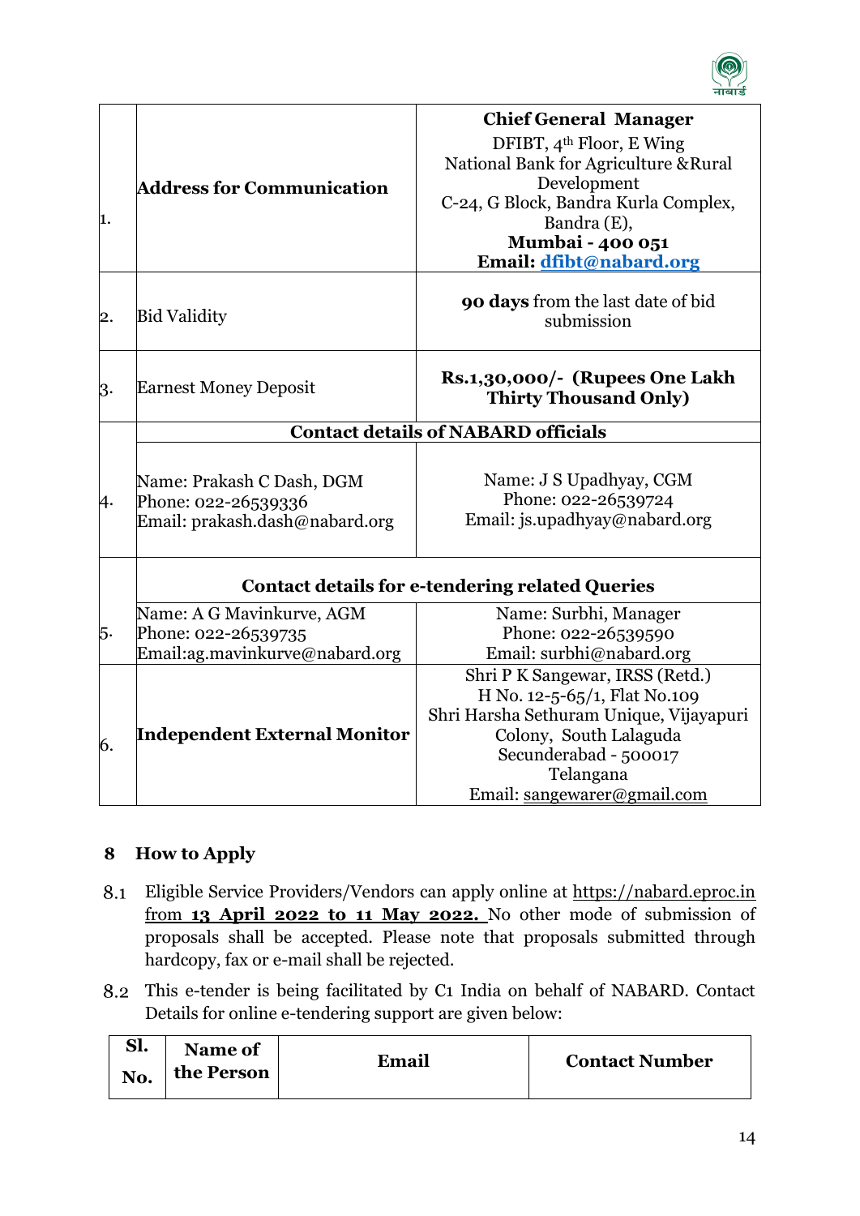| | | |
|---|---|---|
| 1. | **Address for Communication** | **Chief General Manager**<br>DFIBT, 4th Floor, E Wing<br>National Bank for Agriculture &Rural Development<br>C-24, G Block, Bandra Kurla Complex, Bandra (E),<br>**Mumbai - 400 051**<br>**Email: dfibt@nabard.org** |
| 2. | Bid Validity | **90 days** from the last date of bid submission |
| 3. | Earnest Money Deposit | **Rs.1,30,000/- (Rupees One Lakh Thirty Thousand Only)** |
| 4. | **Contact details of NABARD officials** | |
| | Name: Prakash C Dash, DGM<br>Phone: 022-26539336<br>Email: prakash.dash@nabard.org | Name: J S Upadhyay, CGM<br>Phone: 022-26539724<br>Email: js.upadhyay@nabard.org |
| 5. | **Contact details for e-tendering related Queries** | |
| | Name: A G Mavinkurve, AGM<br>Phone: 022-26539735<br>Email:ag.mavinkurve@nabard.org | Name: Surbhi, Manager<br>Phone: 022-26539590<br>Email: surbhi@nabard.org |
| 6. | **Independent External Monitor** | Shri P K Sangewar, IRSS (Retd.)<br>H No. 12-5-65/1, Flat No.109<br>Shri Harsha Sethuram Unique, Vijayapuri Colony, South Lalaguda<br>Secunderabad - 500017<br>Telangana<br>Email: sangewarer@gmail.com |

## 8 How to Apply

8.1 Eligible Service Providers/Vendors can apply online at https://nabard.eproc.in from **13 April 2022 to 11 May 2022.** No other mode of submission of proposals shall be accepted. Please note that proposals submitted through hardcopy, fax or e-mail shall be rejected.

8.2 This e-tender is being facilitated by C1 India on behalf of NABARD. Contact Details for online e-tendering support are given below:

| Sl. No. | Name of the Person | Email | Contact Number |
|---|---|---|---|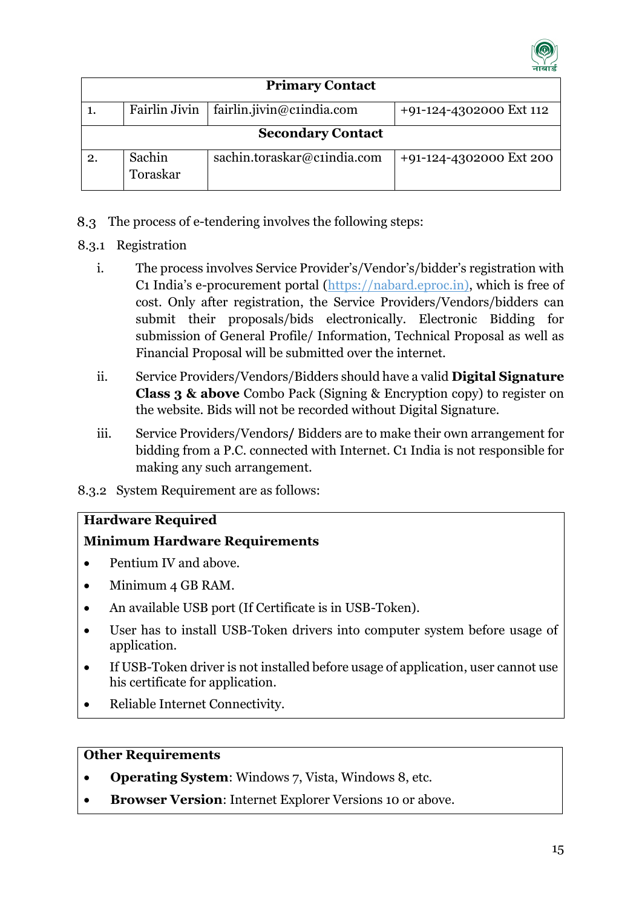| Primary Contact | | | |
|---|---|---|---|
| 1. | Fairlin Jivin | fairlin.jivin@c1india.com | +91-124-4302000 Ext 112 |
| **Secondary Contact** | | | |
| 2. | Sachin Toraskar | sachin.toraskar@c1india.com | +91-124-4302000 Ext 200 |

8.3 The process of e-tendering involves the following steps:

8.3.1 Registration

i. The process involves Service Provider's/Vendor's/bidder's registration with C1 India's e-procurement portal (https://nabard.eproc.in), which is free of cost. Only after registration, the Service Providers/Vendors/bidders can submit their proposals/bids electronically. Electronic Bidding for submission of General Profile/ Information, Technical Proposal as well as Financial Proposal will be submitted over the internet.

ii. Service Providers/Vendors/Bidders should have a valid **Digital Signature Class 3 & above** Combo Pack (Signing & Encryption copy) to register on the website. Bids will not be recorded without Digital Signature.

iii. Service Providers/Vendors/ Bidders are to make their own arrangement for bidding from a P.C. connected with Internet. C1 India is not responsible for making any such arrangement.

8.3.2 System Requirement are as follows:

**Hardware Required**

**Minimum Hardware Requirements**

- Pentium IV and above.
- Minimum 4 GB RAM.
- An available USB port (If Certificate is in USB-Token).
- User has to install USB-Token drivers into computer system before usage of application.
- If USB-Token driver is not installed before usage of application, user cannot use his certificate for application.
- Reliable Internet Connectivity.

**Other Requirements**

- **Operating System**: Windows 7, Vista, Windows 8, etc.
- **Browser Version**: Internet Explorer Versions 10 or above.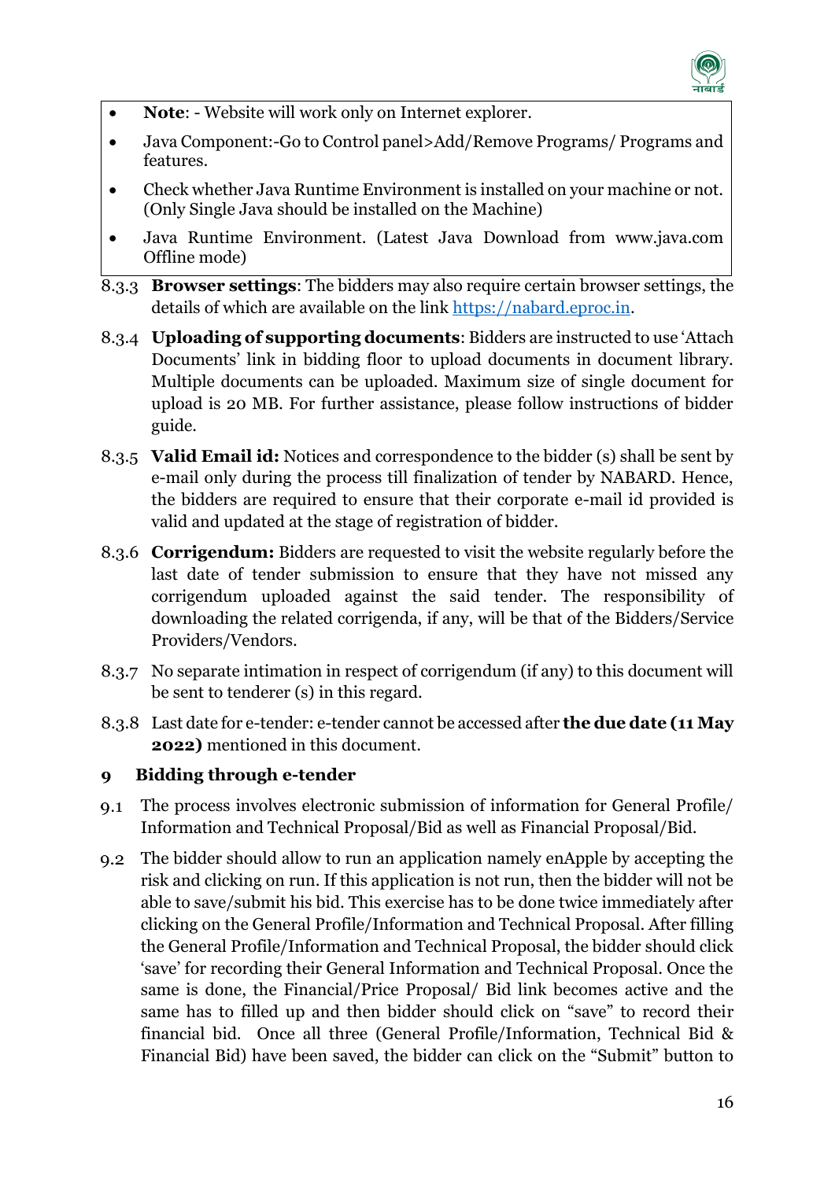- **Note**: - Website will work only on Internet explorer.
- Java Component:-Go to Control panel>Add/Remove Programs/ Programs and features.
- Check whether Java Runtime Environment is installed on your machine or not. (Only Single Java should be installed on the Machine)
- Java Runtime Environment. (Latest Java Download from www.java.com Offline mode)

8.3.3 **Browser settings**: The bidders may also require certain browser settings, the details of which are available on the link https://nabard.eproc.in.

8.3.4 **Uploading of supporting documents**: Bidders are instructed to use 'Attach Documents' link in bidding floor to upload documents in document library. Multiple documents can be uploaded. Maximum size of single document for upload is 20 MB. For further assistance, please follow instructions of bidder guide.

8.3.5 **Valid Email id:** Notices and correspondence to the bidder (s) shall be sent by e-mail only during the process till finalization of tender by NABARD. Hence, the bidders are required to ensure that their corporate e-mail id provided is valid and updated at the stage of registration of bidder.

8.3.6 **Corrigendum:** Bidders are requested to visit the website regularly before the last date of tender submission to ensure that they have not missed any corrigendum uploaded against the said tender. The responsibility of downloading the related corrigenda, if any, will be that of the Bidders/Service Providers/Vendors.

8.3.7 No separate intimation in respect of corrigendum (if any) to this document will be sent to tenderer (s) in this regard.

8.3.8 Last date for e-tender: e-tender cannot be accessed after **the due date (11 May 2022)** mentioned in this document.

## 9 Bidding through e-tender

9.1 The process involves electronic submission of information for General Profile/ Information and Technical Proposal/Bid as well as Financial Proposal/Bid.

9.2 The bidder should allow to run an application namely enApple by accepting the risk and clicking on run. If this application is not run, then the bidder will not be able to save/submit his bid. This exercise has to be done twice immediately after clicking on the General Profile/Information and Technical Proposal. After filling the General Profile/Information and Technical Proposal, the bidder should click 'save' for recording their General Information and Technical Proposal. Once the same is done, the Financial/Price Proposal/ Bid link becomes active and the same has to filled up and then bidder should click on "save" to record their financial bid. Once all three (General Profile/Information, Technical Bid & Financial Bid) have been saved, the bidder can click on the "Submit" button to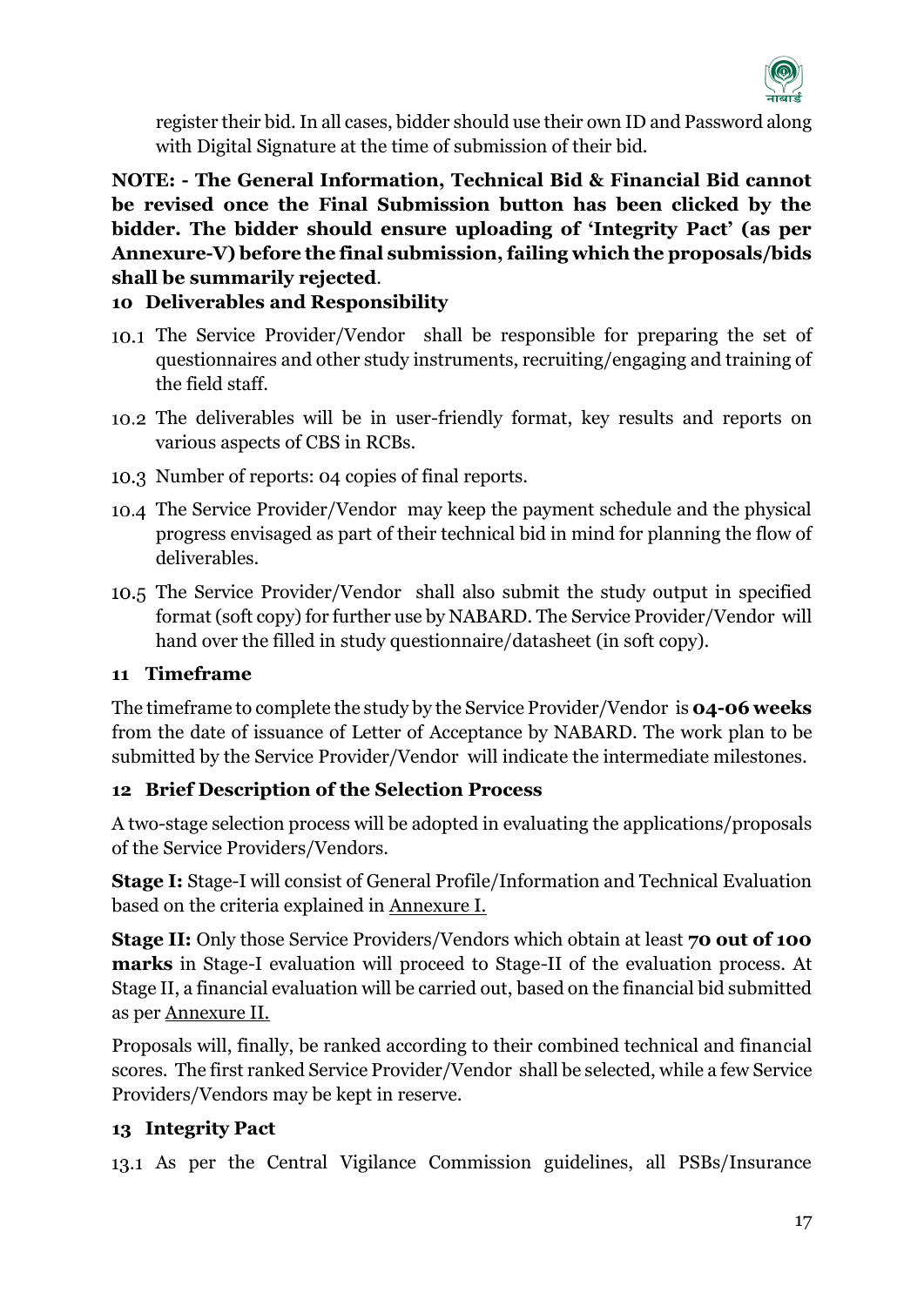register their bid. In all cases, bidder should use their own ID and Password along with Digital Signature at the time of submission of their bid.

**NOTE: - The General Information, Technical Bid & Financial Bid cannot be revised once the Final Submission button has been clicked by the bidder. The bidder should ensure uploading of 'Integrity Pact' (as per Annexure-V) before the final submission, failing which the proposals/bids shall be summarily rejected**.

## 10 Deliverables and Responsibility

10.1 The Service Provider/Vendor shall be responsible for preparing the set of questionnaires and other study instruments, recruiting/engaging and training of the field staff.

10.2 The deliverables will be in user-friendly format, key results and reports on various aspects of CBS in RCBs.

10.3 Number of reports: 04 copies of final reports.

10.4 The Service Provider/Vendor may keep the payment schedule and the physical progress envisaged as part of their technical bid in mind for planning the flow of deliverables.

10.5 The Service Provider/Vendor shall also submit the study output in specified format (soft copy) for further use by NABARD. The Service Provider/Vendor will hand over the filled in study questionnaire/datasheet (in soft copy).

## 11 Timeframe

The timeframe to complete the study by the Service Provider/Vendor is **04-06 weeks** from the date of issuance of Letter of Acceptance by NABARD. The work plan to be submitted by the Service Provider/Vendor will indicate the intermediate milestones.

## 12 Brief Description of the Selection Process

A two-stage selection process will be adopted in evaluating the applications/proposals of the Service Providers/Vendors.

**Stage I:** Stage-I will consist of General Profile/Information and Technical Evaluation based on the criteria explained in Annexure I.

**Stage II:** Only those Service Providers/Vendors which obtain at least **70 out of 100 marks** in Stage-I evaluation will proceed to Stage-II of the evaluation process. At Stage II, a financial evaluation will be carried out, based on the financial bid submitted as per Annexure II.

Proposals will, finally, be ranked according to their combined technical and financial scores. The first ranked Service Provider/Vendor shall be selected, while a few Service Providers/Vendors may be kept in reserve.

## 13 Integrity Pact

13.1 As per the Central Vigilance Commission guidelines, all PSBs/Insurance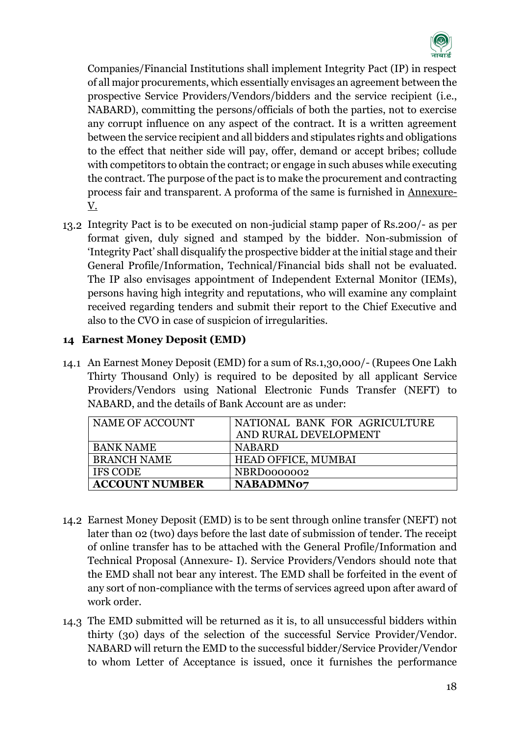Companies/Financial Institutions shall implement Integrity Pact (IP) in respect of all major procurements, which essentially envisages an agreement between the prospective Service Providers/Vendors/bidders and the service recipient (i.e., NABARD), committing the persons/officials of both the parties, not to exercise any corrupt influence on any aspect of the contract. It is a written agreement between the service recipient and all bidders and stipulates rights and obligations to the effect that neither side will pay, offer, demand or accept bribes; collude with competitors to obtain the contract; or engage in such abuses while executing the contract. The purpose of the pact is to make the procurement and contracting process fair and transparent. A proforma of the same is furnished in Annexure-V.

13.2 Integrity Pact is to be executed on non-judicial stamp paper of Rs.200/- as per format given, duly signed and stamped by the bidder. Non-submission of 'Integrity Pact' shall disqualify the prospective bidder at the initial stage and their General Profile/Information, Technical/Financial bids shall not be evaluated. The IP also envisages appointment of Independent External Monitor (IEMs), persons having high integrity and reputations, who will examine any complaint received regarding tenders and submit their report to the Chief Executive and also to the CVO in case of suspicion of irregularities.

## 14 Earnest Money Deposit (EMD)

14.1 An Earnest Money Deposit (EMD) for a sum of Rs.1,30,000/- (Rupees One Lakh Thirty Thousand Only) is required to be deposited by all applicant Service Providers/Vendors using National Electronic Funds Transfer (NEFT) to NABARD, and the details of Bank Account are as under:

| NAME OF ACCOUNT | NATIONAL BANK FOR AGRICULTURE AND RURAL DEVELOPMENT |
|---|---|
| BANK NAME | NABARD |
| BRANCH NAME | HEAD OFFICE, MUMBAI |
| IFS CODE | NBRD0000002 |
| **ACCOUNT NUMBER** | **NABADMN07** |

14.2 Earnest Money Deposit (EMD) is to be sent through online transfer (NEFT) not later than 02 (two) days before the last date of submission of tender. The receipt of online transfer has to be attached with the General Profile/Information and Technical Proposal (Annexure- I). Service Providers/Vendors should note that the EMD shall not bear any interest. The EMD shall be forfeited in the event of any sort of non-compliance with the terms of services agreed upon after award of work order.

14.3 The EMD submitted will be returned as it is, to all unsuccessful bidders within thirty (30) days of the selection of the successful Service Provider/Vendor. NABARD will return the EMD to the successful bidder/Service Provider/Vendor to whom Letter of Acceptance is issued, once it furnishes the performance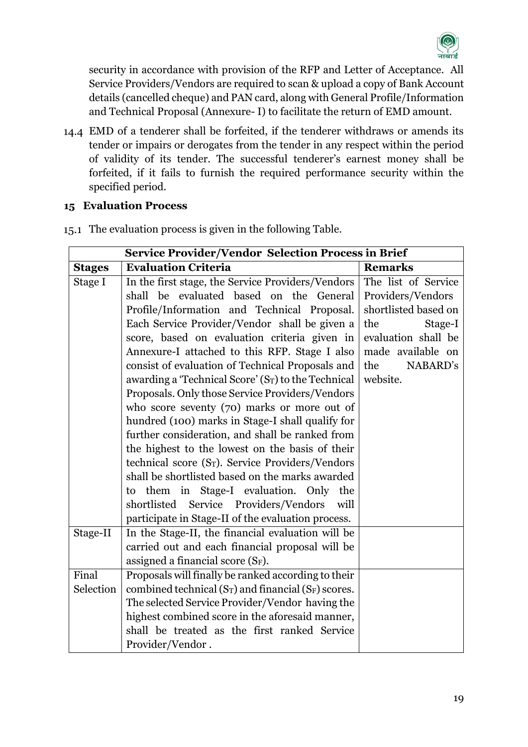security in accordance with provision of the RFP and Letter of Acceptance. All Service Providers/Vendors are required to scan & upload a copy of Bank Account details (cancelled cheque) and PAN card, along with General Profile/Information and Technical Proposal (Annexure- I) to facilitate the return of EMD amount.

14.4 EMD of a tenderer shall be forfeited, if the tenderer withdraws or amends its tender or impairs or derogates from the tender in any respect within the period of validity of its tender. The successful tenderer's earnest money shall be forfeited, if it fails to furnish the required performance security within the specified period.

## 15 Evaluation Process

15.1 The evaluation process is given in the following Table.

| **Service Provider/Vendor Selection Process in Brief** | | |
|---|---|---|
| **Stages** | **Evaluation Criteria** | **Remarks** |
| Stage I | In the first stage, the Service Providers/Vendors shall be evaluated based on the General Profile/Information and Technical Proposal. Each Service Provider/Vendor shall be given a score, based on evaluation criteria given in Annexure-I attached to this RFP. Stage I also consist of evaluation of Technical Proposals and awarding a 'Technical Score' ($S_T$) to the Technical Proposals. Only those Service Providers/Vendors who score seventy (70) marks or more out of hundred (100) marks in Stage-I shall qualify for further consideration, and shall be ranked from the highest to the lowest on the basis of their technical score ($S_T$). Service Providers/Vendors shall be shortlisted based on the marks awarded to them in Stage-I evaluation. Only the shortlisted Service Providers/Vendors will participate in Stage-II of the evaluation process. | The list of Service Providers/Vendors shortlisted based on the Stage-I evaluation shall be made available on the NABARD's website. |
| Stage-II | In the Stage-II, the financial evaluation will be carried out and each financial proposal will be assigned a financial score ($S_F$). | |
| Final Selection | Proposals will finally be ranked according to their combined technical ($S_T$) and financial ($S_F$) scores. The selected Service Provider/Vendor having the highest combined score in the aforesaid manner, shall be treated as the first ranked Service Provider/Vendor . | |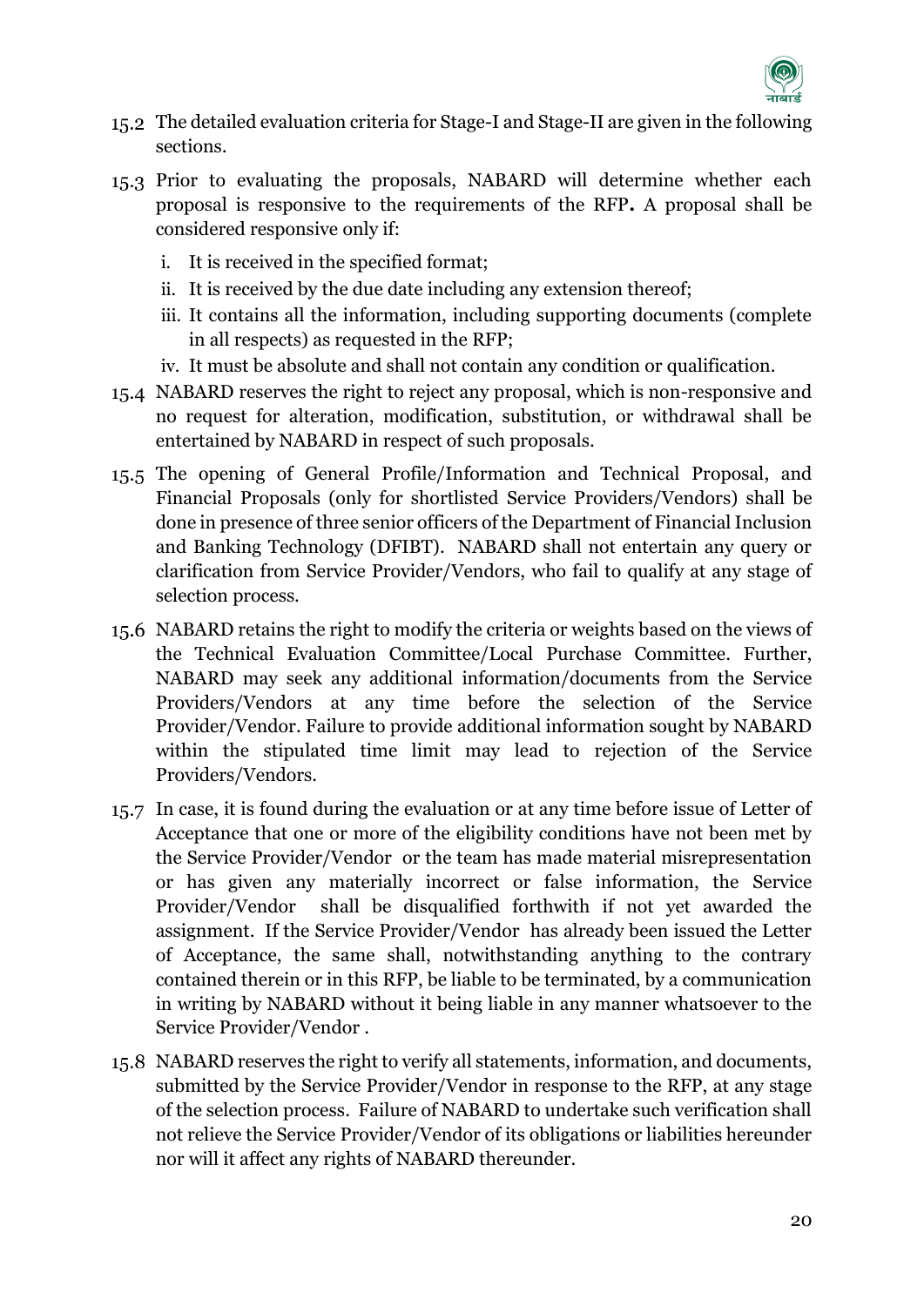15.2 The detailed evaluation criteria for Stage-I and Stage-II are given in the following sections.

15.3 Prior to evaluating the proposals, NABARD will determine whether each proposal is responsive to the requirements of the RFP**.** A proposal shall be considered responsive only if:

i. It is received in the specified format;

ii. It is received by the due date including any extension thereof;

iii. It contains all the information, including supporting documents (complete in all respects) as requested in the RFP;

iv. It must be absolute and shall not contain any condition or qualification.

15.4 NABARD reserves the right to reject any proposal, which is non-responsive and no request for alteration, modification, substitution, or withdrawal shall be entertained by NABARD in respect of such proposals.

15.5 The opening of General Profile/Information and Technical Proposal, and Financial Proposals (only for shortlisted Service Providers/Vendors) shall be done in presence of three senior officers of the Department of Financial Inclusion and Banking Technology (DFIBT). NABARD shall not entertain any query or clarification from Service Provider/Vendors, who fail to qualify at any stage of selection process.

15.6 NABARD retains the right to modify the criteria or weights based on the views of the Technical Evaluation Committee/Local Purchase Committee. Further, NABARD may seek any additional information/documents from the Service Providers/Vendors at any time before the selection of the Service Provider/Vendor. Failure to provide additional information sought by NABARD within the stipulated time limit may lead to rejection of the Service Providers/Vendors.

15.7 In case, it is found during the evaluation or at any time before issue of Letter of Acceptance that one or more of the eligibility conditions have not been met by the Service Provider/Vendor or the team has made material misrepresentation or has given any materially incorrect or false information, the Service Provider/Vendor shall be disqualified forthwith if not yet awarded the assignment. If the Service Provider/Vendor has already been issued the Letter of Acceptance, the same shall, notwithstanding anything to the contrary contained therein or in this RFP, be liable to be terminated, by a communication in writing by NABARD without it being liable in any manner whatsoever to the Service Provider/Vendor .

15.8 NABARD reserves the right to verify all statements, information, and documents, submitted by the Service Provider/Vendor in response to the RFP, at any stage of the selection process. Failure of NABARD to undertake such verification shall not relieve the Service Provider/Vendor of its obligations or liabilities hereunder nor will it affect any rights of NABARD thereunder.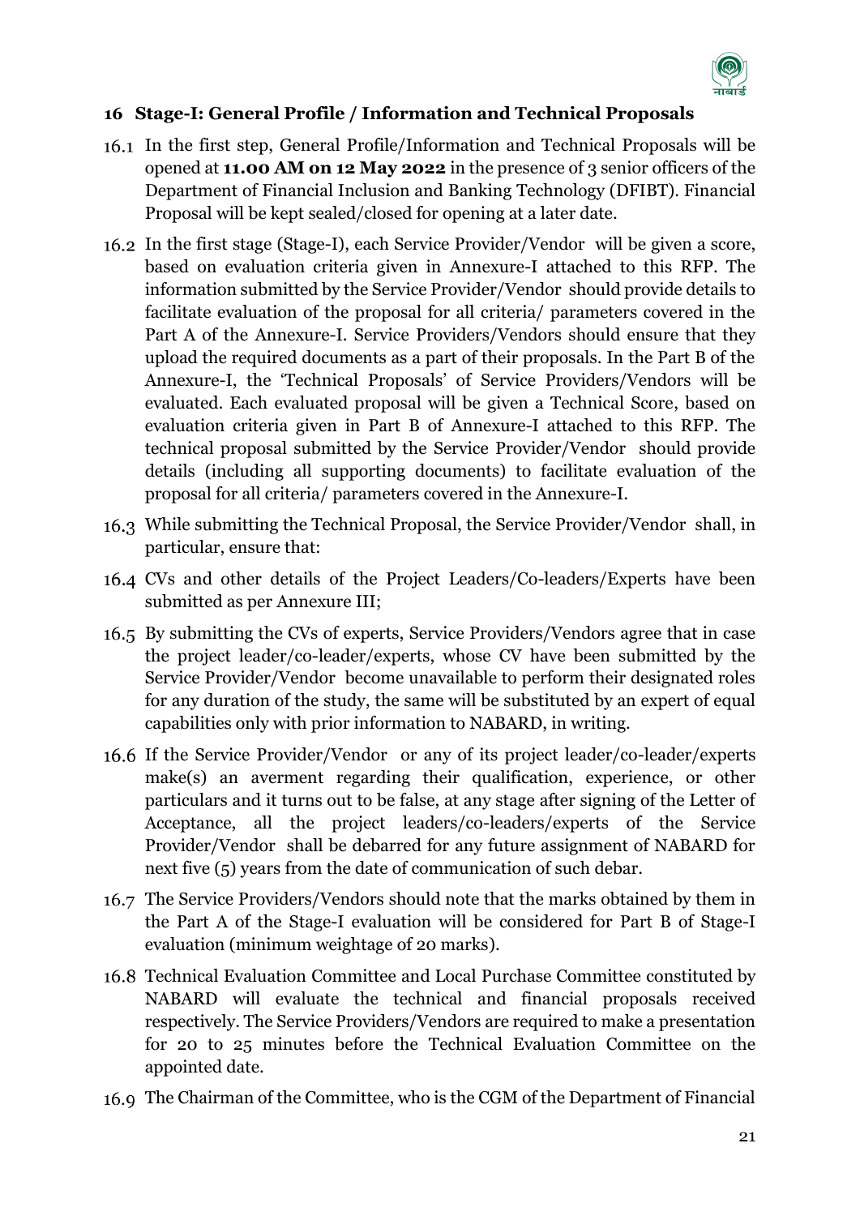## 16 Stage-I: General Profile / Information and Technical Proposals

16.1 In the first step, General Profile/Information and Technical Proposals will be opened at **11.00 AM on 12 May 2022** in the presence of 3 senior officers of the Department of Financial Inclusion and Banking Technology (DFIBT). Financial Proposal will be kept sealed/closed for opening at a later date.

16.2 In the first stage (Stage-I), each Service Provider/Vendor will be given a score, based on evaluation criteria given in Annexure-I attached to this RFP. The information submitted by the Service Provider/Vendor should provide details to facilitate evaluation of the proposal for all criteria/ parameters covered in the Part A of the Annexure-I. Service Providers/Vendors should ensure that they upload the required documents as a part of their proposals. In the Part B of the Annexure-I, the 'Technical Proposals' of Service Providers/Vendors will be evaluated. Each evaluated proposal will be given a Technical Score, based on evaluation criteria given in Part B of Annexure-I attached to this RFP. The technical proposal submitted by the Service Provider/Vendor should provide details (including all supporting documents) to facilitate evaluation of the proposal for all criteria/ parameters covered in the Annexure-I.

16.3 While submitting the Technical Proposal, the Service Provider/Vendor shall, in particular, ensure that:

16.4 CVs and other details of the Project Leaders/Co-leaders/Experts have been submitted as per Annexure III;

16.5 By submitting the CVs of experts, Service Providers/Vendors agree that in case the project leader/co-leader/experts, whose CV have been submitted by the Service Provider/Vendor become unavailable to perform their designated roles for any duration of the study, the same will be substituted by an expert of equal capabilities only with prior information to NABARD, in writing.

16.6 If the Service Provider/Vendor or any of its project leader/co-leader/experts make(s) an averment regarding their qualification, experience, or other particulars and it turns out to be false, at any stage after signing of the Letter of Acceptance, all the project leaders/co-leaders/experts of the Service Provider/Vendor shall be debarred for any future assignment of NABARD for next five (5) years from the date of communication of such debar.

16.7 The Service Providers/Vendors should note that the marks obtained by them in the Part A of the Stage-I evaluation will be considered for Part B of Stage-I evaluation (minimum weightage of 20 marks).

16.8 Technical Evaluation Committee and Local Purchase Committee constituted by NABARD will evaluate the technical and financial proposals received respectively. The Service Providers/Vendors are required to make a presentation for 20 to 25 minutes before the Technical Evaluation Committee on the appointed date.

16.9 The Chairman of the Committee, who is the CGM of the Department of Financial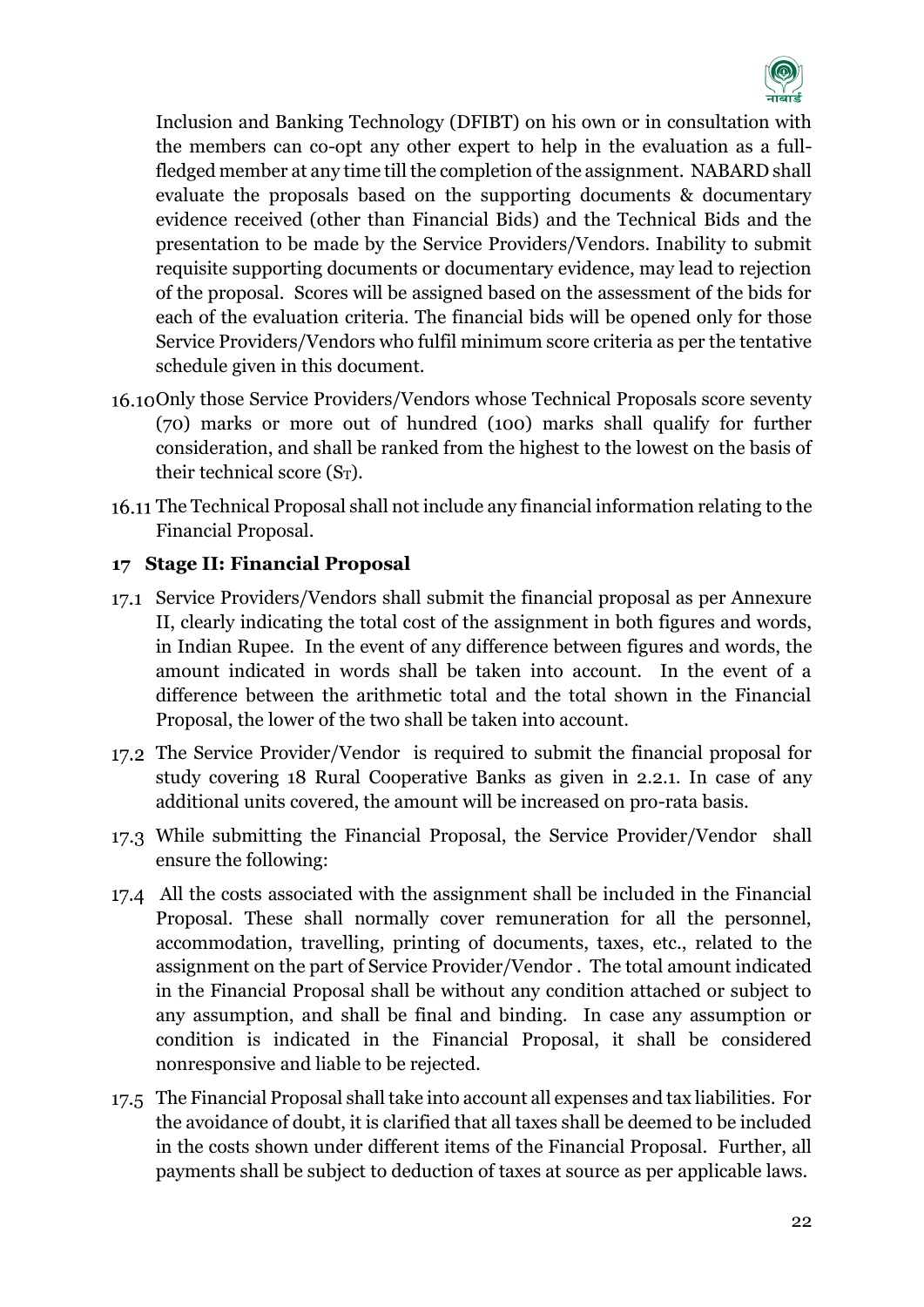Inclusion and Banking Technology (DFIBT) on his own or in consultation with the members can co-opt any other expert to help in the evaluation as a full-fledged member at any time till the completion of the assignment. NABARD shall evaluate the proposals based on the supporting documents & documentary evidence received (other than Financial Bids) and the Technical Bids and the presentation to be made by the Service Providers/Vendors. Inability to submit requisite supporting documents or documentary evidence, may lead to rejection of the proposal. Scores will be assigned based on the assessment of the bids for each of the evaluation criteria. The financial bids will be opened only for those Service Providers/Vendors who fulfil minimum score criteria as per the tentative schedule given in this document.

16.10 Only those Service Providers/Vendors whose Technical Proposals score seventy (70) marks or more out of hundred (100) marks shall qualify for further consideration, and shall be ranked from the highest to the lowest on the basis of their technical score ($S_T$).

16.11 The Technical Proposal shall not include any financial information relating to the Financial Proposal.

## 17 Stage II: Financial Proposal

17.1 Service Providers/Vendors shall submit the financial proposal as per Annexure II, clearly indicating the total cost of the assignment in both figures and words, in Indian Rupee. In the event of any difference between figures and words, the amount indicated in words shall be taken into account. In the event of a difference between the arithmetic total and the total shown in the Financial Proposal, the lower of the two shall be taken into account.

17.2 The Service Provider/Vendor is required to submit the financial proposal for study covering 18 Rural Cooperative Banks as given in 2.2.1. In case of any additional units covered, the amount will be increased on pro-rata basis.

17.3 While submitting the Financial Proposal, the Service Provider/Vendor shall ensure the following:

17.4 All the costs associated with the assignment shall be included in the Financial Proposal. These shall normally cover remuneration for all the personnel, accommodation, travelling, printing of documents, taxes, etc., related to the assignment on the part of Service Provider/Vendor . The total amount indicated in the Financial Proposal shall be without any condition attached or subject to any assumption, and shall be final and binding. In case any assumption or condition is indicated in the Financial Proposal, it shall be considered nonresponsive and liable to be rejected.

17.5 The Financial Proposal shall take into account all expenses and tax liabilities. For the avoidance of doubt, it is clarified that all taxes shall be deemed to be included in the costs shown under different items of the Financial Proposal. Further, all payments shall be subject to deduction of taxes at source as per applicable laws.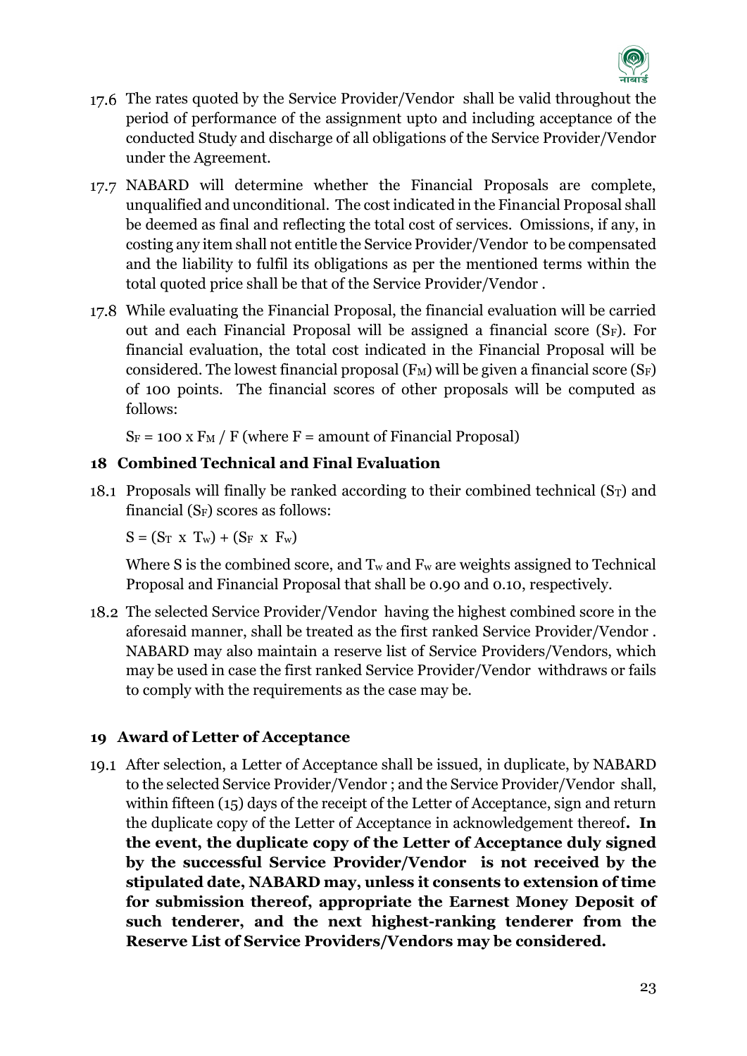17.6 The rates quoted by the Service Provider/Vendor shall be valid throughout the period of performance of the assignment upto and including acceptance of the conducted Study and discharge of all obligations of the Service Provider/Vendor under the Agreement.

17.7 NABARD will determine whether the Financial Proposals are complete, unqualified and unconditional. The cost indicated in the Financial Proposal shall be deemed as final and reflecting the total cost of services. Omissions, if any, in costing any item shall not entitle the Service Provider/Vendor to be compensated and the liability to fulfil its obligations as per the mentioned terms within the total quoted price shall be that of the Service Provider/Vendor .

17.8 While evaluating the Financial Proposal, the financial evaluation will be carried out and each Financial Proposal will be assigned a financial score ($S_F$). For financial evaluation, the total cost indicated in the Financial Proposal will be considered. The lowest financial proposal ($F_M$) will be given a financial score ($S_F$) of 100 points. The financial scores of other proposals will be computed as follows:

$S_F = 100 \times F_M / F$ (where F = amount of Financial Proposal)

## 18 Combined Technical and Final Evaluation

18.1 Proposals will finally be ranked according to their combined technical ($S_T$) and financial ($S_F$) scores as follows:

$S = (S_T \times T_w) + (S_F \times F_w)$

Where S is the combined score, and $T_w$ and $F_w$ are weights assigned to Technical Proposal and Financial Proposal that shall be 0.90 and 0.10, respectively.

18.2 The selected Service Provider/Vendor having the highest combined score in the aforesaid manner, shall be treated as the first ranked Service Provider/Vendor . NABARD may also maintain a reserve list of Service Providers/Vendors, which may be used in case the first ranked Service Provider/Vendor withdraws or fails to comply with the requirements as the case may be.

## 19 Award of Letter of Acceptance

19.1 After selection, a Letter of Acceptance shall be issued, in duplicate, by NABARD to the selected Service Provider/Vendor ; and the Service Provider/Vendor shall, within fifteen (15) days of the receipt of the Letter of Acceptance, sign and return the duplicate copy of the Letter of Acceptance in acknowledgement thereof**. In the event, the duplicate copy of the Letter of Acceptance duly signed by the successful Service Provider/Vendor is not received by the stipulated date, NABARD may, unless it consents to extension of time for submission thereof, appropriate the Earnest Money Deposit of such tenderer, and the next highest-ranking tenderer from the Reserve List of Service Providers/Vendors may be considered.**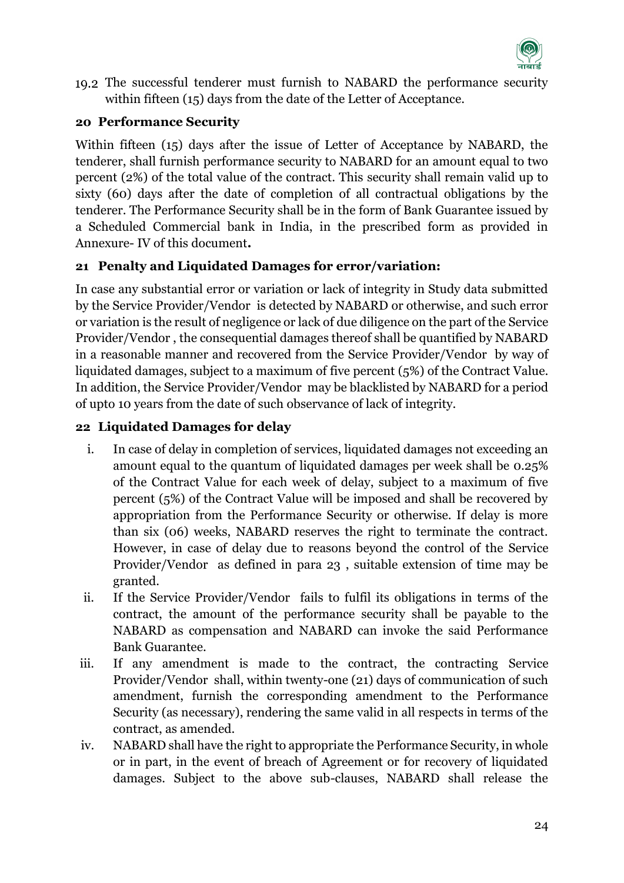19.2 The successful tenderer must furnish to NABARD the performance security within fifteen (15) days from the date of the Letter of Acceptance.

## 20 Performance Security

Within fifteen (15) days after the issue of Letter of Acceptance by NABARD, the tenderer, shall furnish performance security to NABARD for an amount equal to two percent (2%) of the total value of the contract. This security shall remain valid up to sixty (60) days after the date of completion of all contractual obligations by the tenderer. The Performance Security shall be in the form of Bank Guarantee issued by a Scheduled Commercial bank in India, in the prescribed form as provided in Annexure- IV of this document**.**

## 21 Penalty and Liquidated Damages for error/variation:

In case any substantial error or variation or lack of integrity in Study data submitted by the Service Provider/Vendor is detected by NABARD or otherwise, and such error or variation is the result of negligence or lack of due diligence on the part of the Service Provider/Vendor , the consequential damages thereof shall be quantified by NABARD in a reasonable manner and recovered from the Service Provider/Vendor by way of liquidated damages, subject to a maximum of five percent (5%) of the Contract Value. In addition, the Service Provider/Vendor may be blacklisted by NABARD for a period of upto 10 years from the date of such observance of lack of integrity.

## 22 Liquidated Damages for delay

i. In case of delay in completion of services, liquidated damages not exceeding an amount equal to the quantum of liquidated damages per week shall be 0.25% of the Contract Value for each week of delay, subject to a maximum of five percent (5%) of the Contract Value will be imposed and shall be recovered by appropriation from the Performance Security or otherwise. If delay is more than six (06) weeks, NABARD reserves the right to terminate the contract. However, in case of delay due to reasons beyond the control of the Service Provider/Vendor as defined in para 23 , suitable extension of time may be granted.

ii. If the Service Provider/Vendor fails to fulfil its obligations in terms of the contract, the amount of the performance security shall be payable to the NABARD as compensation and NABARD can invoke the said Performance Bank Guarantee.

iii. If any amendment is made to the contract, the contracting Service Provider/Vendor shall, within twenty-one (21) days of communication of such amendment, furnish the corresponding amendment to the Performance Security (as necessary), rendering the same valid in all respects in terms of the contract, as amended.

iv. NABARD shall have the right to appropriate the Performance Security, in whole or in part, in the event of breach of Agreement or for recovery of liquidated damages. Subject to the above sub-clauses, NABARD shall release the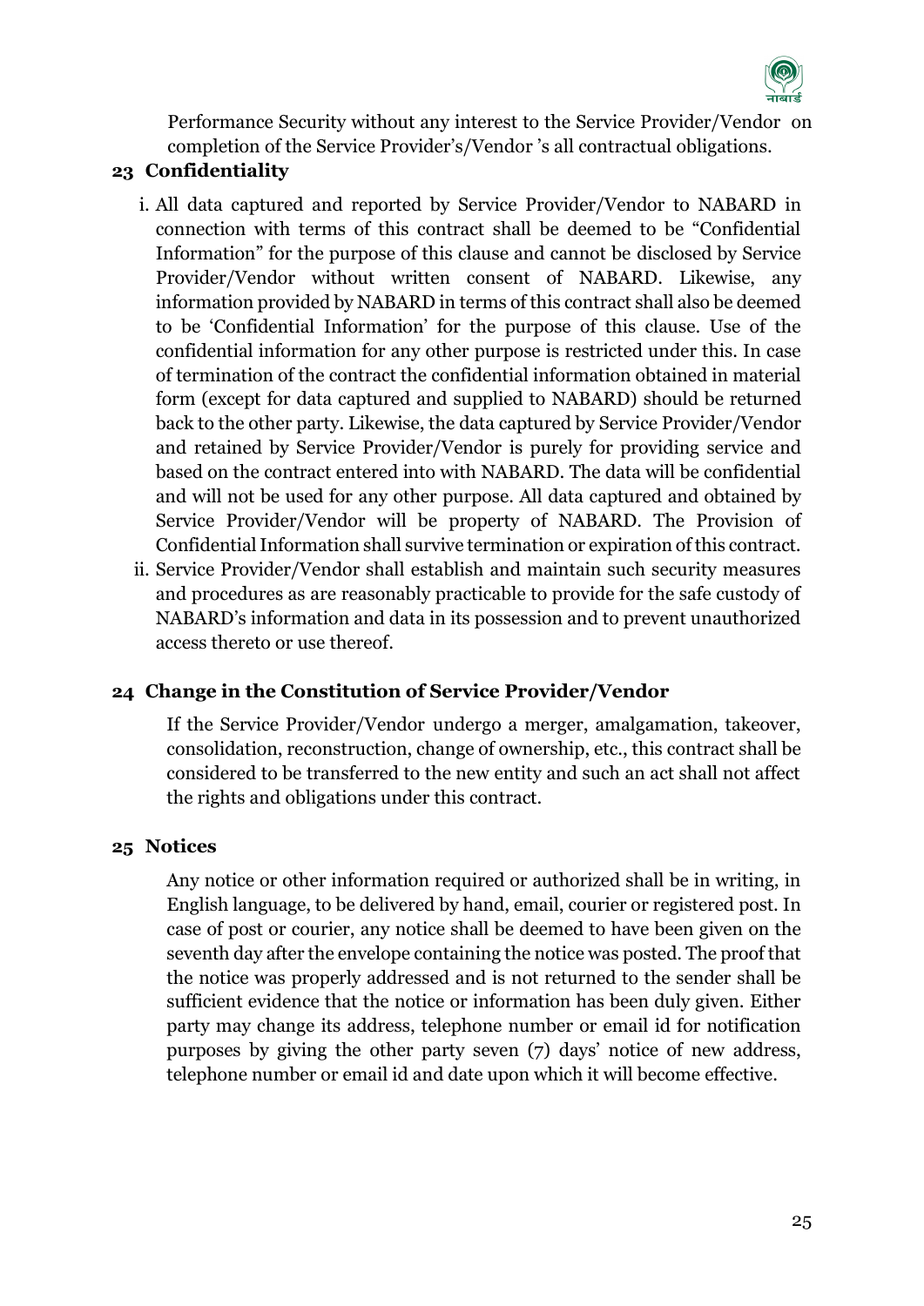Performance Security without any interest to the Service Provider/Vendor on completion of the Service Provider's/Vendor 's all contractual obligations.

**23 Confidentiality**

i. All data captured and reported by Service Provider/Vendor to NABARD in connection with terms of this contract shall be deemed to be "Confidential Information" for the purpose of this clause and cannot be disclosed by Service Provider/Vendor without written consent of NABARD. Likewise, any information provided by NABARD in terms of this contract shall also be deemed to be 'Confidential Information' for the purpose of this clause. Use of the confidential information for any other purpose is restricted under this. In case of termination of the contract the confidential information obtained in material form (except for data captured and supplied to NABARD) should be returned back to the other party. Likewise, the data captured by Service Provider/Vendor and retained by Service Provider/Vendor is purely for providing service and based on the contract entered into with NABARD. The data will be confidential and will not be used for any other purpose. All data captured and obtained by Service Provider/Vendor will be property of NABARD. The Provision of Confidential Information shall survive termination or expiration of this contract.

ii. Service Provider/Vendor shall establish and maintain such security measures and procedures as are reasonably practicable to provide for the safe custody of NABARD's information and data in its possession and to prevent unauthorized access thereto or use thereof.

**24 Change in the Constitution of Service Provider/Vendor**

If the Service Provider/Vendor undergo a merger, amalgamation, takeover, consolidation, reconstruction, change of ownership, etc., this contract shall be considered to be transferred to the new entity and such an act shall not affect the rights and obligations under this contract.

**25 Notices**

Any notice or other information required or authorized shall be in writing, in English language, to be delivered by hand, email, courier or registered post. In case of post or courier, any notice shall be deemed to have been given on the seventh day after the envelope containing the notice was posted. The proof that the notice was properly addressed and is not returned to the sender shall be sufficient evidence that the notice or information has been duly given. Either party may change its address, telephone number or email id for notification purposes by giving the other party seven (7) days' notice of new address, telephone number or email id and date upon which it will become effective.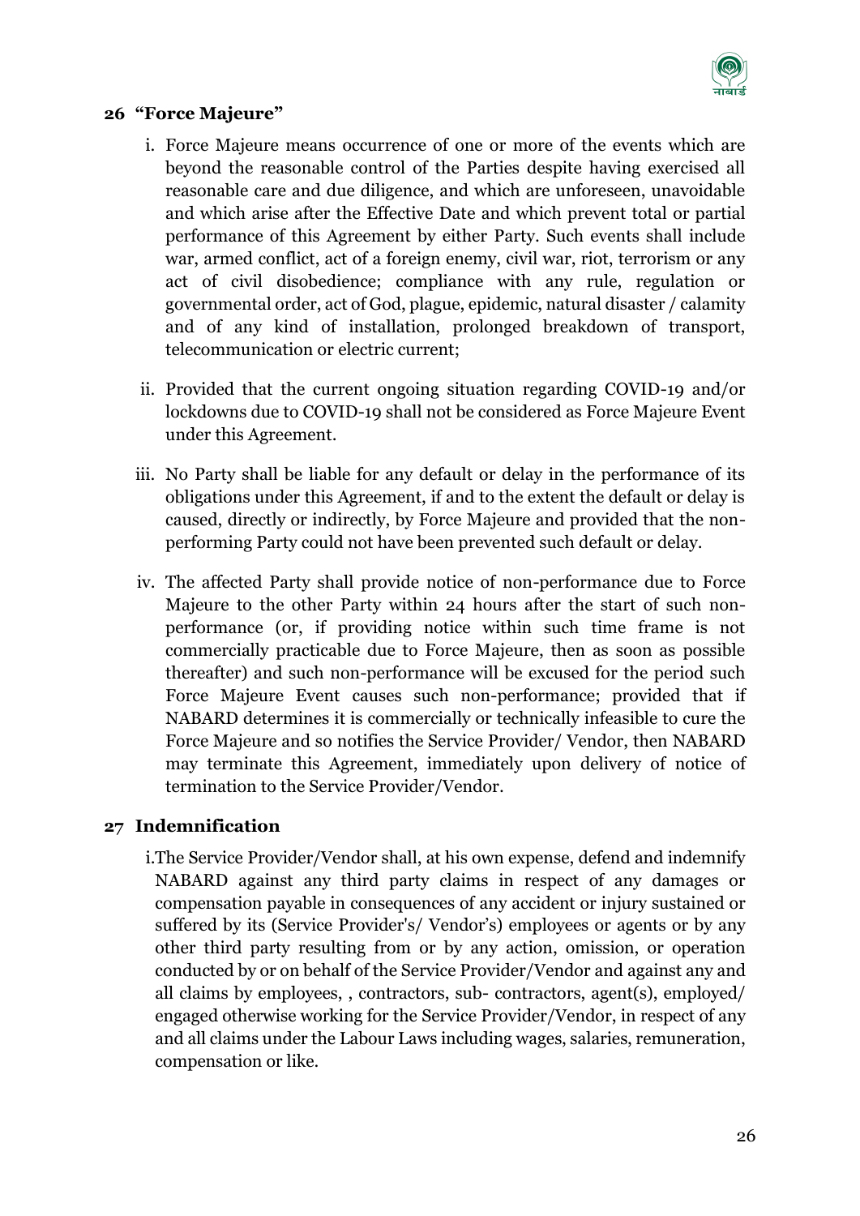## 26 "Force Majeure"

i. Force Majeure means occurrence of one or more of the events which are beyond the reasonable control of the Parties despite having exercised all reasonable care and due diligence, and which are unforeseen, unavoidable and which arise after the Effective Date and which prevent total or partial performance of this Agreement by either Party. Such events shall include war, armed conflict, act of a foreign enemy, civil war, riot, terrorism or any act of civil disobedience; compliance with any rule, regulation or governmental order, act of God, plague, epidemic, natural disaster / calamity and of any kind of installation, prolonged breakdown of transport, telecommunication or electric current;

ii. Provided that the current ongoing situation regarding COVID-19 and/or lockdowns due to COVID-19 shall not be considered as Force Majeure Event under this Agreement.

iii. No Party shall be liable for any default or delay in the performance of its obligations under this Agreement, if and to the extent the default or delay is caused, directly or indirectly, by Force Majeure and provided that the non-performing Party could not have been prevented such default or delay.

iv. The affected Party shall provide notice of non-performance due to Force Majeure to the other Party within 24 hours after the start of such non-performance (or, if providing notice within such time frame is not commercially practicable due to Force Majeure, then as soon as possible thereafter) and such non-performance will be excused for the period such Force Majeure Event causes such non-performance; provided that if NABARD determines it is commercially or technically infeasible to cure the Force Majeure and so notifies the Service Provider/ Vendor, then NABARD may terminate this Agreement, immediately upon delivery of notice of termination to the Service Provider/Vendor.

## 27 Indemnification

i. The Service Provider/Vendor shall, at his own expense, defend and indemnify NABARD against any third party claims in respect of any damages or compensation payable in consequences of any accident or injury sustained or suffered by its (Service Provider's/ Vendor's) employees or agents or by any other third party resulting from or by any action, omission, or operation conducted by or on behalf of the Service Provider/Vendor and against any and all claims by employees, , contractors, sub- contractors, agent(s), employed/ engaged otherwise working for the Service Provider/Vendor, in respect of any and all claims under the Labour Laws including wages, salaries, remuneration, compensation or like.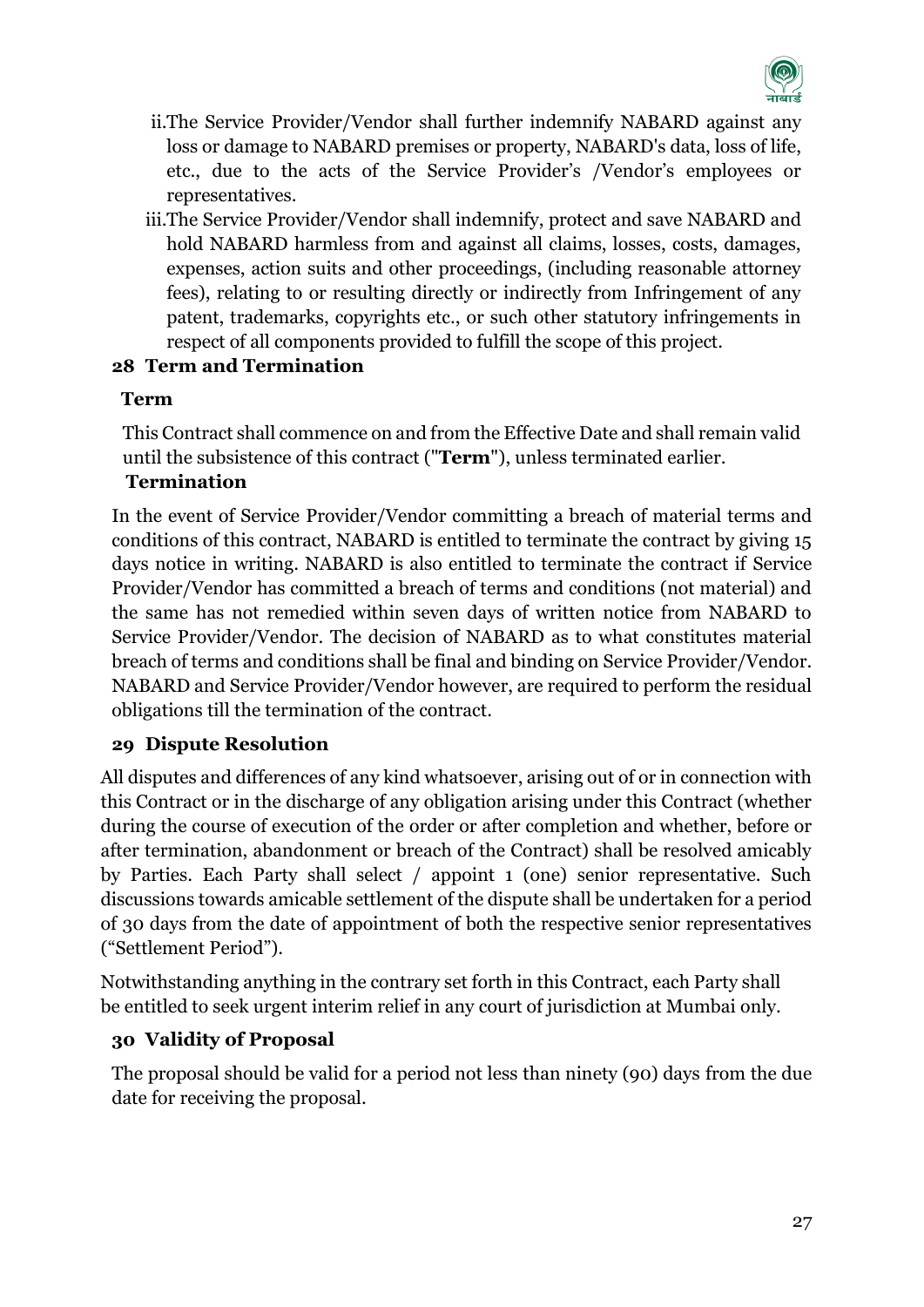ii. The Service Provider/Vendor shall further indemnify NABARD against any loss or damage to NABARD premises or property, NABARD's data, loss of life, etc., due to the acts of the Service Provider's /Vendor's employees or representatives.

iii. The Service Provider/Vendor shall indemnify, protect and save NABARD and hold NABARD harmless from and against all claims, losses, costs, damages, expenses, action suits and other proceedings, (including reasonable attorney fees), relating to or resulting directly or indirectly from Infringement of any patent, trademarks, copyrights etc., or such other statutory infringements in respect of all components provided to fulfill the scope of this project.

## 28 Term and Termination

**Term**

This Contract shall commence on and from the Effective Date and shall remain valid until the subsistence of this contract ("**Term**"), unless terminated earlier.

**Termination**

In the event of Service Provider/Vendor committing a breach of material terms and conditions of this contract, NABARD is entitled to terminate the contract by giving 15 days notice in writing. NABARD is also entitled to terminate the contract if Service Provider/Vendor has committed a breach of terms and conditions (not material) and the same has not remedied within seven days of written notice from NABARD to Service Provider/Vendor. The decision of NABARD as to what constitutes material breach of terms and conditions shall be final and binding on Service Provider/Vendor. NABARD and Service Provider/Vendor however, are required to perform the residual obligations till the termination of the contract.

## 29 Dispute Resolution

All disputes and differences of any kind whatsoever, arising out of or in connection with this Contract or in the discharge of any obligation arising under this Contract (whether during the course of execution of the order or after completion and whether, before or after termination, abandonment or breach of the Contract) shall be resolved amicably by Parties. Each Party shall select / appoint 1 (one) senior representative. Such discussions towards amicable settlement of the dispute shall be undertaken for a period of 30 days from the date of appointment of both the respective senior representatives ("Settlement Period").

Notwithstanding anything in the contrary set forth in this Contract, each Party shall be entitled to seek urgent interim relief in any court of jurisdiction at Mumbai only.

## 30 Validity of Proposal

The proposal should be valid for a period not less than ninety (90) days from the due date for receiving the proposal.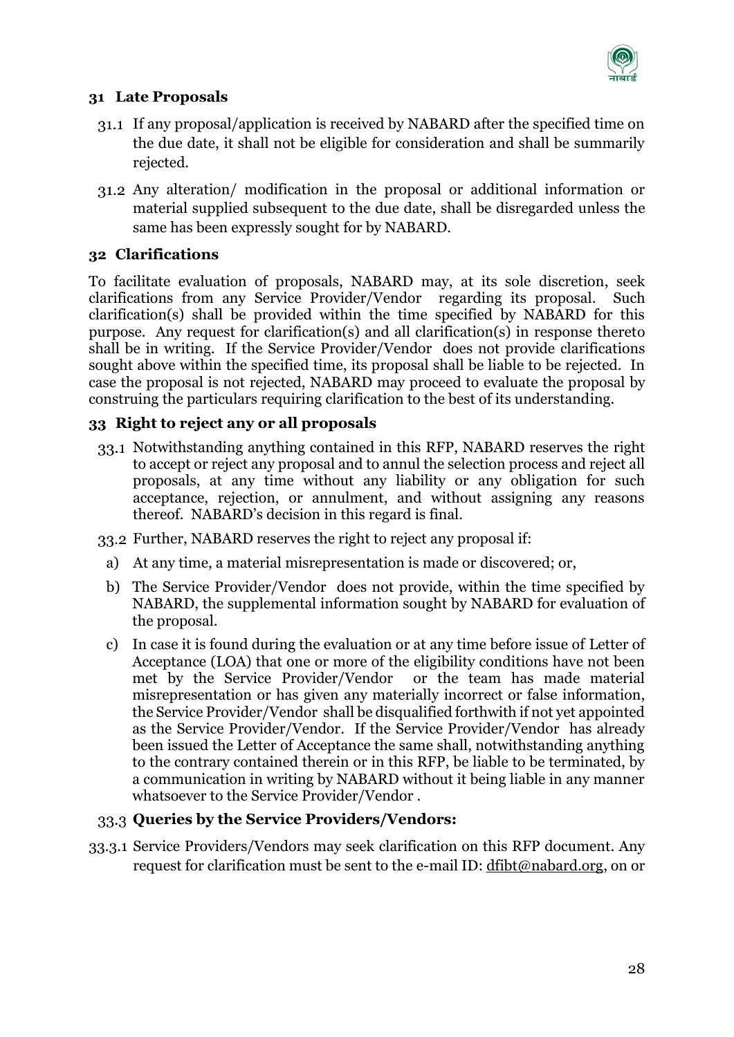## 31 Late Proposals

31.1 If any proposal/application is received by NABARD after the specified time on the due date, it shall not be eligible for consideration and shall be summarily rejected.

31.2 Any alteration/ modification in the proposal or additional information or material supplied subsequent to the due date, shall be disregarded unless the same has been expressly sought for by NABARD.

## 32 Clarifications

To facilitate evaluation of proposals, NABARD may, at its sole discretion, seek clarifications from any Service Provider/Vendor regarding its proposal. Such clarification(s) shall be provided within the time specified by NABARD for this purpose. Any request for clarification(s) and all clarification(s) in response thereto shall be in writing. If the Service Provider/Vendor does not provide clarifications sought above within the specified time, its proposal shall be liable to be rejected. In case the proposal is not rejected, NABARD may proceed to evaluate the proposal by construing the particulars requiring clarification to the best of its understanding.

## 33 Right to reject any or all proposals

33.1 Notwithstanding anything contained in this RFP, NABARD reserves the right to accept or reject any proposal and to annul the selection process and reject all proposals, at any time without any liability or any obligation for such acceptance, rejection, or annulment, and without assigning any reasons thereof. NABARD's decision in this regard is final.

33.2 Further, NABARD reserves the right to reject any proposal if:

a) At any time, a material misrepresentation is made or discovered; or,

b) The Service Provider/Vendor does not provide, within the time specified by NABARD, the supplemental information sought by NABARD for evaluation of the proposal.

c) In case it is found during the evaluation or at any time before issue of Letter of Acceptance (LOA) that one or more of the eligibility conditions have not been met by the Service Provider/Vendor or the team has made material misrepresentation or has given any materially incorrect or false information, the Service Provider/Vendor shall be disqualified forthwith if not yet appointed as the Service Provider/Vendor. If the Service Provider/Vendor has already been issued the Letter of Acceptance the same shall, notwithstanding anything to the contrary contained therein or in this RFP, be liable to be terminated, by a communication in writing by NABARD without it being liable in any manner whatsoever to the Service Provider/Vendor .

### 33.3 Queries by the Service Providers/Vendors:

33.3.1 Service Providers/Vendors may seek clarification on this RFP document. Any request for clarification must be sent to the e-mail ID: dfibt@nabard.org, on or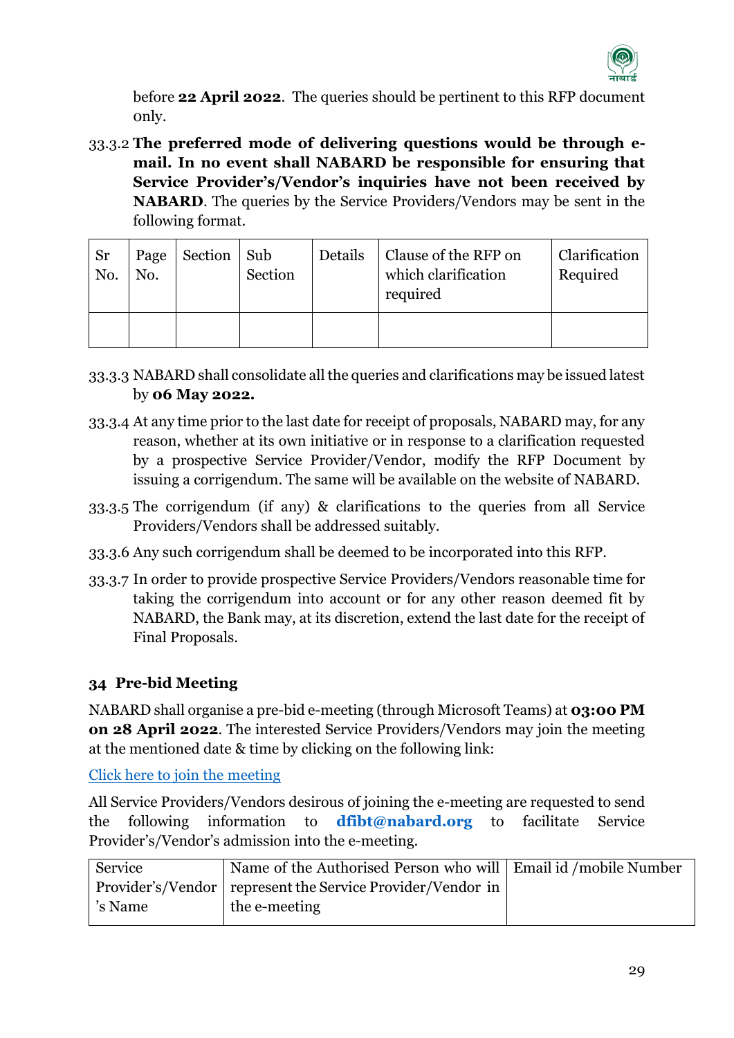before **22 April 2022**. The queries should be pertinent to this RFP document only.

33.3.2 **The preferred mode of delivering questions would be through e-mail. In no event shall NABARD be responsible for ensuring that Service Provider's/Vendor's inquiries have not been received by NABARD**. The queries by the Service Providers/Vendors may be sent in the following format.

| Sr No. | Page No. | Section | Sub Section | Details | Clause of the RFP on which clarification required | Clarification Required |
|---|---|---|---|---|---|---|
| | | | | | | |

33.3.3 NABARD shall consolidate all the queries and clarifications may be issued latest by **06 May 2022.**

33.3.4 At any time prior to the last date for receipt of proposals, NABARD may, for any reason, whether at its own initiative or in response to a clarification requested by a prospective Service Provider/Vendor, modify the RFP Document by issuing a corrigendum. The same will be available on the website of NABARD.

33.3.5 The corrigendum (if any) & clarifications to the queries from all Service Providers/Vendors shall be addressed suitably.

33.3.6 Any such corrigendum shall be deemed to be incorporated into this RFP.

33.3.7 In order to provide prospective Service Providers/Vendors reasonable time for taking the corrigendum into account or for any other reason deemed fit by NABARD, the Bank may, at its discretion, extend the last date for the receipt of Final Proposals.

## 34 Pre-bid Meeting

NABARD shall organise a pre-bid e-meeting (through Microsoft Teams) at **03:00 PM on 28 April 2022**. The interested Service Providers/Vendors may join the meeting at the mentioned date & time by clicking on the following link:

Click here to join the meeting

All Service Providers/Vendors desirous of joining the e-meeting are requested to send the following information to **dfibt@nabard.org** to facilitate Service Provider's/Vendor's admission into the e-meeting.

| Service Provider's/Vendor's Name | Name of the Authorised Person who will represent the Service Provider/Vendor in the e-meeting | Email id /mobile Number |
|---|---|---|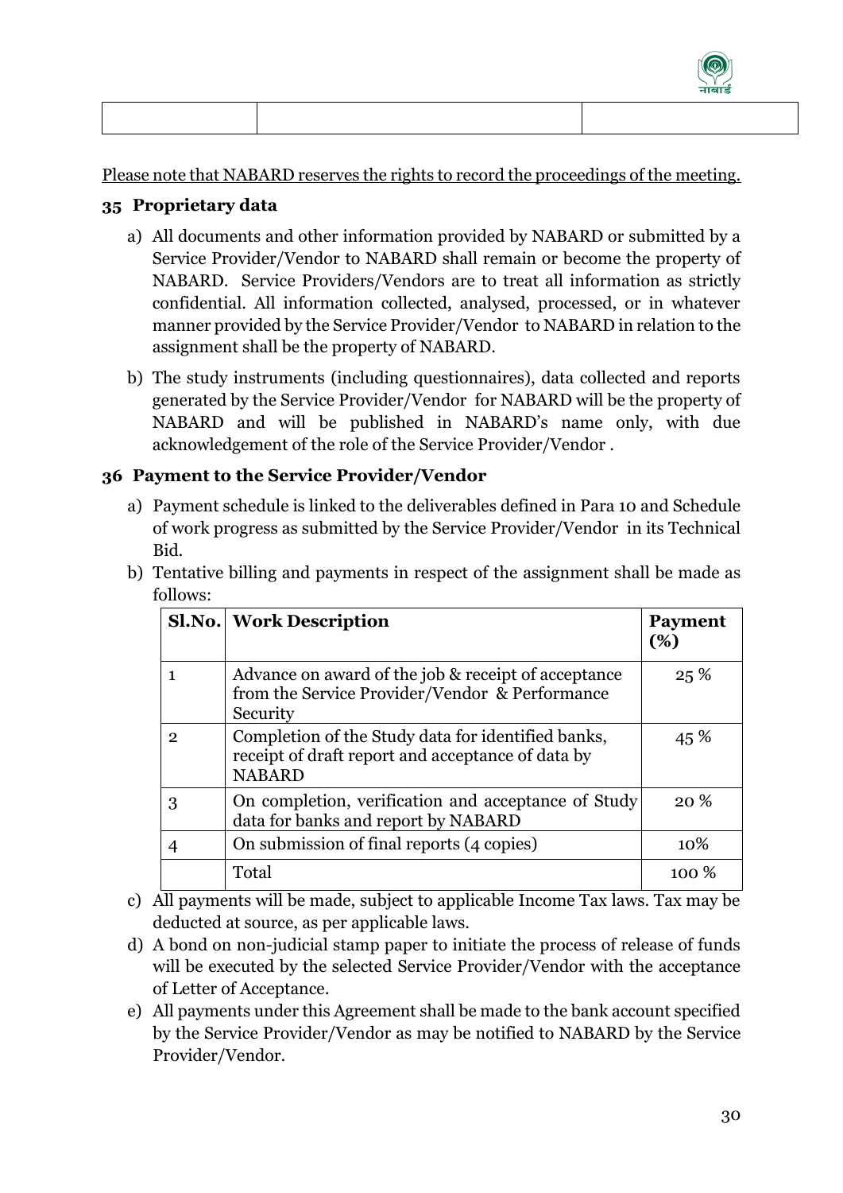| | | |
|---|---|---|
| | | |

Please note that NABARD reserves the rights to record the proceedings of the meeting.

## 35 Proprietary data

a) All documents and other information provided by NABARD or submitted by a Service Provider/Vendor to NABARD shall remain or become the property of NABARD. Service Providers/Vendors are to treat all information as strictly confidential. All information collected, analysed, processed, or in whatever manner provided by the Service Provider/Vendor to NABARD in relation to the assignment shall be the property of NABARD.

b) The study instruments (including questionnaires), data collected and reports generated by the Service Provider/Vendor for NABARD will be the property of NABARD and will be published in NABARD's name only, with due acknowledgement of the role of the Service Provider/Vendor .

## 36 Payment to the Service Provider/Vendor

a) Payment schedule is linked to the deliverables defined in Para 10 and Schedule of work progress as submitted by the Service Provider/Vendor in its Technical Bid.

b) Tentative billing and payments in respect of the assignment shall be made as follows:

| Sl.No. | Work Description | Payment (%) |
|---|---|---|
| 1 | Advance on award of the job & receipt of acceptance from the Service Provider/Vendor & Performance Security | 25 % |
| 2 | Completion of the Study data for identified banks, receipt of draft report and acceptance of data by NABARD | 45 % |
| 3 | On completion, verification and acceptance of Study data for banks and report by NABARD | 20 % |
| 4 | On submission of final reports (4 copies) | 10% |
| | Total | 100 % |

c) All payments will be made, subject to applicable Income Tax laws. Tax may be deducted at source, as per applicable laws.

d) A bond on non-judicial stamp paper to initiate the process of release of funds will be executed by the selected Service Provider/Vendor with the acceptance of Letter of Acceptance.

e) All payments under this Agreement shall be made to the bank account specified by the Service Provider/Vendor as may be notified to NABARD by the Service Provider/Vendor.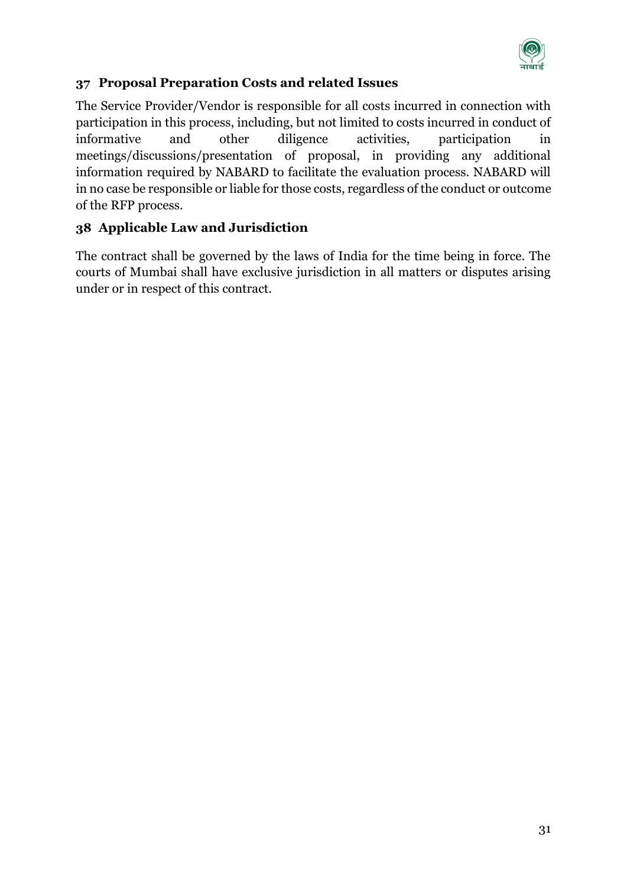## 37 Proposal Preparation Costs and related Issues

The Service Provider/Vendor is responsible for all costs incurred in connection with participation in this process, including, but not limited to costs incurred in conduct of informative and other diligence activities, participation in meetings/discussions/presentation of proposal, in providing any additional information required by NABARD to facilitate the evaluation process. NABARD will in no case be responsible or liable for those costs, regardless of the conduct or outcome of the RFP process.

## 38 Applicable Law and Jurisdiction

The contract shall be governed by the laws of India for the time being in force. The courts of Mumbai shall have exclusive jurisdiction in all matters or disputes arising under or in respect of this contract.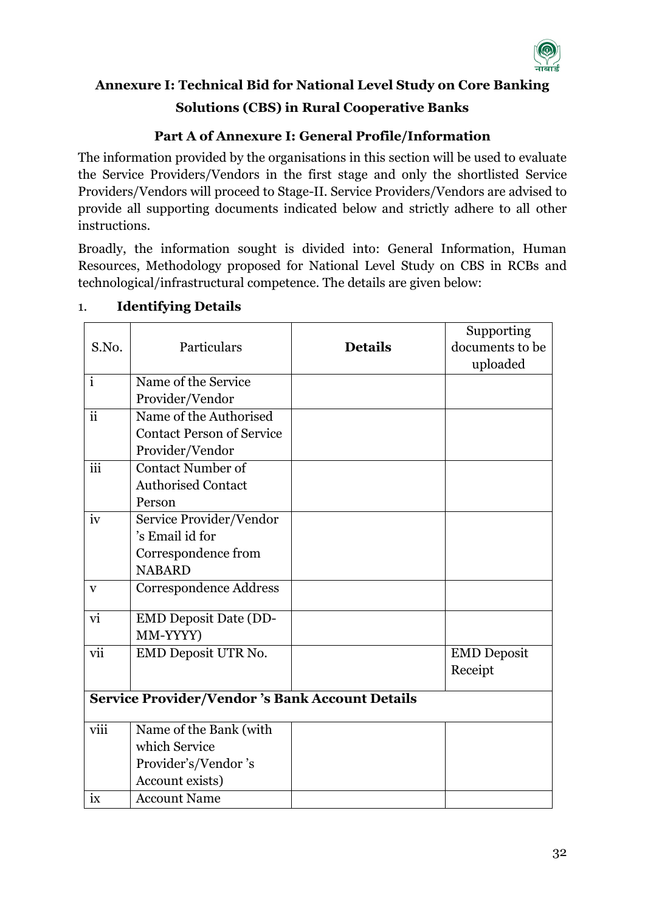## Annexure I: Technical Bid for National Level Study on Core Banking Solutions (CBS) in Rural Cooperative Banks

### Part A of Annexure I: General Profile/Information

The information provided by the organisations in this section will be used to evaluate the Service Providers/Vendors in the first stage and only the shortlisted Service Providers/Vendors will proceed to Stage-II. Service Providers/Vendors are advised to provide all supporting documents indicated below and strictly adhere to all other instructions.

Broadly, the information sought is divided into: General Information, Human Resources, Methodology proposed for National Level Study on CBS in RCBs and technological/infrastructural competence. The details are given below:

1. **Identifying Details**

| S.No. | Particulars | **Details** | Supporting documents to be uploaded |
|---|---|---|---|
| i | Name of the Service Provider/Vendor | | |
| ii | Name of the Authorised Contact Person of Service Provider/Vendor | | |
| iii | Contact Number of Authorised Contact Person | | |
| iv | Service Provider/Vendor 's Email id for Correspondence from NABARD | | |
| v | Correspondence Address | | |
| vi | EMD Deposit Date (DD-MM-YYYY) | | |
| vii | EMD Deposit UTR No. | | EMD Deposit Receipt |
| **Service Provider/Vendor 's Bank Account Details** | | | |
| viii | Name of the Bank (with which Service Provider's/Vendor 's Account exists) | | |
| ix | Account Name | | |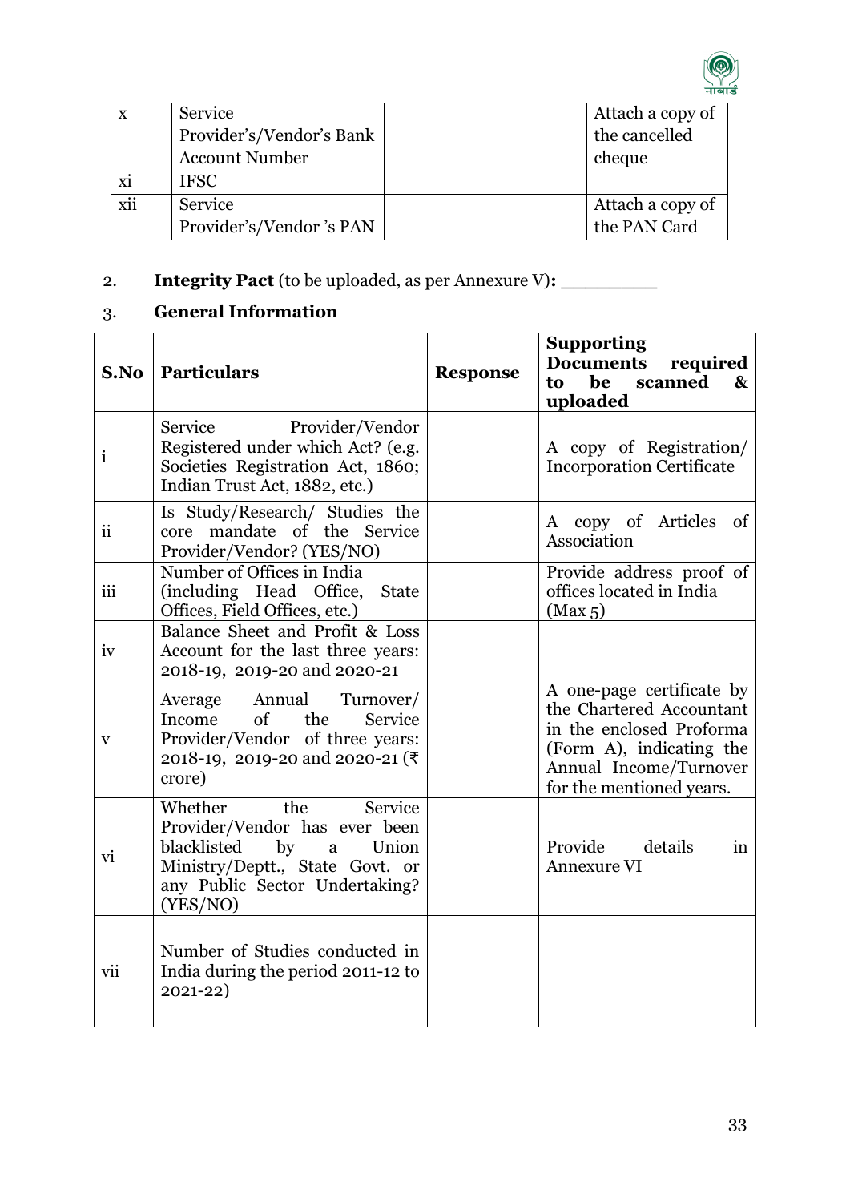| x | Service Provider's/Vendor's Bank Account Number | | Attach a copy of the cancelled cheque |
|---|---|---|---|
| xi | IFSC | | |
| xii | Service Provider's/Vendor 's PAN | | Attach a copy of the PAN Card |

2. **Integrity Pact** (to be uploaded, as per Annexure V)**:** _________

3. **General Information**

| S.No | Particulars | Response | Supporting Documents required to be scanned & uploaded |
|---|---|---|---|
| i | Service Provider/Vendor Registered under which Act? (e.g. Societies Registration Act, 1860; Indian Trust Act, 1882, etc.) | | A copy of Registration/ Incorporation Certificate |
| ii | Is Study/Research/ Studies the core mandate of the Service Provider/Vendor? (YES/NO) | | A copy of Articles of Association |
| iii | Number of Offices in India (including Head Office, State Offices, Field Offices, etc.) | | Provide address proof of offices located in India (Max 5) |
| iv | Balance Sheet and Profit & Loss Account for the last three years: 2018-19, 2019-20 and 2020-21 | | |
| v | Average Annual Turnover/ Income of the Service Provider/Vendor of three years: 2018-19, 2019-20 and 2020-21 (₹ crore) | | A one-page certificate by the Chartered Accountant in the enclosed Proforma (Form A), indicating the Annual Income/Turnover for the mentioned years. |
| vi | Whether the Service Provider/Vendor has ever been blacklisted by a Union Ministry/Deptt., State Govt. or any Public Sector Undertaking? (YES/NO) | | Provide details in Annexure VI |
| vii | Number of Studies conducted in India during the period 2011-12 to 2021-22) | | |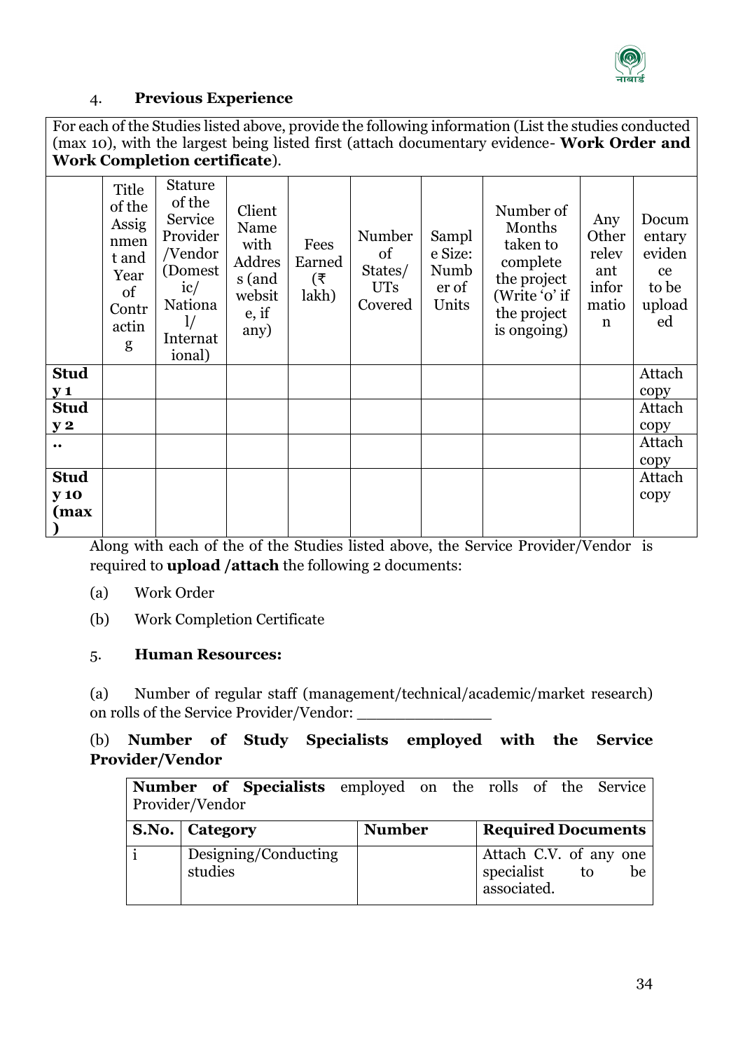4. **Previous Experience**

For each of the Studies listed above, provide the following information (List the studies conducted (max 10), with the largest being listed first (attach documentary evidence- **Work Order and Work Completion certificate**).

| | Title of the Assignment and Year of Contracting | Stature of the Service Provider /Vendor (Domestic/ National/ International) | Client Name with Address (and website, if any) | Fees Earned (₹ lakh) | Number of States/ UTs Covered | Sample Size: Number of Units | Number of Months taken to complete the project (Write '0' if the project is ongoing) | Any Other relevant information | Documentary evidence to be uploaded |
|---|---|---|---|---|---|---|---|---|---|
| **Study 1** | | | | | | | | | Attach copy |
| **Study 2** | | | | | | | | | Attach copy |
| .. | | | | | | | | | Attach copy |
| **Study 10 (max)** | | | | | | | | | Attach copy |

Along with each of the of the Studies listed above, the Service Provider/Vendor is required to **upload /attach** the following 2 documents:

(a) Work Order

(b) Work Completion Certificate

5. **Human Resources:**

(a) Number of regular staff (management/technical/academic/market research) on rolls of the Service Provider/Vendor: _______________

(b) **Number of Study Specialists employed with the Service Provider/Vendor**

| **Number of Specialists** employed on the rolls of the Service Provider/Vendor | | | |
|---|---|---|---|
| **S.No.** | **Category** | **Number** | **Required Documents** |
| i | Designing/Conducting studies | | Attach C.V. of any one specialist to be associated. |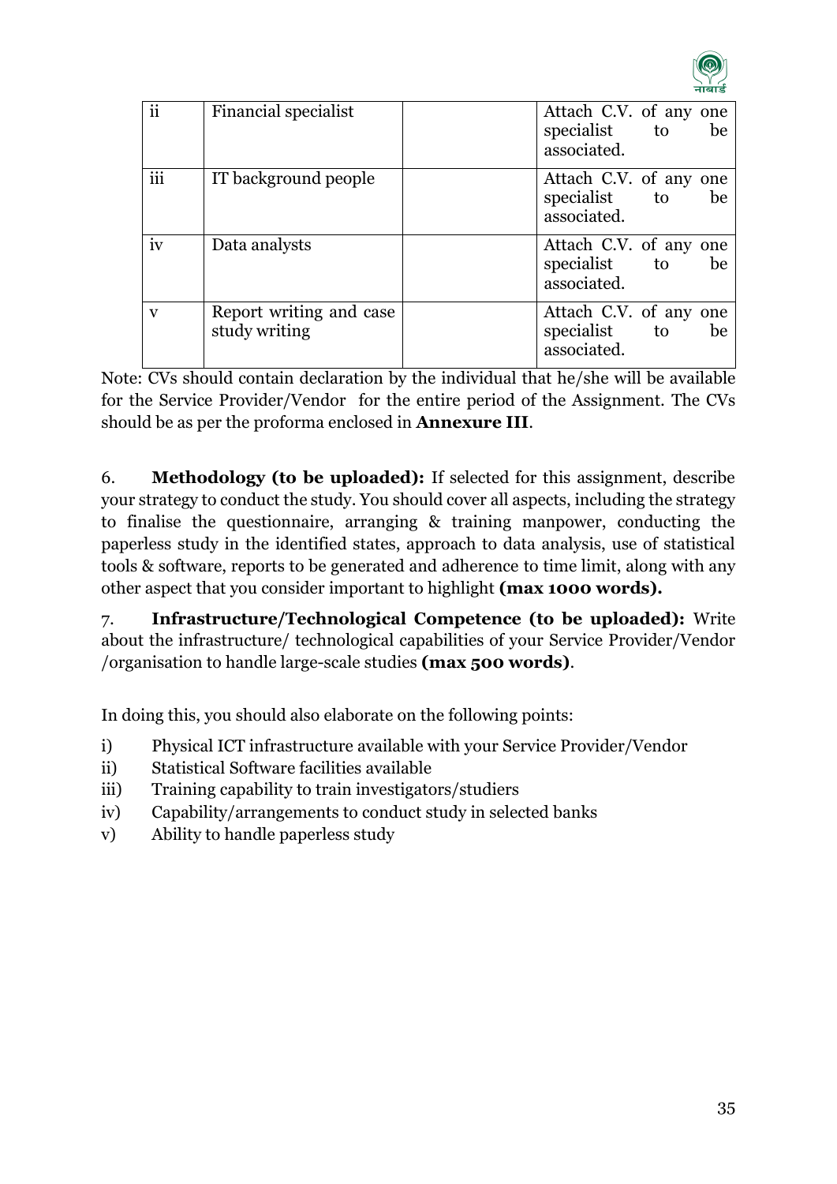| | | | |
|---|---|---|---|
| ii | Financial specialist | | Attach C.V. of any one specialist to be associated. |
| iii | IT background people | | Attach C.V. of any one specialist to be associated. |
| iv | Data analysts | | Attach C.V. of any one specialist to be associated. |
| v | Report writing and case study writing | | Attach C.V. of any one specialist to be associated. |

Note: CVs should contain declaration by the individual that he/she will be available for the Service Provider/Vendor for the entire period of the Assignment. The CVs should be as per the proforma enclosed in **Annexure III**.

6. **Methodology (to be uploaded):** If selected for this assignment, describe your strategy to conduct the study. You should cover all aspects, including the strategy to finalise the questionnaire, arranging & training manpower, conducting the paperless study in the identified states, approach to data analysis, use of statistical tools & software, reports to be generated and adherence to time limit, along with any other aspect that you consider important to highlight **(max 1000 words).**

7. **Infrastructure/Technological Competence (to be uploaded):** Write about the infrastructure/ technological capabilities of your Service Provider/Vendor /organisation to handle large-scale studies **(max 500 words)**.

In doing this, you should also elaborate on the following points:

i) Physical ICT infrastructure available with your Service Provider/Vendor
ii) Statistical Software facilities available
iii) Training capability to train investigators/studiers
iv) Capability/arrangements to conduct study in selected banks
v) Ability to handle paperless study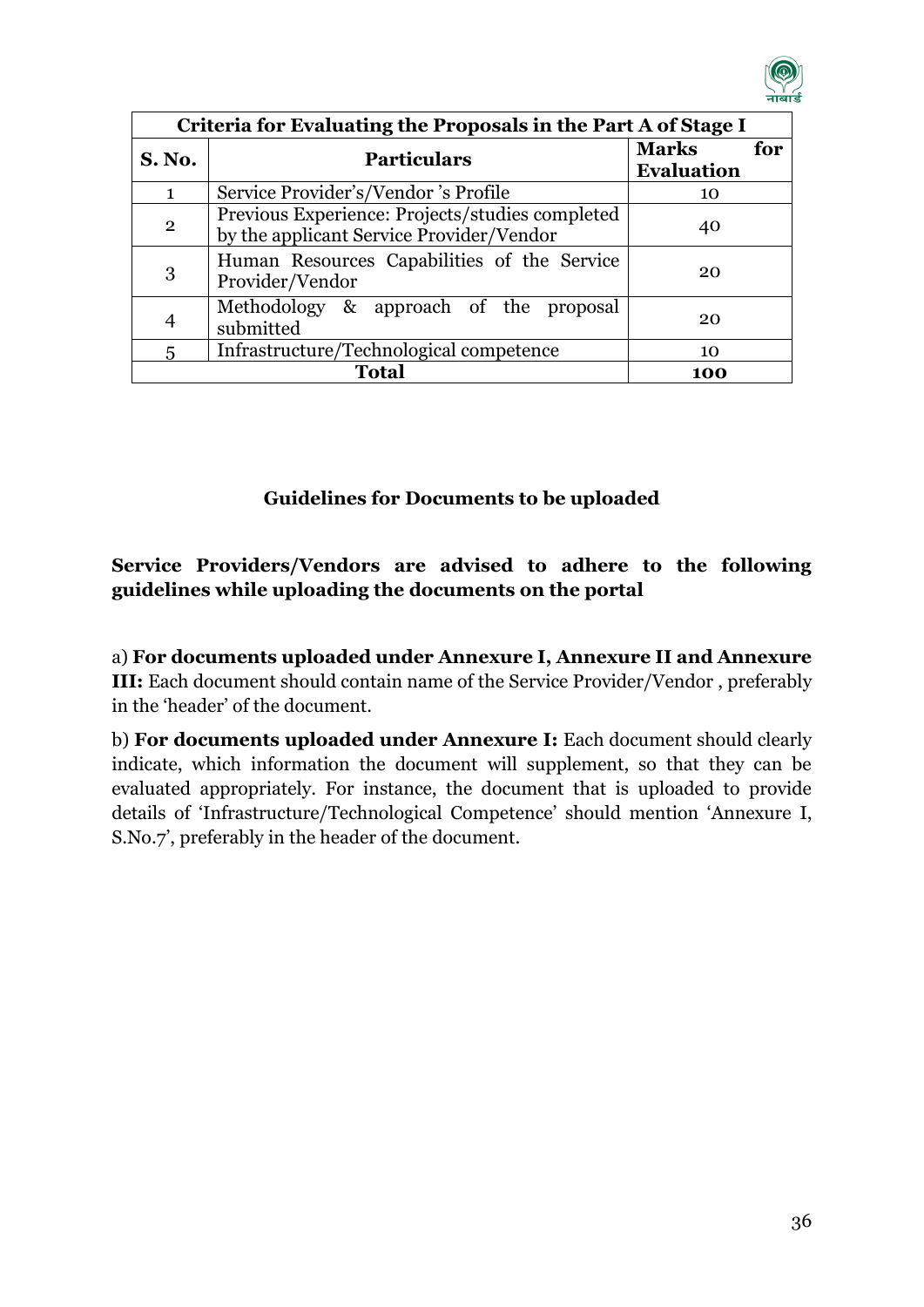| Criteria for Evaluating the Proposals in the Part A of Stage I | | |
|---|---|---|
| **S. No.** | **Particulars** | **Marks for Evaluation** |
| 1 | Service Provider's/Vendor 's Profile | 10 |
| 2 | Previous Experience: Projects/studies completed by the applicant Service Provider/Vendor | 40 |
| 3 | Human Resources Capabilities of the Service Provider/Vendor | 20 |
| 4 | Methodology & approach of the proposal submitted | 20 |
| 5 | Infrastructure/Technological competence | 10 |
| **Total** | | **100** |

## Guidelines for Documents to be uploaded

**Service Providers/Vendors are advised to adhere to the following guidelines while uploading the documents on the portal**

a) **For documents uploaded under Annexure I, Annexure II and Annexure III:** Each document should contain name of the Service Provider/Vendor , preferably in the 'header' of the document.

b) **For documents uploaded under Annexure I:** Each document should clearly indicate, which information the document will supplement, so that they can be evaluated appropriately. For instance, the document that is uploaded to provide details of 'Infrastructure/Technological Competence' should mention 'Annexure I, S.No.7', preferably in the header of the document.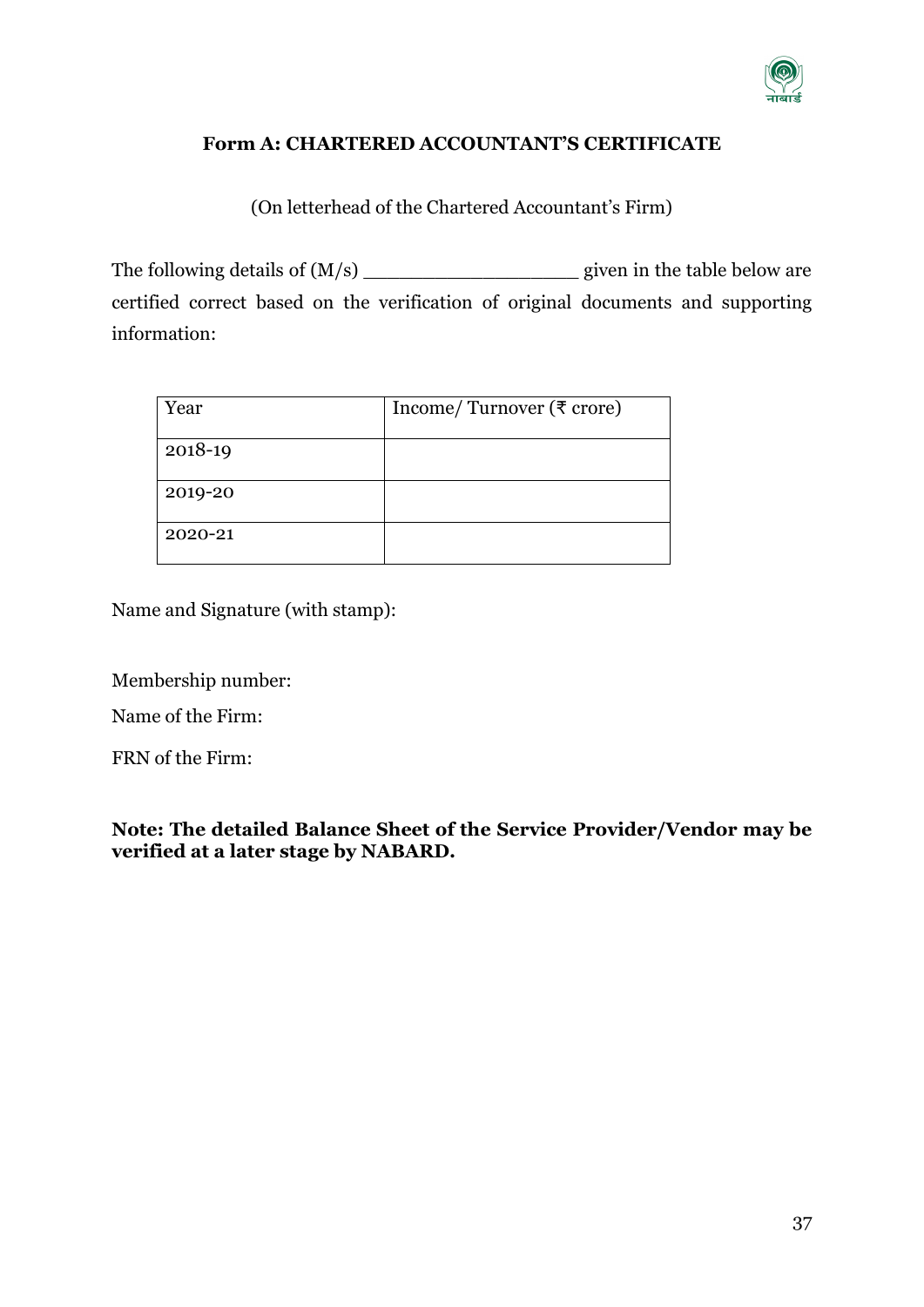## Form A: CHARTERED ACCOUNTANT'S CERTIFICATE

(On letterhead of the Chartered Accountant's Firm)

The following details of (M/s) ___________________ given in the table below are certified correct based on the verification of original documents and supporting information:

| Year | Income/ Turnover (₹ crore) |
|---|---|
| 2018-19 | |
| 2019-20 | |
| 2020-21 | |

Name and Signature (with stamp):

Membership number:

Name of the Firm:

FRN of the Firm:

**Note: The detailed Balance Sheet of the Service Provider/Vendor may be verified at a later stage by NABARD.**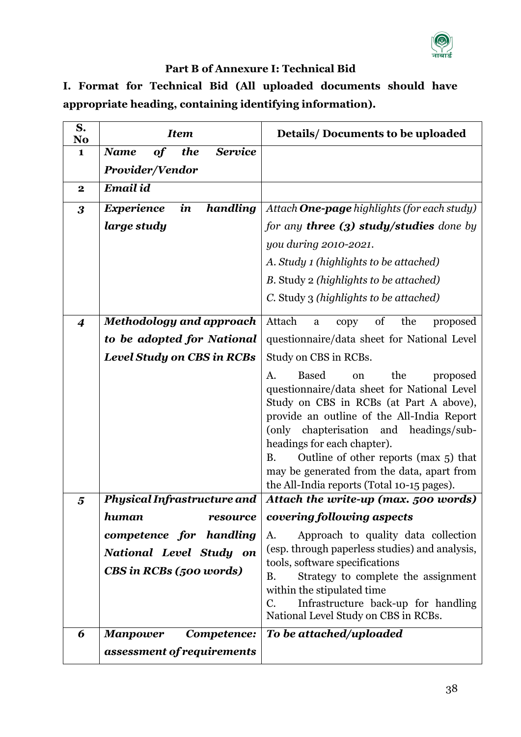**Part B of Annexure I: Technical Bid**

**I. Format for Technical Bid (All uploaded documents should have appropriate heading, containing identifying information).**

| S. No | *Item* | Details/ Documents to be uploaded |
|---|---|---|
| 1 | ***Name of the Service Provider/Vendor*** | |
| 2 | ***Email id*** | |
| *3* | ***Experience in handling large study*** | *Attach **One-page** highlights (for each study) for any **three (3) study/studies** done by you during 2010-2021.*<br>*A. Study 1 (highlights to be attached)*<br>*B.* Study 2 *(highlights to be attached)*<br>*C.* Study 3 *(highlights to be attached)* |
| *4* | ***Methodology and approach to be adopted for National Level Study on CBS in RCBs*** | Attach a copy of the proposed questionnaire/data sheet for National Level Study on CBS in RCBs.<br>A. Based on the proposed questionnaire/data sheet for National Level Study on CBS in RCBs (at Part A above), provide an outline of the All-India Report (only chapterisation and headings/sub-headings for each chapter).<br>B. Outline of other reports (max 5) that may be generated from the data, apart from the All-India reports (Total 10-15 pages). |
| *5* | ***Physical Infrastructure and human resource competence for handling National Level Study on CBS in RCBs (500 words)*** | ***Attach the write-up (max. 500 words) covering following aspects***<br>A. Approach to quality data collection (esp. through paperless studies) and analysis, tools, software specifications<br>B. Strategy to complete the assignment within the stipulated time<br>C. Infrastructure back-up for handling National Level Study on CBS in RCBs. |
| *6* | ***Manpower Competence: assessment of requirements*** | ***To be attached/uploaded*** |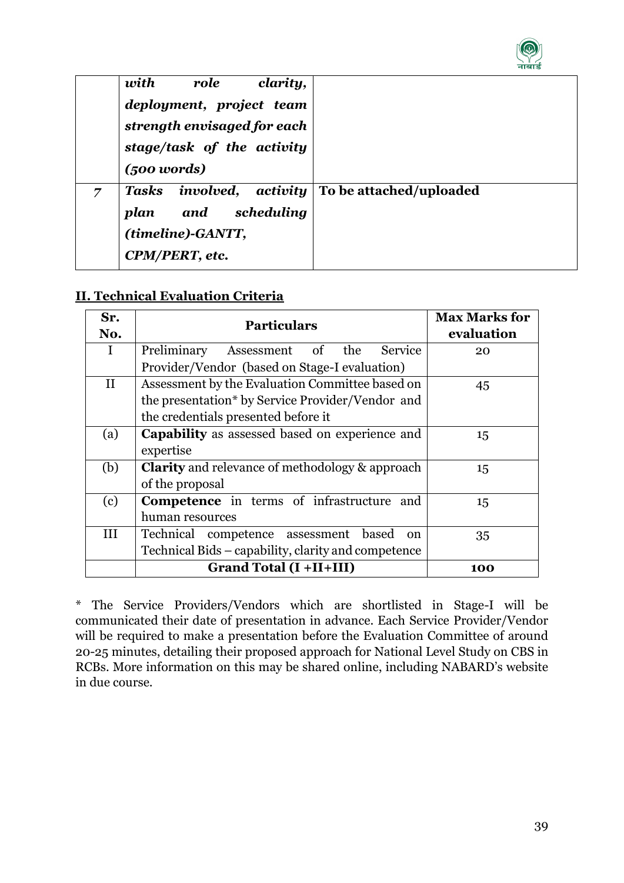|   | ***with role clarity, deployment, project team strength envisaged for each stage/task of the activity (500 words)*** |   |
|---|---|---|
| *7* | ***Tasks involved, activity plan and scheduling (timeline)-GANTT, CPM/PERT, etc.*** | **To be attached/uploaded** |

## II. Technical Evaluation Criteria

| Sr. No. | Particulars | Max Marks for evaluation |
|---|---|---|
| I | Preliminary Assessment of the Service Provider/Vendor (based on Stage-I evaluation) | 20 |
| II | Assessment by the Evaluation Committee based on the presentation* by Service Provider/Vendor and the credentials presented before it | 45 |
| (a) | **Capability** as assessed based on experience and expertise | 15 |
| (b) | **Clarity** and relevance of methodology & approach of the proposal | 15 |
| (c) | **Competence** in terms of infrastructure and human resources | 15 |
| III | Technical competence assessment based on Technical Bids – capability, clarity and competence | 35 |
|   | **Grand Total (I +II+III)** | **100** |

* The Service Providers/Vendors which are shortlisted in Stage-I will be communicated their date of presentation in advance. Each Service Provider/Vendor will be required to make a presentation before the Evaluation Committee of around 20-25 minutes, detailing their proposed approach for National Level Study on CBS in RCBs. More information on this may be shared online, including NABARD's website in due course.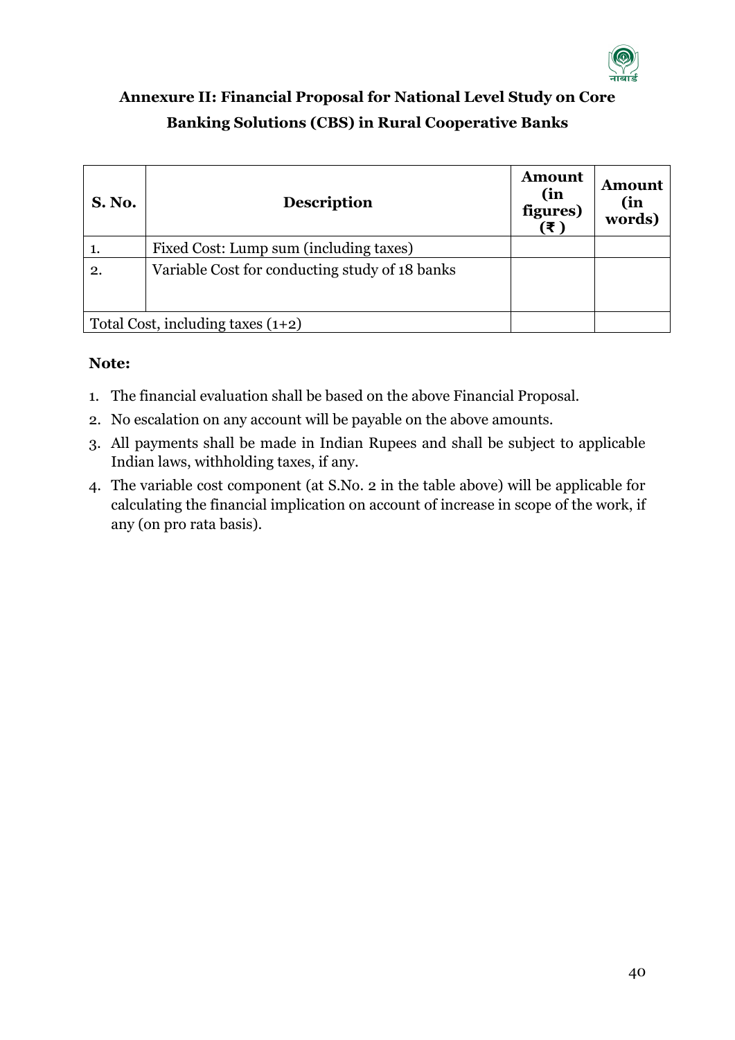## Annexure II: Financial Proposal for National Level Study on Core Banking Solutions (CBS) in Rural Cooperative Banks

| S. No. | Description | Amount (in figures) (₹ ) | Amount (in words) |
|---|---|---|---|
| 1. | Fixed Cost: Lump sum (including taxes) | | |
| 2. | Variable Cost for conducting study of 18 banks | | |
| Total Cost, including taxes (1+2) | | | |

**Note:**

1. The financial evaluation shall be based on the above Financial Proposal.
2. No escalation on any account will be payable on the above amounts.
3. All payments shall be made in Indian Rupees and shall be subject to applicable Indian laws, withholding taxes, if any.
4. The variable cost component (at S.No. 2 in the table above) will be applicable for calculating the financial implication on account of increase in scope of the work, if any (on pro rata basis).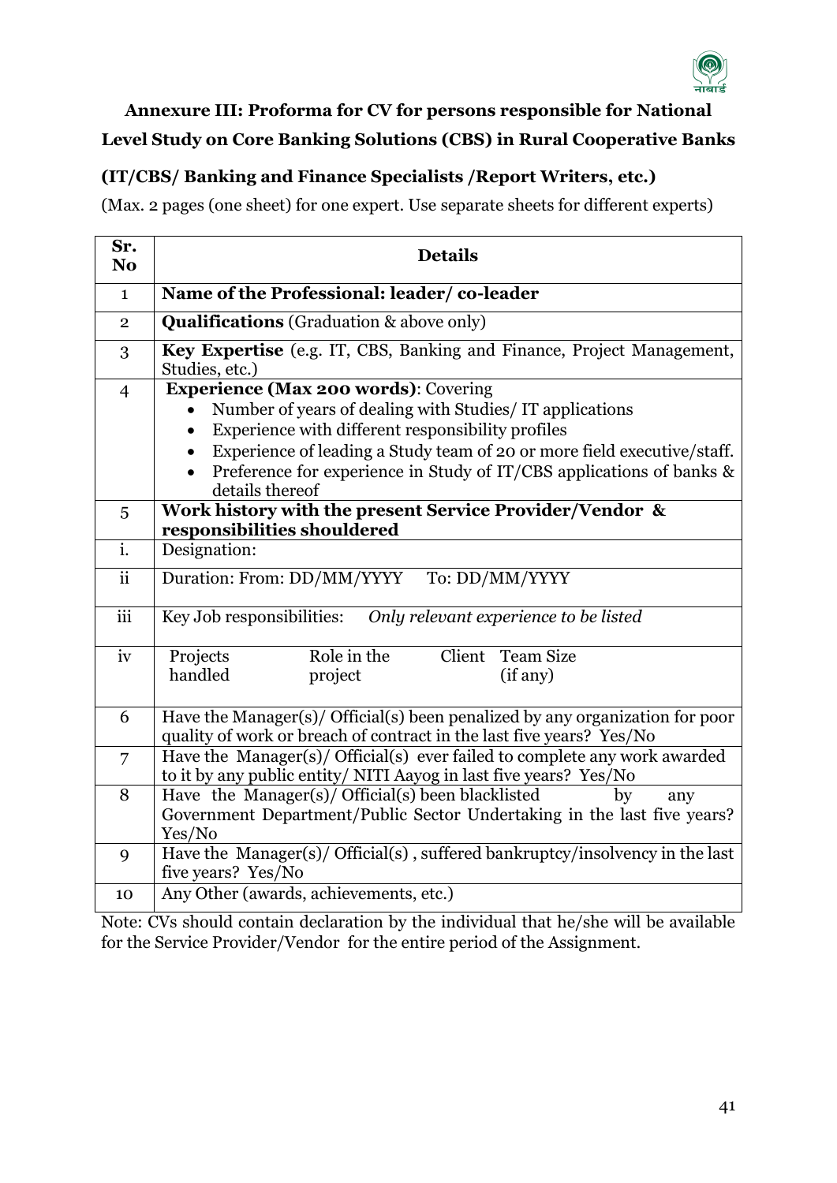## Annexure III: Proforma for CV for persons responsible for National Level Study on Core Banking Solutions (CBS) in Rural Cooperative Banks

### (IT/CBS/ Banking and Finance Specialists /Report Writers, etc.)

(Max. 2 pages (one sheet) for one expert. Use separate sheets for different experts)

| Sr. No | Details |
|---|---|
| 1 | **Name of the Professional: leader/ co-leader** |
| 2 | **Qualifications** (Graduation & above only) |
| 3 | **Key Expertise** (e.g. IT, CBS, Banking and Finance, Project Management, Studies, etc.) |
| 4 | **Experience (Max 200 words)**: Covering <br>• Number of years of dealing with Studies/ IT applications <br>• Experience with different responsibility profiles <br>• Experience of leading a Study team of 20 or more field executive/staff. <br>• Preference for experience in Study of IT/CBS applications of banks & details thereof |
| 5 | **Work history with the present Service Provider/Vendor & responsibilities shouldered** |
| i. | Designation: |
| ii | Duration: From: DD/MM/YYYY To: DD/MM/YYYY |
| iii | Key Job responsibilities: *Only relevant experience to be listed* |
| iv | Projects handled / Role in the project / Client / Team Size (if any) |
| 6 | Have the Manager(s)/ Official(s) been penalized by any organization for poor quality of work or breach of contract in the last five years? Yes/No |
| 7 | Have the Manager(s)/ Official(s) ever failed to complete any work awarded to it by any public entity/ NITI Aayog in last five years? Yes/No |
| 8 | Have the Manager(s)/ Official(s) been blacklisted by any Government Department/Public Sector Undertaking in the last five years? Yes/No |
| 9 | Have the Manager(s)/ Official(s) , suffered bankruptcy/insolvency in the last five years? Yes/No |
| 10 | Any Other (awards, achievements, etc.) |

Note: CVs should contain declaration by the individual that he/she will be available for the Service Provider/Vendor for the entire period of the Assignment.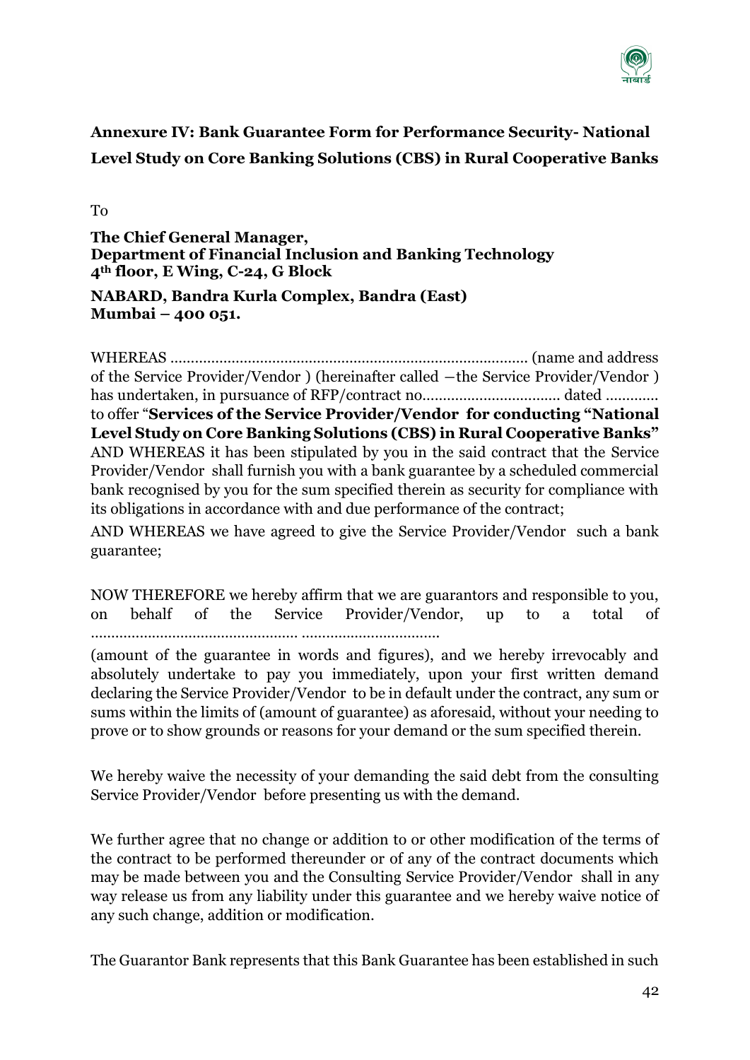## Annexure IV: Bank Guarantee Form for Performance Security- National Level Study on Core Banking Solutions (CBS) in Rural Cooperative Banks

To

**The Chief General Manager,**
**Department of Financial Inclusion and Banking Technology**
**4th floor, E Wing, C-24, G Block**

**NABARD, Bandra Kurla Complex, Bandra (East)**
**Mumbai – 400 051.**

WHEREAS …………………………………………………………………………… (name and address of the Service Provider/Vendor ) (hereinafter called —the Service Provider/Vendor ) has undertaken, in pursuance of RFP/contract no…………………………… dated ………… to offer "**Services of the Service Provider/Vendor for conducting "National Level Study on Core Banking Solutions (CBS) in Rural Cooperative Banks"** AND WHEREAS it has been stipulated by you in the said contract that the Service Provider/Vendor shall furnish you with a bank guarantee by a scheduled commercial bank recognised by you for the sum specified therein as security for compliance with its obligations in accordance with and due performance of the contract;

AND WHEREAS we have agreed to give the Service Provider/Vendor such a bank guarantee;

NOW THEREFORE we hereby affirm that we are guarantors and responsible to you, on behalf of the Service Provider/Vendor, up to a total of …………………………………………. ……………………………

(amount of the guarantee in words and figures), and we hereby irrevocably and absolutely undertake to pay you immediately, upon your first written demand declaring the Service Provider/Vendor to be in default under the contract, any sum or sums within the limits of (amount of guarantee) as aforesaid, without your needing to prove or to show grounds or reasons for your demand or the sum specified therein.

We hereby waive the necessity of your demanding the said debt from the consulting Service Provider/Vendor before presenting us with the demand.

We further agree that no change or addition to or other modification of the terms of the contract to be performed thereunder or of any of the contract documents which may be made between you and the Consulting Service Provider/Vendor shall in any way release us from any liability under this guarantee and we hereby waive notice of any such change, addition or modification.

The Guarantor Bank represents that this Bank Guarantee has been established in such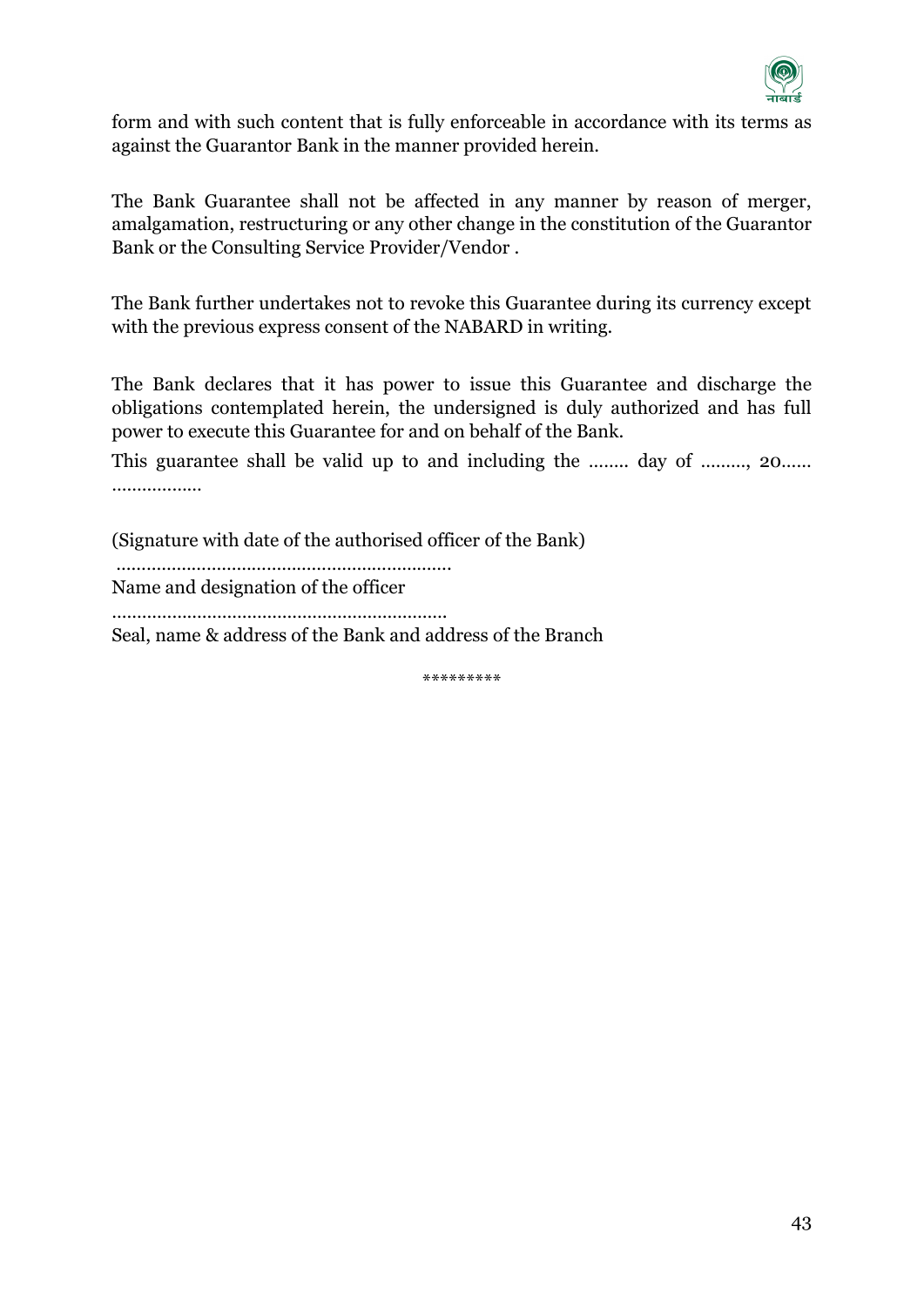form and with such content that is fully enforceable in accordance with its terms as against the Guarantor Bank in the manner provided herein.

The Bank Guarantee shall not be affected in any manner by reason of merger, amalgamation, restructuring or any other change in the constitution of the Guarantor Bank or the Consulting Service Provider/Vendor .

The Bank further undertakes not to revoke this Guarantee during its currency except with the previous express consent of the NABARD in writing.

The Bank declares that it has power to issue this Guarantee and discharge the obligations contemplated herein, the undersigned is duly authorized and has full power to execute this Guarantee for and on behalf of the Bank.

This guarantee shall be valid up to and including the …….. day of ………, 20…… ………………

(Signature with date of the authorised officer of the Bank)

…………………………………………………………

Name and designation of the officer

…………………………………………………………

Seal, name & address of the Bank and address of the Branch

*********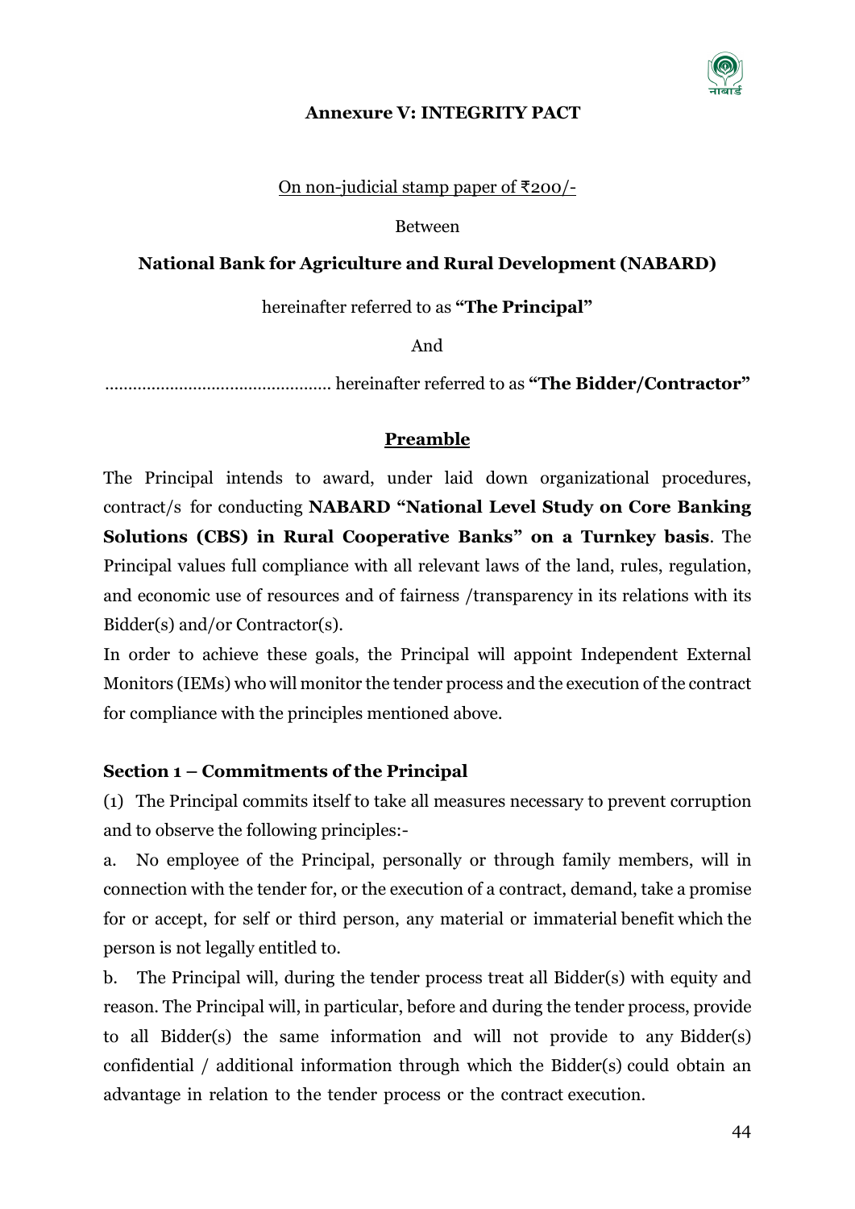## Annexure V: INTEGRITY PACT

On non-judicial stamp paper of ₹200/-

Between

**National Bank for Agriculture and Rural Development (NABARD)**

hereinafter referred to as **"The Principal"**

And

................................................ hereinafter referred to as **"The Bidder/Contractor"**

### Preamble

The Principal intends to award, under laid down organizational procedures, contract/s for conducting **NABARD "National Level Study on Core Banking Solutions (CBS) in Rural Cooperative Banks" on a Turnkey basis**. The Principal values full compliance with all relevant laws of the land, rules, regulation, and economic use of resources and of fairness /transparency in its relations with its Bidder(s) and/or Contractor(s).

In order to achieve these goals, the Principal will appoint Independent External Monitors (IEMs) who will monitor the tender process and the execution of the contract for compliance with the principles mentioned above.

**Section 1 – Commitments of the Principal**

(1) The Principal commits itself to take all measures necessary to prevent corruption and to observe the following principles:-

a. No employee of the Principal, personally or through family members, will in connection with the tender for, or the execution of a contract, demand, take a promise for or accept, for self or third person, any material or immaterial benefit which the person is not legally entitled to.

b. The Principal will, during the tender process treat all Bidder(s) with equity and reason. The Principal will, in particular, before and during the tender process, provide to all Bidder(s) the same information and will not provide to any Bidder(s) confidential / additional information through which the Bidder(s) could obtain an advantage in relation to the tender process or the contract execution.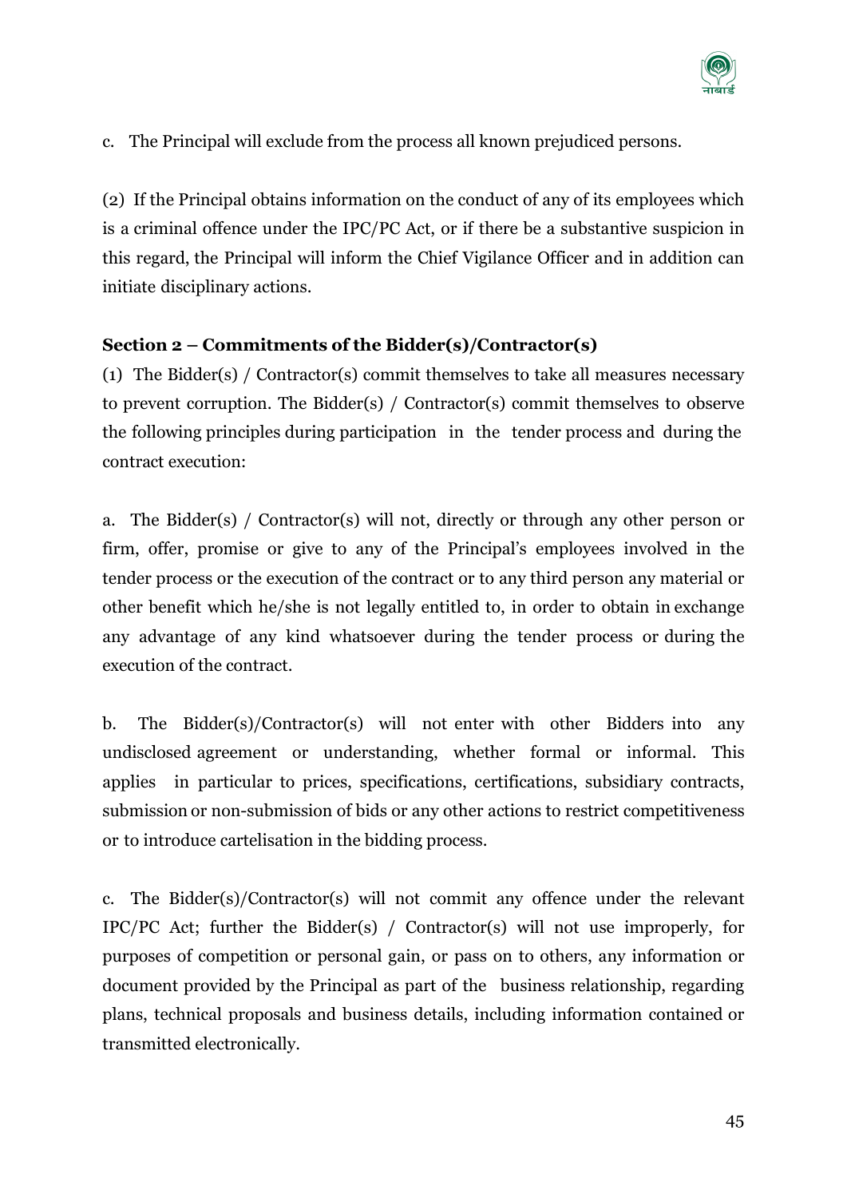c. The Principal will exclude from the process all known prejudiced persons.

(2) If the Principal obtains information on the conduct of any of its employees which is a criminal offence under the IPC/PC Act, or if there be a substantive suspicion in this regard, the Principal will inform the Chief Vigilance Officer and in addition can initiate disciplinary actions.

**Section 2 – Commitments of the Bidder(s)/Contractor(s)**

(1) The Bidder(s) / Contractor(s) commit themselves to take all measures necessary to prevent corruption. The Bidder(s) / Contractor(s) commit themselves to observe the following principles during participation in the tender process and during the contract execution:

a. The Bidder(s) / Contractor(s) will not, directly or through any other person or firm, offer, promise or give to any of the Principal's employees involved in the tender process or the execution of the contract or to any third person any material or other benefit which he/she is not legally entitled to, in order to obtain in exchange any advantage of any kind whatsoever during the tender process or during the execution of the contract.

b. The Bidder(s)/Contractor(s) will not enter with other Bidders into any undisclosed agreement or understanding, whether formal or informal. This applies in particular to prices, specifications, certifications, subsidiary contracts, submission or non-submission of bids or any other actions to restrict competitiveness or to introduce cartelisation in the bidding process.

c. The Bidder(s)/Contractor(s) will not commit any offence under the relevant IPC/PC Act; further the Bidder(s) / Contractor(s) will not use improperly, for purposes of competition or personal gain, or pass on to others, any information or document provided by the Principal as part of the business relationship, regarding plans, technical proposals and business details, including information contained or transmitted electronically.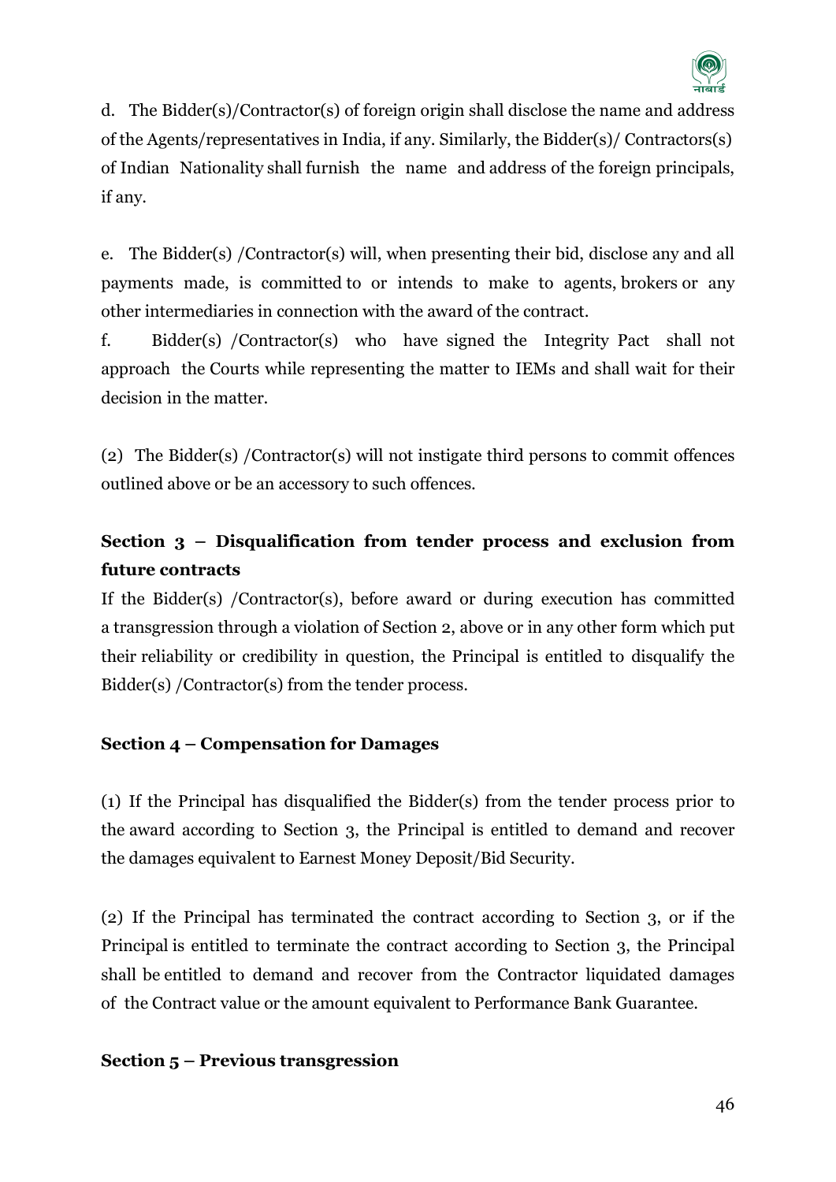d. The Bidder(s)/Contractor(s) of foreign origin shall disclose the name and address of the Agents/representatives in India, if any. Similarly, the Bidder(s)/ Contractors(s) of Indian Nationality shall furnish the name and address of the foreign principals, if any.

e. The Bidder(s) /Contractor(s) will, when presenting their bid, disclose any and all payments made, is committed to or intends to make to agents, brokers or any other intermediaries in connection with the award of the contract.

f. Bidder(s) /Contractor(s) who have signed the Integrity Pact shall not approach the Courts while representing the matter to IEMs and shall wait for their decision in the matter.

(2) The Bidder(s) /Contractor(s) will not instigate third persons to commit offences outlined above or be an accessory to such offences.

## Section 3 – Disqualification from tender process and exclusion from future contracts

If the Bidder(s) /Contractor(s), before award or during execution has committed a transgression through a violation of Section 2, above or in any other form which put their reliability or credibility in question, the Principal is entitled to disqualify the Bidder(s) /Contractor(s) from the tender process.

## Section 4 – Compensation for Damages

(1) If the Principal has disqualified the Bidder(s) from the tender process prior to the award according to Section 3, the Principal is entitled to demand and recover the damages equivalent to Earnest Money Deposit/Bid Security.

(2) If the Principal has terminated the contract according to Section 3, or if the Principal is entitled to terminate the contract according to Section 3, the Principal shall be entitled to demand and recover from the Contractor liquidated damages of the Contract value or the amount equivalent to Performance Bank Guarantee.

## Section 5 – Previous transgression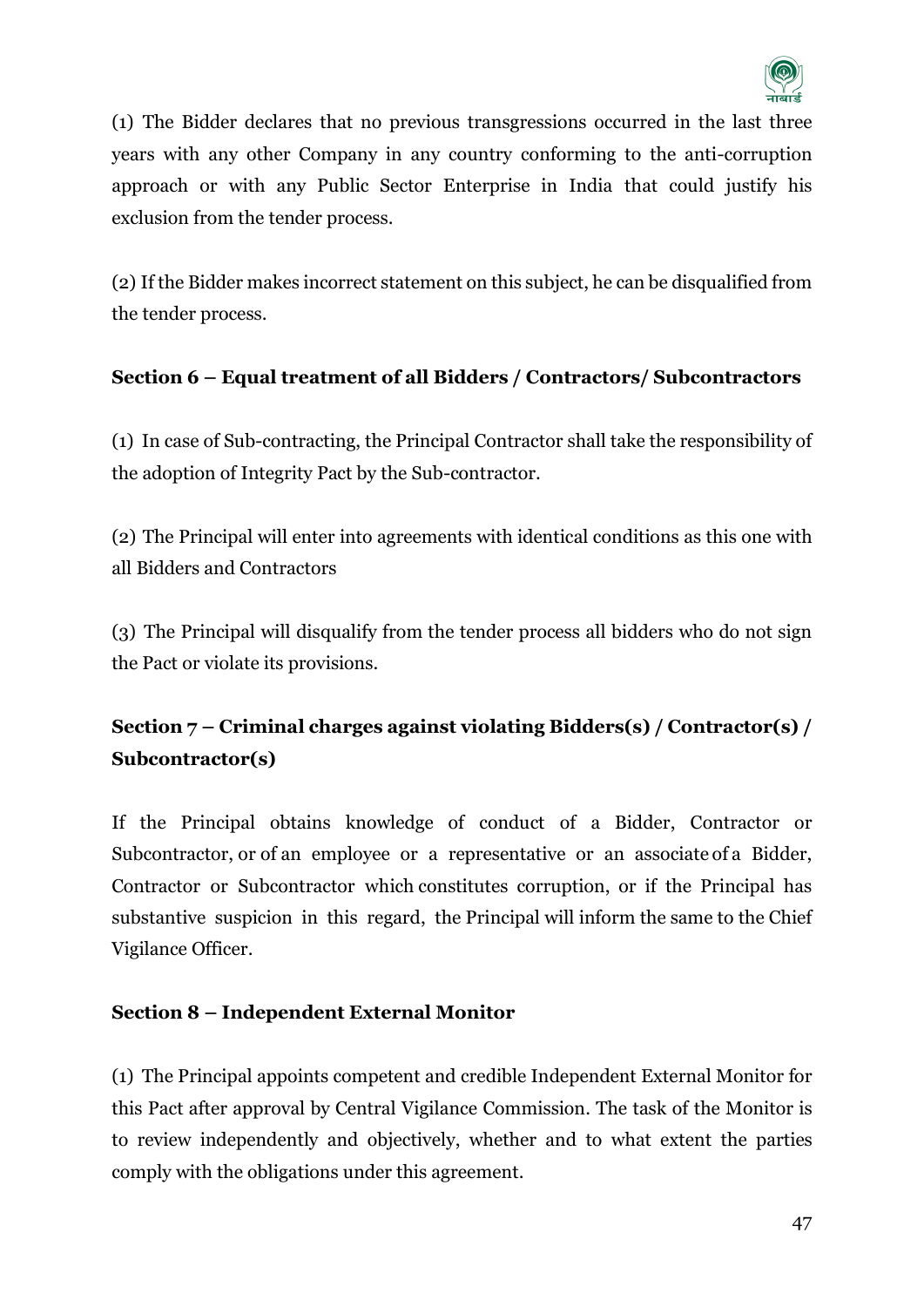(1) The Bidder declares that no previous transgressions occurred in the last three years with any other Company in any country conforming to the anti-corruption approach or with any Public Sector Enterprise in India that could justify his exclusion from the tender process.

(2) If the Bidder makes incorrect statement on this subject, he can be disqualified from the tender process.

**Section 6 – Equal treatment of all Bidders / Contractors/ Subcontractors**

(1) In case of Sub-contracting, the Principal Contractor shall take the responsibility of the adoption of Integrity Pact by the Sub-contractor.

(2) The Principal will enter into agreements with identical conditions as this one with all Bidders and Contractors

(3) The Principal will disqualify from the tender process all bidders who do not sign the Pact or violate its provisions.

**Section 7 – Criminal charges against violating Bidders(s) / Contractor(s) / Subcontractor(s)**

If the Principal obtains knowledge of conduct of a Bidder, Contractor or Subcontractor, or of an employee or a representative or an associate of a Bidder, Contractor or Subcontractor which constitutes corruption, or if the Principal has substantive suspicion in this regard, the Principal will inform the same to the Chief Vigilance Officer.

**Section 8 – Independent External Monitor**

(1) The Principal appoints competent and credible Independent External Monitor for this Pact after approval by Central Vigilance Commission. The task of the Monitor is to review independently and objectively, whether and to what extent the parties comply with the obligations under this agreement.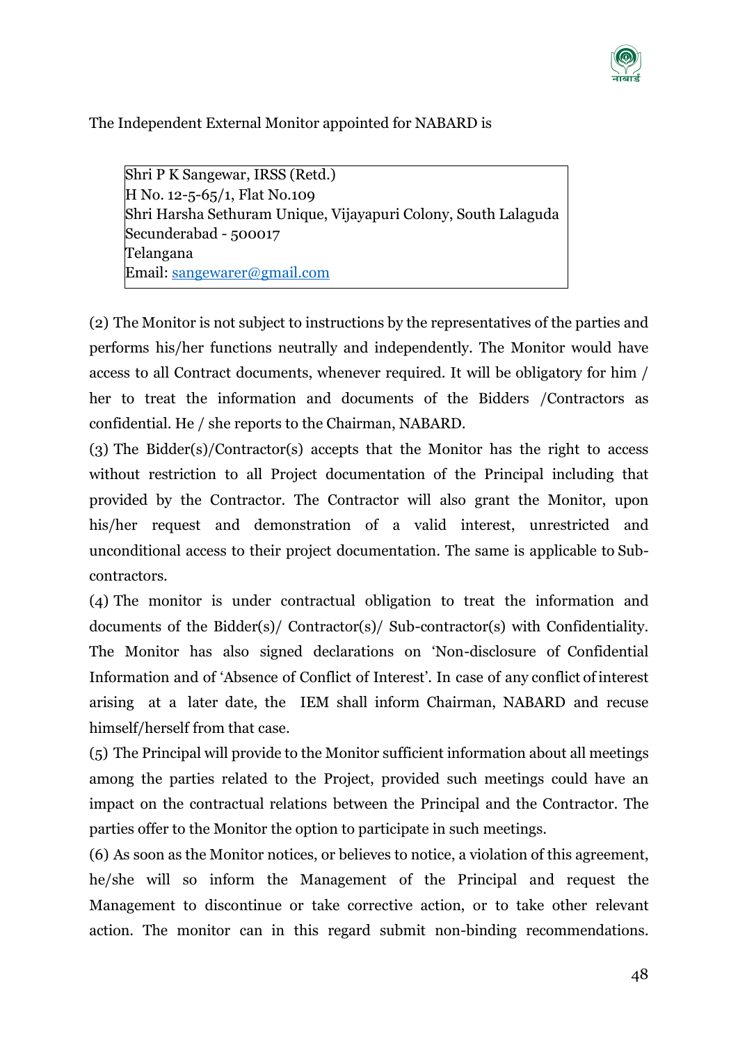The Independent External Monitor appointed for NABARD is

> Shri P K Sangewar, IRSS (Retd.)
> H No. 12-5-65/1, Flat No.109
> Shri Harsha Sethuram Unique, Vijayapuri Colony, South Lalaguda
> Secunderabad - 500017
> Telangana
> Email: sangewarer@gmail.com

(2) The Monitor is not subject to instructions by the representatives of the parties and performs his/her functions neutrally and independently. The Monitor would have access to all Contract documents, whenever required. It will be obligatory for him / her to treat the information and documents of the Bidders /Contractors as confidential. He / she reports to the Chairman, NABARD.

(3) The Bidder(s)/Contractor(s) accepts that the Monitor has the right to access without restriction to all Project documentation of the Principal including that provided by the Contractor. The Contractor will also grant the Monitor, upon his/her request and demonstration of a valid interest, unrestricted and unconditional access to their project documentation. The same is applicable to Sub-contractors.

(4) The monitor is under contractual obligation to treat the information and documents of the Bidder(s)/ Contractor(s)/ Sub-contractor(s) with Confidentiality. The Monitor has also signed declarations on 'Non-disclosure of Confidential Information and of 'Absence of Conflict of Interest'. In case of any conflict of interest arising at a later date, the IEM shall inform Chairman, NABARD and recuse himself/herself from that case.

(5) The Principal will provide to the Monitor sufficient information about all meetings among the parties related to the Project, provided such meetings could have an impact on the contractual relations between the Principal and the Contractor. The parties offer to the Monitor the option to participate in such meetings.

(6) As soon as the Monitor notices, or believes to notice, a violation of this agreement, he/she will so inform the Management of the Principal and request the Management to discontinue or take corrective action, or to take other relevant action. The monitor can in this regard submit non-binding recommendations.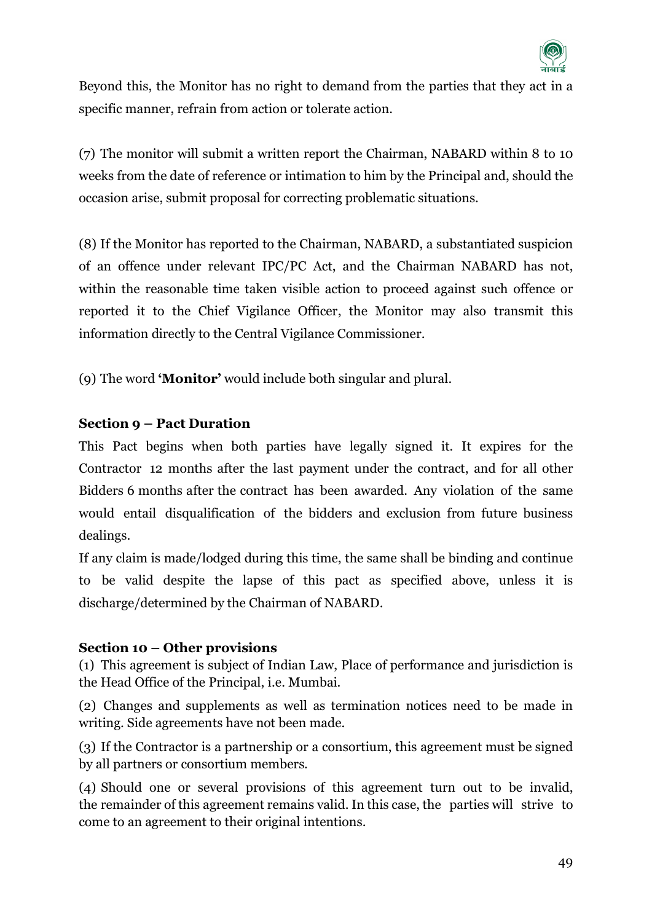Beyond this, the Monitor has no right to demand from the parties that they act in a specific manner, refrain from action or tolerate action.

(7) The monitor will submit a written report the Chairman, NABARD within 8 to 10 weeks from the date of reference or intimation to him by the Principal and, should the occasion arise, submit proposal for correcting problematic situations.

(8) If the Monitor has reported to the Chairman, NABARD, a substantiated suspicion of an offence under relevant IPC/PC Act, and the Chairman NABARD has not, within the reasonable time taken visible action to proceed against such offence or reported it to the Chief Vigilance Officer, the Monitor may also transmit this information directly to the Central Vigilance Commissioner.

(9) The word **'Monitor'** would include both singular and plural.

**Section 9 – Pact Duration**

This Pact begins when both parties have legally signed it. It expires for the Contractor 12 months after the last payment under the contract, and for all other Bidders 6 months after the contract has been awarded. Any violation of the same would entail disqualification of the bidders and exclusion from future business dealings.

If any claim is made/lodged during this time, the same shall be binding and continue to be valid despite the lapse of this pact as specified above, unless it is discharge/determined by the Chairman of NABARD.

**Section 10 – Other provisions**

(1) This agreement is subject of Indian Law, Place of performance and jurisdiction is the Head Office of the Principal, i.e. Mumbai.

(2) Changes and supplements as well as termination notices need to be made in writing. Side agreements have not been made.

(3) If the Contractor is a partnership or a consortium, this agreement must be signed by all partners or consortium members.

(4) Should one or several provisions of this agreement turn out to be invalid, the remainder of this agreement remains valid. In this case, the parties will strive to come to an agreement to their original intentions.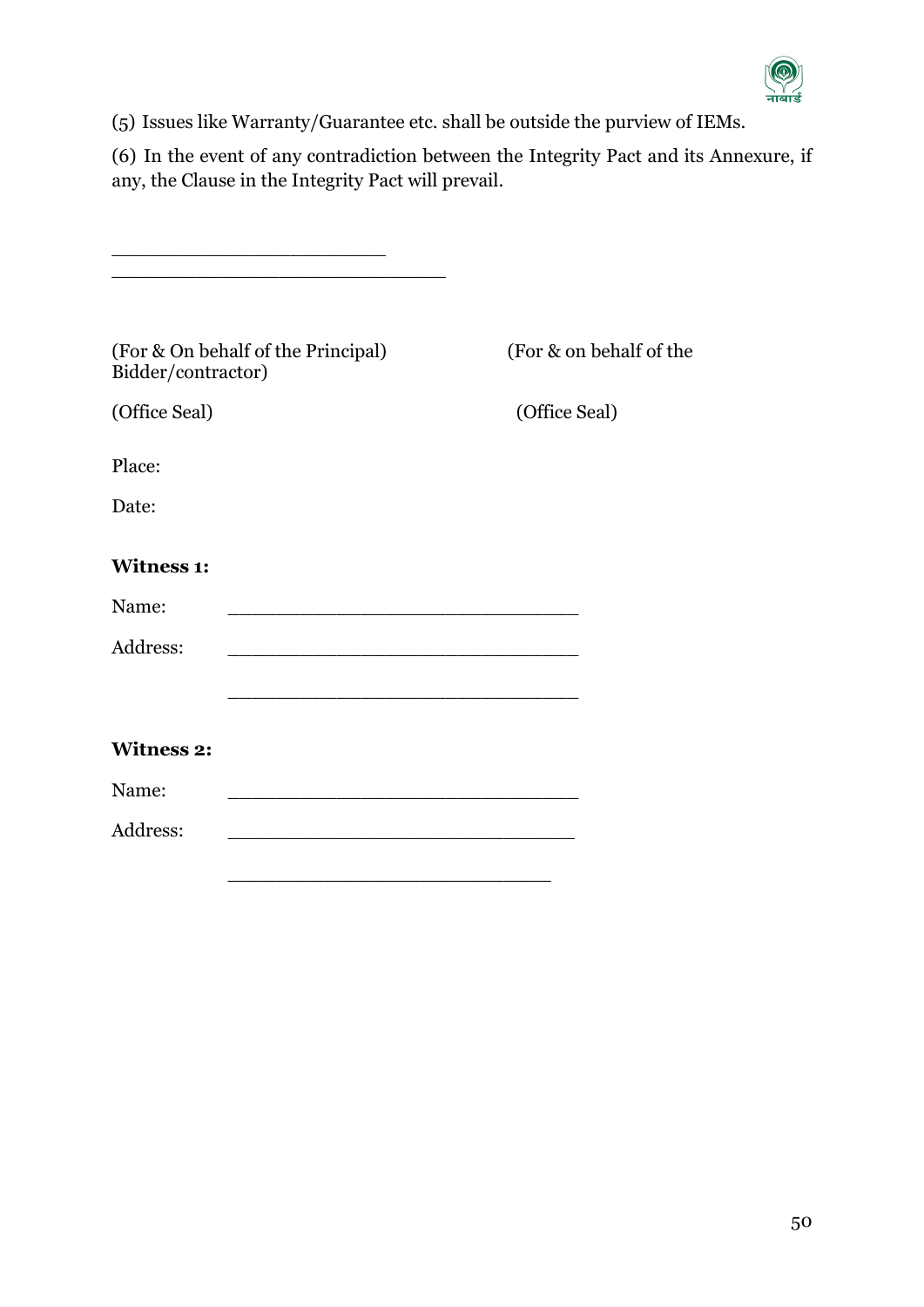(5) Issues like Warranty/Guarantee etc. shall be outside the purview of IEMs.

(6) In the event of any contradiction between the Integrity Pact and its Annexure, if any, the Clause in the Integrity Pact will prevail.

_______________________

____________________________

(For & On behalf of the Principal) (For & on behalf of the Bidder/contractor)

(Office Seal) (Office Seal)

Place:

Date:

**Witness 1:**

Name: _____________________________

Address: _____________________________

_____________________________

**Witness 2:**

Name: _____________________________

Address: _____________________________

___________________________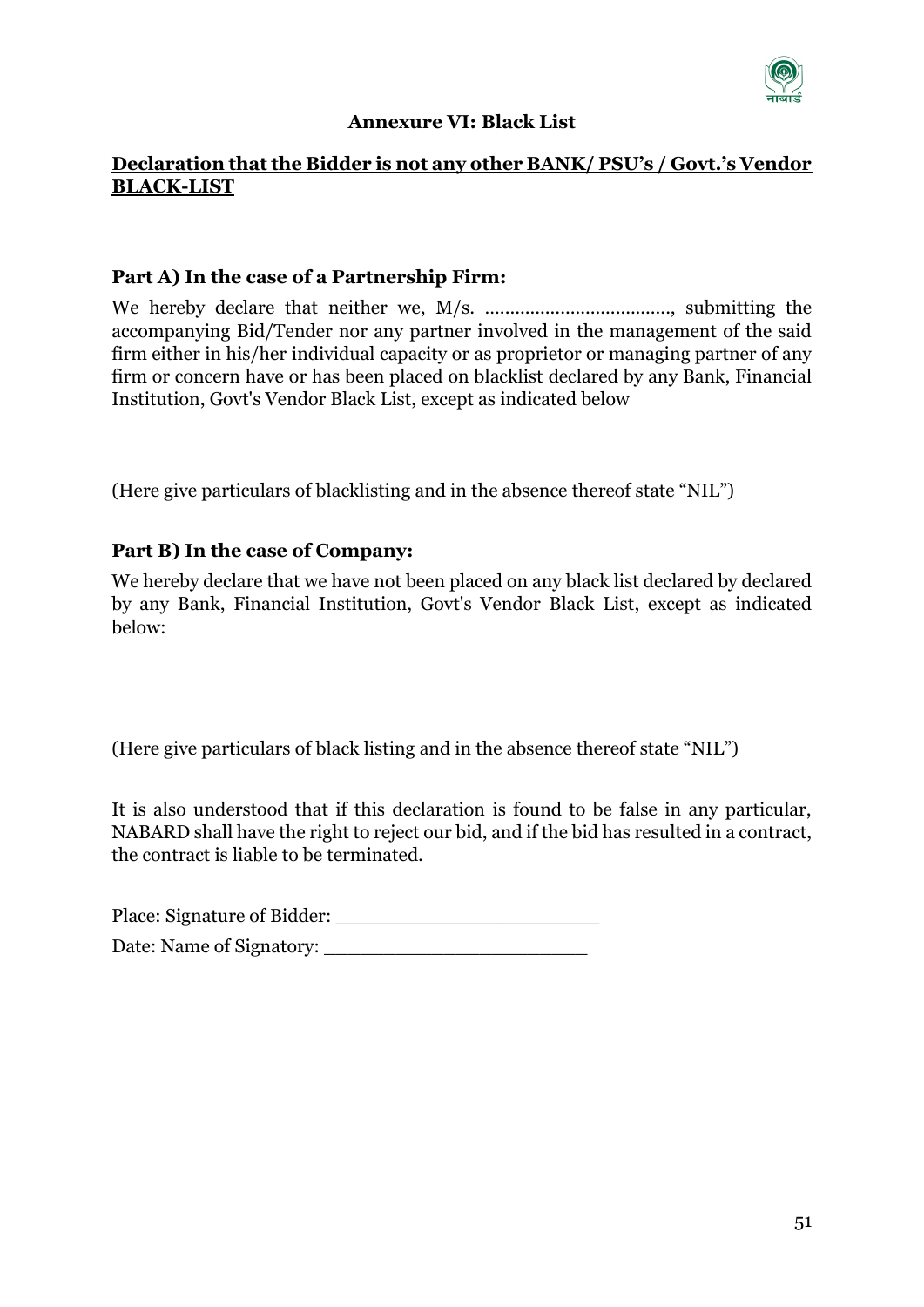## Annexure VI: Black List

**<u>Declaration that the Bidder is not any other BANK/ PSU's / Govt.'s Vendor BLACK-LIST</u>**

### Part A) In the case of a Partnership Firm:

We hereby declare that neither we, M/s. ………………………………, submitting the accompanying Bid/Tender nor any partner involved in the management of the said firm either in his/her individual capacity or as proprietor or managing partner of any firm or concern have or has been placed on blacklist declared by any Bank, Financial Institution, Govt's Vendor Black List, except as indicated below

(Here give particulars of blacklisting and in the absence thereof state "NIL")

### Part B) In the case of Company:

We hereby declare that we have not been placed on any black list declared by declared by any Bank, Financial Institution, Govt's Vendor Black List, except as indicated below:

(Here give particulars of black listing and in the absence thereof state "NIL")

It is also understood that if this declaration is found to be false in any particular, NABARD shall have the right to reject our bid, and if the bid has resulted in a contract, the contract is liable to be terminated.

Place: Signature of Bidder: ________________________

Date: Name of Signatory: ________________________